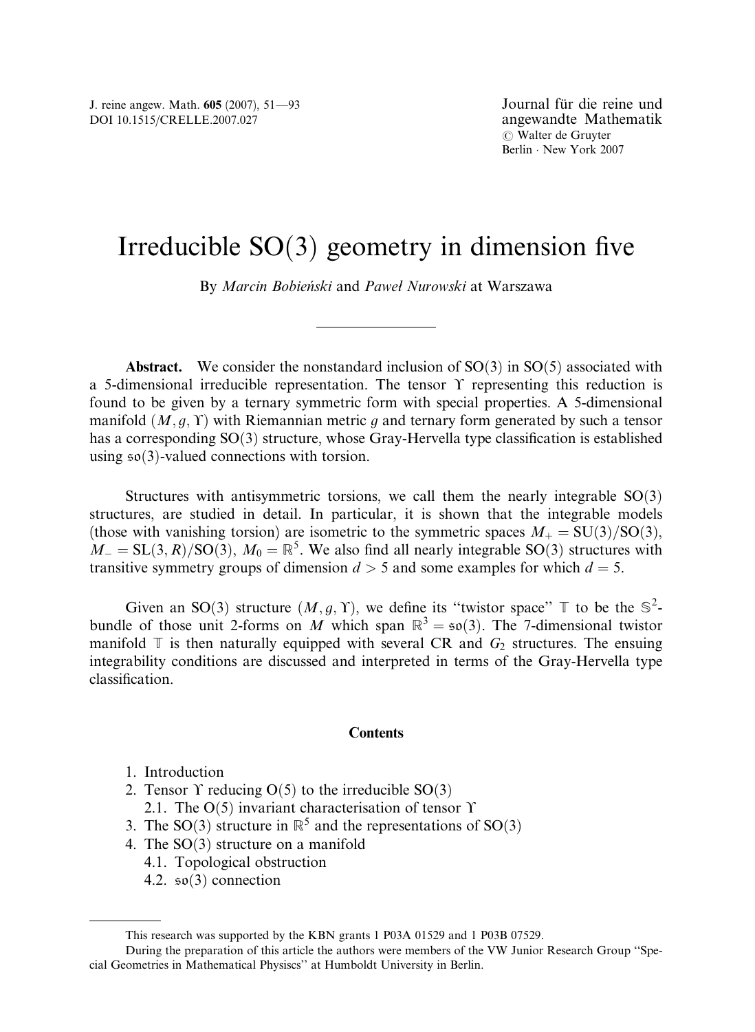# Irreducible SO(3) geometry in dimension five

By *Marcin Bobieński* and *Paweł Nurowski* at Warszawa

---

**Abstract.** We consider the nonstandard inclusion of SO(3) in SO(5) associated with a 5-dimensional irreducible representation. The tensor $\Upsilon$ representing this reduction is found to be given by a ternary symmetric form with special properties. A 5-dimensional manifold $(M, g, \Upsilon)$ with Riemannian metric $g$ and ternary form generated by such a tensor has a corresponding SO(3) structure, whose Gray-Hervella type classification is established using $\mathfrak{so}(3)$-valued connections with torsion.

Structures with antisymmetric torsions, we call them the nearly integrable SO(3) structures, are studied in detail. In particular, it is shown that the integrable models (those with vanishing torsion) are isometric to the symmetric spaces $M_+ = \mathrm{SU}(3)/\mathrm{SO}(3)$, $M_- = \mathrm{SL}(3,R)/\mathrm{SO}(3)$, $M_0 = \mathbb{R}^5$. We also find all nearly integrable SO(3) structures with transitive symmetry groups of dimension $d > 5$ and some examples for which $d = 5$.

Given an SO(3) structure $(M, g, \Upsilon)$, we define its "twistor space" $\mathbb{T}$ to be the $\mathbb{S}^2$-bundle of those unit 2-forms on $M$ which span $\mathbb{R}^3 = \mathfrak{so}(3)$. The 7-dimensional twistor manifold $\mathbb{T}$ is then naturally equipped with several CR and $G_2$ structures. The ensuing integrability conditions are discussed and interpreted in terms of the Gray-Hervella type classification.

**Contents**

1. Introduction
2. Tensor $\Upsilon$ reducing O(5) to the irreducible SO(3)
   2.1. The O(5) invariant characterisation of tensor $\Upsilon$
3. The SO(3) structure in $\mathbb{R}^5$ and the representations of SO(3)
4. The SO(3) structure on a manifold
   4.1. Topological obstruction
   4.2. $\mathfrak{so}(3)$ connection

---

This research was supported by the KBN grants 1 P03A 01529 and 1 P03B 07529.

During the preparation of this article the authors were members of the VW Junior Research Group "Special Geometries in Mathematical Physiscs" at Humboldt University in Berlin.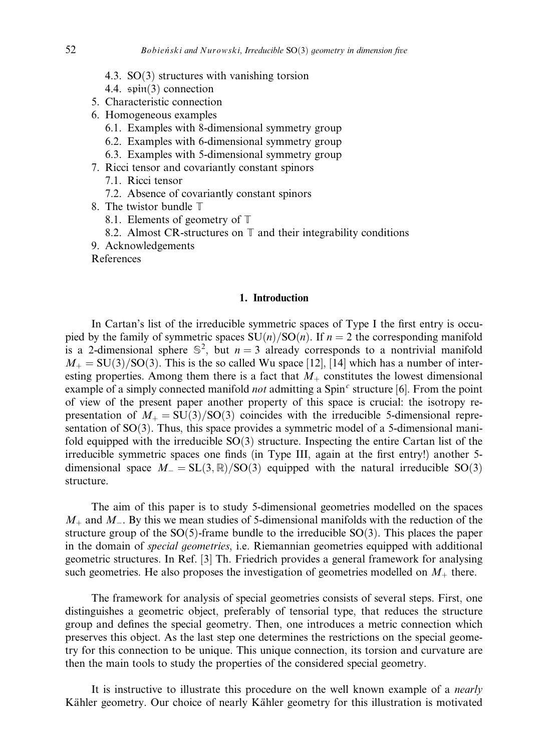- 4.3. SO(3) structures with vanishing torsion
- 4.4. $\mathfrak{spin}(3)$ connection
- 5. Characteristic connection
- 6. Homogeneous examples
  - 6.1. Examples with 8-dimensional symmetry group
  - 6.2. Examples with 6-dimensional symmetry group
  - 6.3. Examples with 5-dimensional symmetry group
- 7. Ricci tensor and covariantly constant spinors
  - 7.1. Ricci tensor
  - 7.2. Absence of covariantly constant spinors
- 8. The twistor bundle $\mathbb{T}$
  - 8.1. Elements of geometry of $\mathbb{T}$
  - 8.2. Almost CR-structures on $\mathbb{T}$ and their integrability conditions
- 9. Acknowledgements

References

## 1. Introduction

In Cartan's list of the irreducible symmetric spaces of Type I the first entry is occupied by the family of symmetric spaces $\mathrm{SU}(n)/\mathrm{SO}(n)$. If $n = 2$ the corresponding manifold is a 2-dimensional sphere $\mathbb{S}^2$, but $n = 3$ already corresponds to a nontrivial manifold $M_+ = \mathrm{SU}(3)/\mathrm{SO}(3)$. This is the so called Wu space [12], [14] which has a number of interesting properties. Among them there is a fact that $M_+$ constitutes the lowest dimensional example of a simply connected manifold *not* admitting a $\mathrm{Spin}^c$ structure [6]. From the point of view of the present paper another property of this space is crucial: the isotropy representation of $M_+ = \mathrm{SU}(3)/\mathrm{SO}(3)$ coincides with the irreducible 5-dimensional representation of SO(3). Thus, this space provides a symmetric model of a 5-dimensional manifold equipped with the irreducible SO(3) structure. Inspecting the entire Cartan list of the irreducible symmetric spaces one finds (in Type III, again at the first entry!) another 5-dimensional space $M_- = \mathrm{SL}(3,\mathbb{R})/\mathrm{SO}(3)$ equipped with the natural irreducible SO(3) structure.

The aim of this paper is to study 5-dimensional geometries modelled on the spaces $M_+$ and $M_-$. By this we mean studies of 5-dimensional manifolds with the reduction of the structure group of the SO(5)-frame bundle to the irreducible SO(3). This places the paper in the domain of *special geometries*, i.e. Riemannian geometries equipped with additional geometric structures. In Ref. [3] Th. Friedrich provides a general framework for analysing such geometries. He also proposes the investigation of geometries modelled on $M_+$ there.

The framework for analysis of special geometries consists of several steps. First, one distinguishes a geometric object, preferably of tensorial type, that reduces the structure group and defines the special geometry. Then, one introduces a metric connection which preserves this object. As the last step one determines the restrictions on the special geometry for this connection to be unique. This unique connection, its torsion and curvature are then the main tools to study the properties of the considered special geometry.

It is instructive to illustrate this procedure on the well known example of a *nearly* Kähler geometry. Our choice of nearly Kähler geometry for this illustration is motivated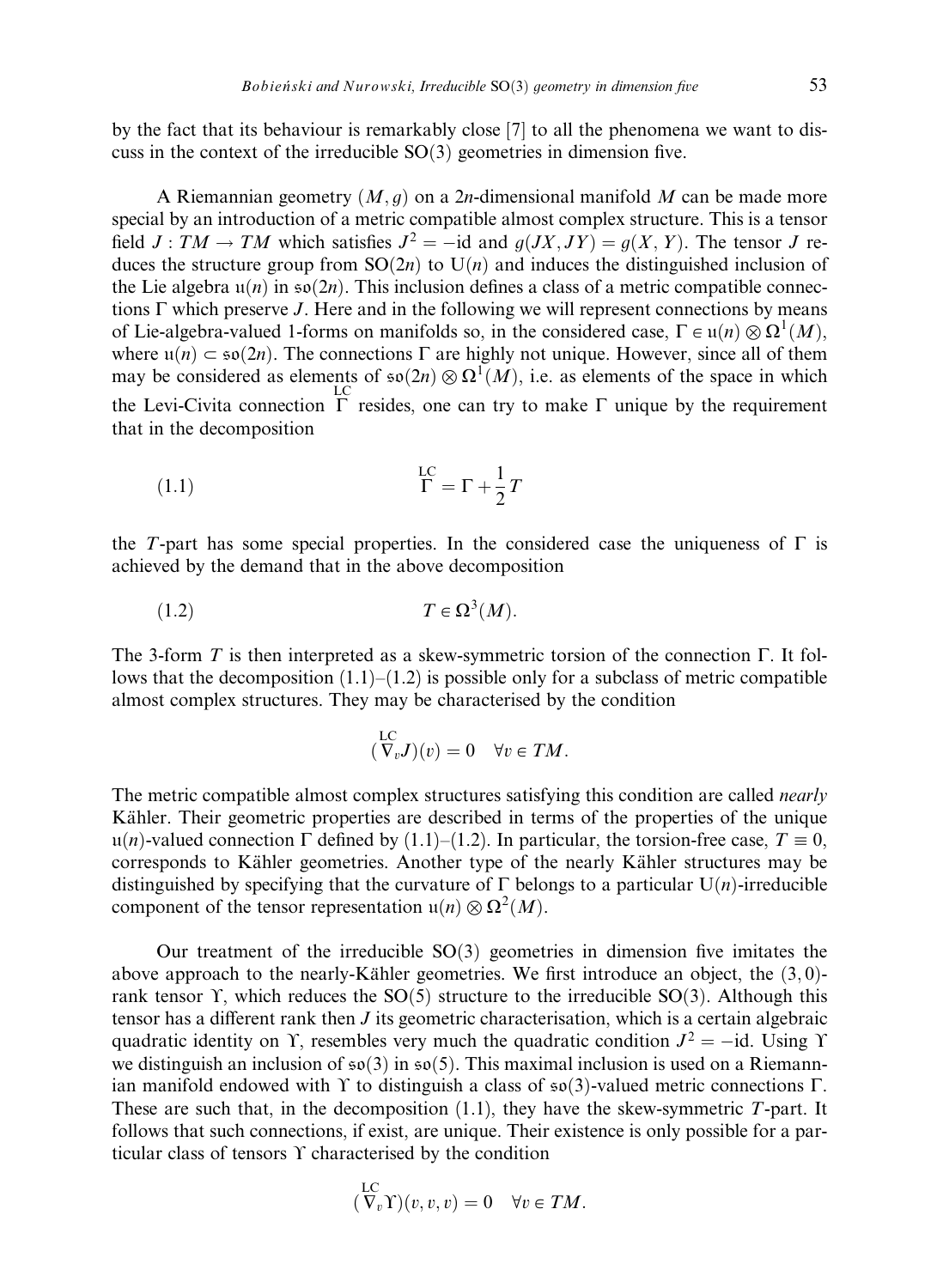by the fact that its behaviour is remarkably close [7] to all the phenomena we want to discuss in the context of the irreducible $\mathrm{SO}(3)$ geometries in dimension five.

A Riemannian geometry $(M, g)$ on a $2n$-dimensional manifold $M$ can be made more special by an introduction of a metric compatible almost complex structure. This is a tensor field $J : TM \to TM$ which satisfies $J^2 = -\mathrm{id}$ and $g(JX, JY) = g(X, Y)$. The tensor $J$ reduces the structure group from $\mathrm{SO}(2n)$ to $\mathrm{U}(n)$ and induces the distinguished inclusion of the Lie algebra $\mathfrak{u}(n)$ in $\mathfrak{so}(2n)$. This inclusion defines a class of a metric compatible connections $\Gamma$ which preserve $J$. Here and in the following we will represent connections by means of Lie-algebra-valued 1-forms on manifolds so, in the considered case, $\Gamma \in \mathfrak{u}(n) \otimes \Omega^1(M)$, where $\mathfrak{u}(n) \subset \mathfrak{so}(2n)$. The connections $\Gamma$ are highly not unique. However, since all of them may be considered as elements of $\mathfrak{so}(2n) \otimes \Omega^1(M)$, i.e. as elements of the space in which the Levi-Civita connection $\overset{\mathrm{LC}}{\Gamma}$ resides, one can try to make $\Gamma$ unique by the requirement that in the decomposition

$$\overset{\mathrm{LC}}{\Gamma} = \Gamma + \frac{1}{2} T \tag{1.1}$$

the $T$-part has some special properties. In the considered case the uniqueness of $\Gamma$ is achieved by the demand that in the above decomposition

$$T \in \Omega^3(M). \tag{1.2}$$

The 3-form $T$ is then interpreted as a skew-symmetric torsion of the connection $\Gamma$. It follows that the decomposition (1.1)–(1.2) is possible only for a subclass of metric compatible almost complex structures. They may be characterised by the condition

$$(\overset{\mathrm{LC}}{\nabla}_v J)(v) = 0 \quad \forall v \in TM.$$

The metric compatible almost complex structures satisfying this condition are called *nearly* Kähler. Their geometric properties are described in terms of the properties of the unique $\mathfrak{u}(n)$-valued connection $\Gamma$ defined by (1.1)–(1.2). In particular, the torsion-free case, $T \equiv 0$, corresponds to Kähler geometries. Another type of the nearly Kähler structures may be distinguished by specifying that the curvature of $\Gamma$ belongs to a particular $\mathrm{U}(n)$-irreducible component of the tensor representation $\mathfrak{u}(n) \otimes \Omega^2(M)$.

Our treatment of the irreducible $\mathrm{SO}(3)$ geometries in dimension five imitates the above approach to the nearly-Kähler geometries. We first introduce an object, the $(3,0)$-rank tensor $\Upsilon$, which reduces the $\mathrm{SO}(5)$ structure to the irreducible $\mathrm{SO}(3)$. Although this tensor has a different rank then $J$ its geometric characterisation, which is a certain algebraic quadratic identity on $\Upsilon$, resembles very much the quadratic condition $J^2 = -\mathrm{id}$. Using $\Upsilon$ we distinguish an inclusion of $\mathfrak{so}(3)$ in $\mathfrak{so}(5)$. This maximal inclusion is used on a Riemannian manifold endowed with $\Upsilon$ to distinguish a class of $\mathfrak{so}(3)$-valued metric connections $\Gamma$. These are such that, in the decomposition (1.1), they have the skew-symmetric $T$-part. It follows that such connections, if exist, are unique. Their existence is only possible for a particular class of tensors $\Upsilon$ characterised by the condition

$$(\overset{\mathrm{LC}}{\nabla}_v \Upsilon)(v, v, v) = 0 \quad \forall v \in TM.$$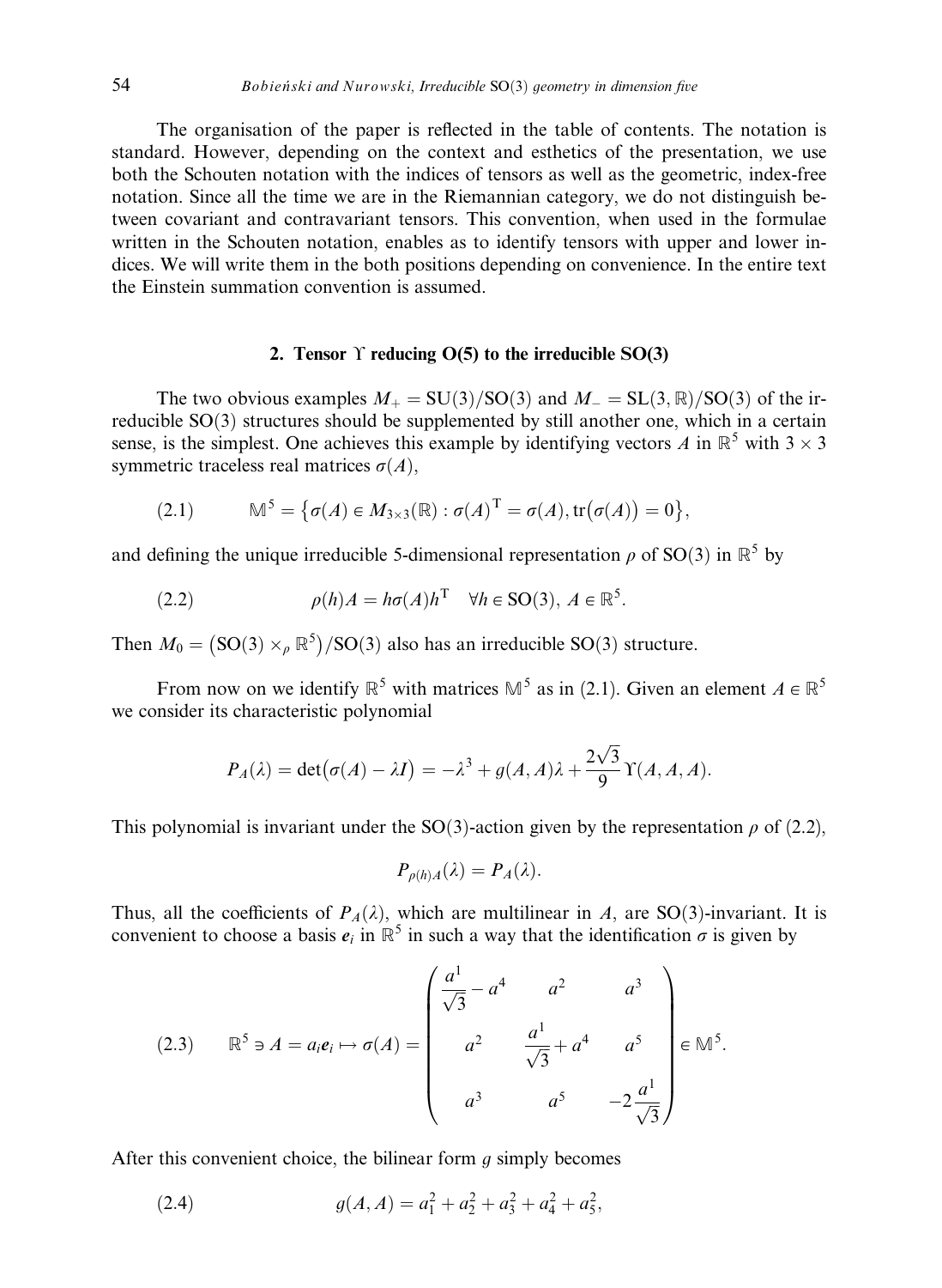The organisation of the paper is reflected in the table of contents. The notation is standard. However, depending on the context and esthetics of the presentation, we use both the Schouten notation with the indices of tensors as well as the geometric, index-free notation. Since all the time we are in the Riemannian category, we do not distinguish between covariant and contravariant tensors. This convention, when used in the formulae written in the Schouten notation, enables as to identify tensors with upper and lower indices. We will write them in the both positions depending on convenience. In the entire text the Einstein summation convention is assumed.

## 2. Tensor $\Upsilon$ reducing O(5) to the irreducible SO(3)

The two obvious examples $M_+ = \mathrm{SU}(3)/\mathrm{SO}(3)$ and $M_- = \mathrm{SL}(3,\mathbb{R})/\mathrm{SO}(3)$ of the irreducible SO(3) structures should be supplemented by still another one, which in a certain sense, is the simplest. One achieves this example by identifying vectors $A$ in $\mathbb{R}^5$ with $3 \times 3$ symmetric traceless real matrices $\sigma(A)$,

$$\mathbb{M}^5 = \{\sigma(A) \in M_{3\times 3}(\mathbb{R}) : \sigma(A)^{\mathrm{T}} = \sigma(A), \mathrm{tr}(\sigma(A)) = 0\}, \tag{2.1}$$

and defining the unique irreducible 5-dimensional representation $\rho$ of SO(3) in $\mathbb{R}^5$ by

$$\rho(h)A = h\sigma(A)h^{\mathrm{T}} \quad \forall h \in \mathrm{SO}(3),\ A \in \mathbb{R}^5. \tag{2.2}$$

Then $M_0 = (\mathrm{SO}(3) \times_\rho \mathbb{R}^5)/\mathrm{SO}(3)$ also has an irreducible SO(3) structure.

From now on we identify $\mathbb{R}^5$ with matrices $\mathbb{M}^5$ as in (2.1). Given an element $A \in \mathbb{R}^5$ we consider its characteristic polynomial

$$P_A(\lambda) = \det(\sigma(A) - \lambda I) = -\lambda^3 + g(A,A)\lambda + \frac{2\sqrt{3}}{9}\Upsilon(A,A,A).$$

This polynomial is invariant under the SO(3)-action given by the representation $\rho$ of (2.2),

$$P_{\rho(h)A}(\lambda) = P_A(\lambda).$$

Thus, all the coefficients of $P_A(\lambda)$, which are multilinear in $A$, are SO(3)-invariant. It is convenient to choose a basis $\boldsymbol{e}_i$ in $\mathbb{R}^5$ in such a way that the identification $\sigma$ is given by

$$\mathbb{R}^5 \ni A = a_i\boldsymbol{e}_i \mapsto \sigma(A) = \begin{pmatrix} \dfrac{a^1}{\sqrt{3}} - a^4 & a^2 & a^3 \\ a^2 & \dfrac{a^1}{\sqrt{3}} + a^4 & a^5 \\ a^3 & a^5 & -2\dfrac{a^1}{\sqrt{3}} \end{pmatrix} \in \mathbb{M}^5. \tag{2.3}$$

After this convenient choice, the bilinear form $g$ simply becomes

$$g(A,A) = a_1^2 + a_2^2 + a_3^2 + a_4^2 + a_5^2, \tag{2.4}$$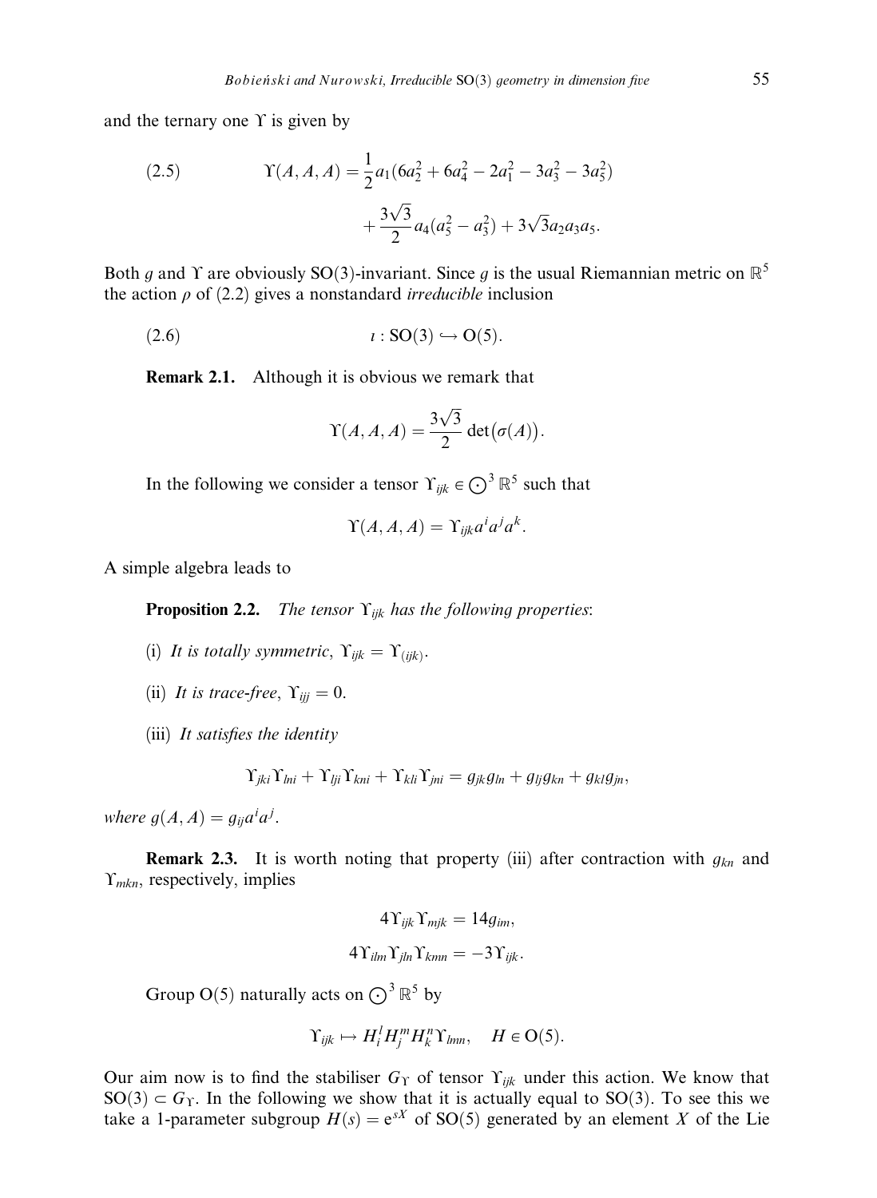and the ternary one $\Upsilon$ is given by

$$
\begin{aligned}
\Upsilon(A,A,A) = {} & \frac{1}{2}a_1(6a_2^2 + 6a_4^2 - 2a_1^2 - 3a_3^2 - 3a_5^2) \\
& + \frac{3\sqrt{3}}{2}a_4(a_5^2 - a_3^2) + 3\sqrt{3}a_2a_3a_5.
\end{aligned} \tag{2.5}
$$

Both $g$ and $\Upsilon$ are obviously $\mathrm{SO}(3)$-invariant. Since $g$ is the usual Riemannian metric on $\mathbb{R}^5$ the action $\rho$ of (2.2) gives a nonstandard *irreducible* inclusion

$$
\iota : \mathrm{SO}(3) \hookrightarrow \mathrm{O}(5). \tag{2.6}
$$

**Remark 2.1.** Although it is obvious we remark that

$$
\Upsilon(A,A,A) = \frac{3\sqrt{3}}{2}\det\big(\sigma(A)\big).
$$

In the following we consider a tensor $\Upsilon_{ijk} \in \bigodot^3 \mathbb{R}^5$ such that

$$
\Upsilon(A,A,A) = \Upsilon_{ijk}a^ia^ja^k.
$$

A simple algebra leads to

**Proposition 2.2.** *The tensor $\Upsilon_{ijk}$ has the following properties*:

(i) *It is totally symmetric, $\Upsilon_{ijk} = \Upsilon_{(ijk)}$.*

(ii) *It is trace-free, $\Upsilon_{ijj} = 0$.*

(iii) *It satisfies the identity*

$$
\Upsilon_{jki}\Upsilon_{lni} + \Upsilon_{lji}\Upsilon_{kni} + \Upsilon_{kli}\Upsilon_{jni} = g_{jk}g_{ln} + g_{lj}g_{kn} + g_{kl}g_{jn},
$$

*where $g(A,A) = g_{ij}a^ia^j$.*

**Remark 2.3.** It is worth noting that property (iii) after contraction with $g_{kn}$ and $\Upsilon_{mkn}$, respectively, implies

$$
4\Upsilon_{ijk}\Upsilon_{mjk} = 14g_{im},
$$

$$
4\Upsilon_{ilm}\Upsilon_{jln}\Upsilon_{kmn} = -3\Upsilon_{ijk}.
$$

Group $\mathrm{O}(5)$ naturally acts on $\bigodot^3 \mathbb{R}^5$ by

$$
\Upsilon_{ijk} \mapsto H_i^l H_j^m H_k^n \Upsilon_{lmn}, \quad H \in \mathrm{O}(5).
$$

Our aim now is to find the stabiliser $G_\Upsilon$ of tensor $\Upsilon_{ijk}$ under this action. We know that $\mathrm{SO}(3) \subset G_\Upsilon$. In the following we show that it is actually equal to $\mathrm{SO}(3)$. To see this we take a 1-parameter subgroup $H(s) = \mathrm{e}^{sX}$ of $\mathrm{SO}(5)$ generated by an element $X$ of the Lie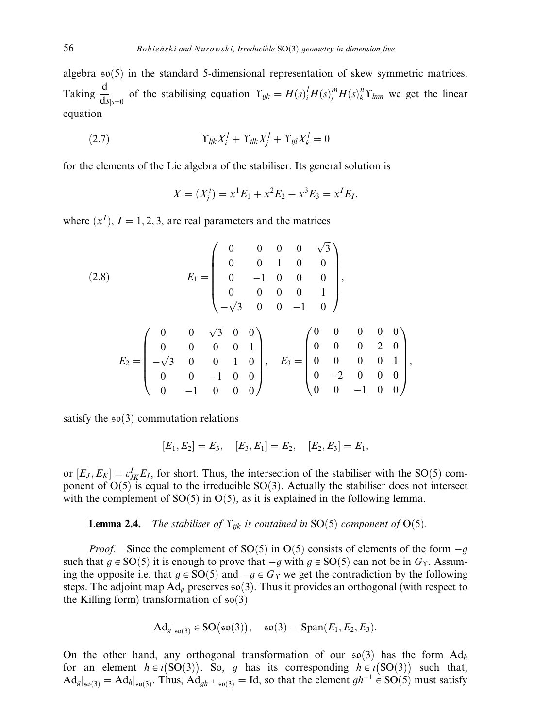algebra $\mathfrak{so}(5)$ in the standard 5-dimensional representation of skew symmetric matrices. Taking $\frac{\mathrm{d}}{\mathrm{d}s}_{|s=0}$ of the stabilising equation $\Upsilon_{ijk} = H(s)^l_i H(s)^m_j H(s)^n_k \Upsilon_{lmn}$ we get the linear equation

$$\Upsilon_{ljk} X^l_i + \Upsilon_{ilk} X^l_j + \Upsilon_{ijl} X^l_k = 0 \tag{2.7}$$

for the elements of the Lie algebra of the stabiliser. Its general solution is

$$X = (X^i_j) = x^1 E_1 + x^2 E_2 + x^3 E_3 = x^I E_I,$$

where $(x^I)$, $I = 1, 2, 3$, are real parameters and the matrices

$$E_1 = \begin{pmatrix} 0 & 0 & 0 & 0 & \sqrt{3} \\ 0 & 0 & 1 & 0 & 0 \\ 0 & -1 & 0 & 0 & 0 \\ 0 & 0 & 0 & 0 & 1 \\ -\sqrt{3} & 0 & 0 & -1 & 0 \end{pmatrix}, \tag{2.8}$$

$$E_2 = \begin{pmatrix} 0 & 0 & \sqrt{3} & 0 & 0 \\ 0 & 0 & 0 & 0 & 1 \\ -\sqrt{3} & 0 & 0 & 1 & 0 \\ 0 & 0 & -1 & 0 & 0 \\ 0 & -1 & 0 & 0 & 0 \end{pmatrix}, \quad E_3 = \begin{pmatrix} 0 & 0 & 0 & 0 & 0 \\ 0 & 0 & 0 & 2 & 0 \\ 0 & 0 & 0 & 0 & 1 \\ 0 & -2 & 0 & 0 & 0 \\ 0 & 0 & -1 & 0 & 0 \end{pmatrix},$$

satisfy the $\mathfrak{so}(3)$ commutation relations

$$[E_1, E_2] = E_3, \quad [E_3, E_1] = E_2, \quad [E_2, E_3] = E_1,$$

or $[E_J, E_K] = \varepsilon^I_{JK} E_I$, for short. Thus, the intersection of the stabiliser with the $\mathbf{SO}(5)$ component of $\mathbf{O}(5)$ is equal to the irreducible $\mathbf{SO}(3)$. Actually the stabiliser does not intersect with the complement of $\mathbf{SO}(5)$ in $\mathbf{O}(5)$, as it is explained in the following lemma.

**Lemma 2.4.** *The stabiliser of $\Upsilon_{ijk}$ is contained in $\mathbf{SO}(5)$ component of $\mathbf{O}(5)$.*

*Proof.* Since the complement of $\mathbf{SO}(5)$ in $\mathbf{O}(5)$ consists of elements of the form $-g$ such that $g \in \mathbf{SO}(5)$ it is enough to prove that $-g$ with $g \in \mathbf{SO}(5)$ can not be in $G_\Upsilon$. Assuming the opposite i.e. that $g \in \mathbf{SO}(5)$ and $-g \in G_\Upsilon$ we get the contradiction by the following steps. The adjoint map $\mathrm{Ad}_g$ preserves $\mathfrak{so}(3)$. Thus it provides an orthogonal (with respect to the Killing form) transformation of $\mathfrak{so}(3)$

$$\mathrm{Ad}_g|_{\mathfrak{so}(3)} \in \mathbf{SO}(\mathfrak{so}(3)), \quad \mathfrak{so}(3) = \mathrm{Span}(E_1, E_2, E_3).$$

On the other hand, any orthogonal transformation of our $\mathfrak{so}(3)$ has the form $\mathrm{Ad}_h$ for an element $h \in \iota(\mathbf{SO}(3))$. So, $g$ has its corresponding $h \in \iota(\mathbf{SO}(3))$ such that, $\mathrm{Ad}_g|_{\mathfrak{so}(3)} = \mathrm{Ad}_h|_{\mathfrak{so}(3)}$. Thus, $\mathrm{Ad}_{gh^{-1}}|_{\mathfrak{so}(3)} = \mathrm{Id}$, so that the element $gh^{-1} \in \mathbf{SO}(5)$ must satisfy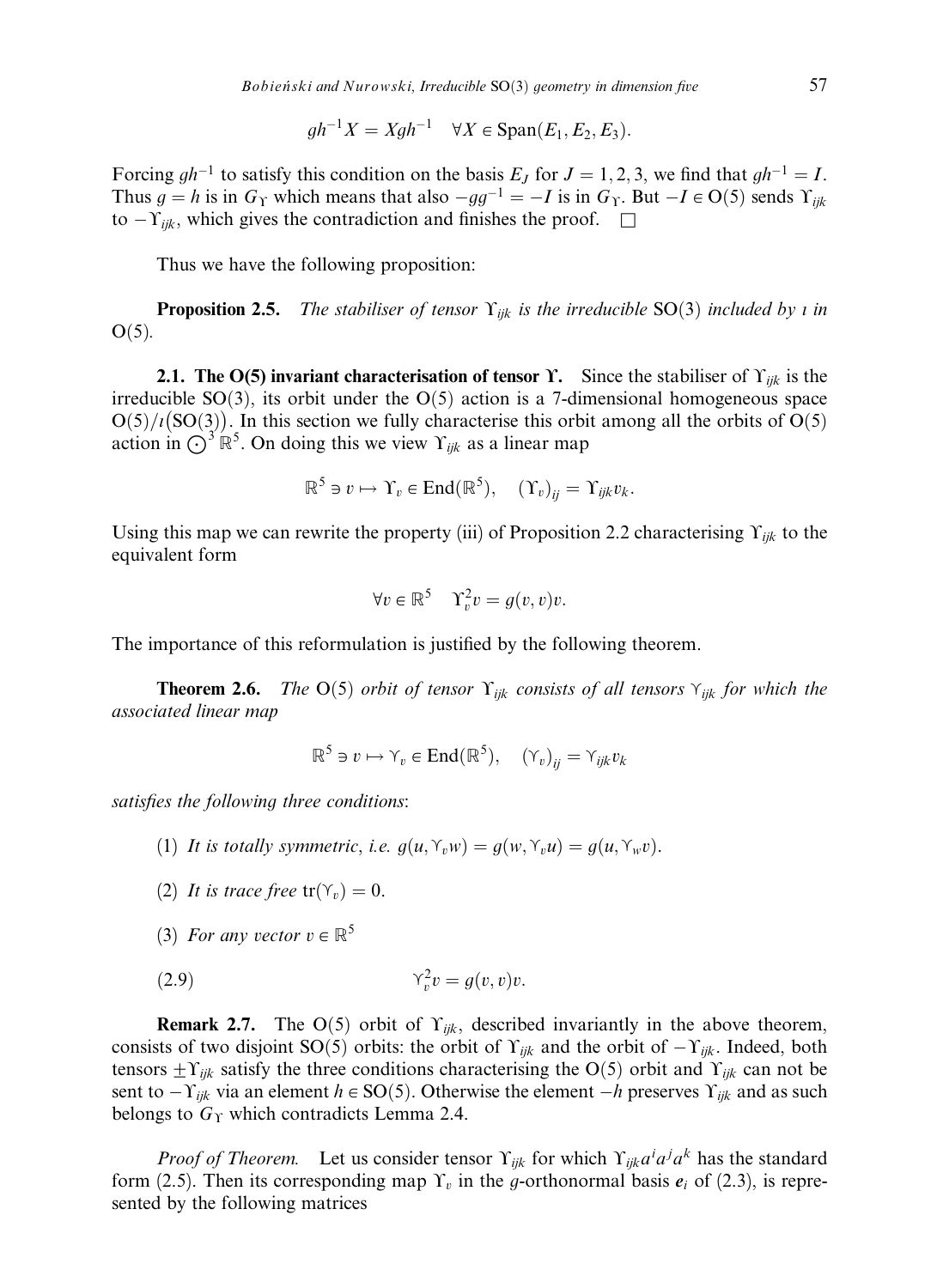$$gh^{-1}X = Xgh^{-1} \quad \forall X \in \mathrm{Span}(E_1, E_2, E_3).$$

Forcing $gh^{-1}$ to satisfy this condition on the basis $E_J$ for $J = 1, 2, 3$, we find that $gh^{-1} = I$. Thus $g = h$ is in $G_\Upsilon$ which means that also $-gg^{-1} = -I$ is in $G_\Upsilon$. But $-I \in \mathrm{O}(5)$ sends $\Upsilon_{ijk}$ to $-\Upsilon_{ijk}$, which gives the contradiction and finishes the proof. $\square$

Thus we have the following proposition:

**Proposition 2.5.** *The stabiliser of tensor $\Upsilon_{ijk}$ is the irreducible* $\mathrm{SO}(3)$ *included by $\imath$ in* $\mathrm{O}(5)$.

**2.1. The O(5) invariant characterisation of tensor $\Upsilon$.** Since the stabiliser of $\Upsilon_{ijk}$ is the irreducible $\mathrm{SO}(3)$, its orbit under the $\mathrm{O}(5)$ action is a 7-dimensional homogeneous space $\mathrm{O}(5)/\imath(\mathrm{SO}(3))$. In this section we fully characterise this orbit among all the orbits of $\mathrm{O}(5)$ action in $\bigodot^3 \mathbb{R}^5$. On doing this we view $\Upsilon_{ijk}$ as a linear map

$$\mathbb{R}^5 \ni v \mapsto \Upsilon_v \in \mathrm{End}(\mathbb{R}^5), \quad (\Upsilon_v)_{ij} = \Upsilon_{ijk} v_k.$$

Using this map we can rewrite the property (iii) of Proposition 2.2 characterising $\Upsilon_{ijk}$ to the equivalent form

$$\forall v \in \mathbb{R}^5 \quad \Upsilon_v^2 v = g(v, v) v.$$

The importance of this reformulation is justified by the following theorem.

**Theorem 2.6.** *The* $\mathrm{O}(5)$ *orbit of tensor $\Upsilon_{ijk}$ consists of all tensors $\curlyvee_{ijk}$ for which the associated linear map*

$$\mathbb{R}^5 \ni v \mapsto \curlyvee_v \in \mathrm{End}(\mathbb{R}^5), \quad (\curlyvee_v)_{ij} = \curlyvee_{ijk} v_k$$

*satisfies the following three conditions*:

(1) *It is totally symmetric, i.e.* $g(u, \curlyvee_v w) = g(w, \curlyvee_v u) = g(u, \curlyvee_w v)$.

(2) *It is trace free* $\mathrm{tr}(\curlyvee_v) = 0$.

(3) *For any vector* $v \in \mathbb{R}^5$

$$\curlyvee_v^2 v = g(v, v) v. \tag{2.9}$$

**Remark 2.7.** The $\mathrm{O}(5)$ orbit of $\Upsilon_{ijk}$, described invariantly in the above theorem, consists of two disjoint $\mathrm{SO}(5)$ orbits: the orbit of $\Upsilon_{ijk}$ and the orbit of $-\Upsilon_{ijk}$. Indeed, both tensors $\pm\Upsilon_{ijk}$ satisfy the three conditions characterising the $\mathrm{O}(5)$ orbit and $\Upsilon_{ijk}$ can not be sent to $-\Upsilon_{ijk}$ via an element $h \in \mathrm{SO}(5)$. Otherwise the element $-h$ preserves $\Upsilon_{ijk}$ and as such belongs to $G_\Upsilon$ which contradicts Lemma 2.4.

*Proof of Theorem.* Let us consider tensor $\Upsilon_{ijk}$ for which $\Upsilon_{ijk} a^i a^j a^k$ has the standard form (2.5). Then its corresponding map $\Upsilon_v$ in the $g$-orthonormal basis $\boldsymbol{e}_i$ of (2.3), is represented by the following matrices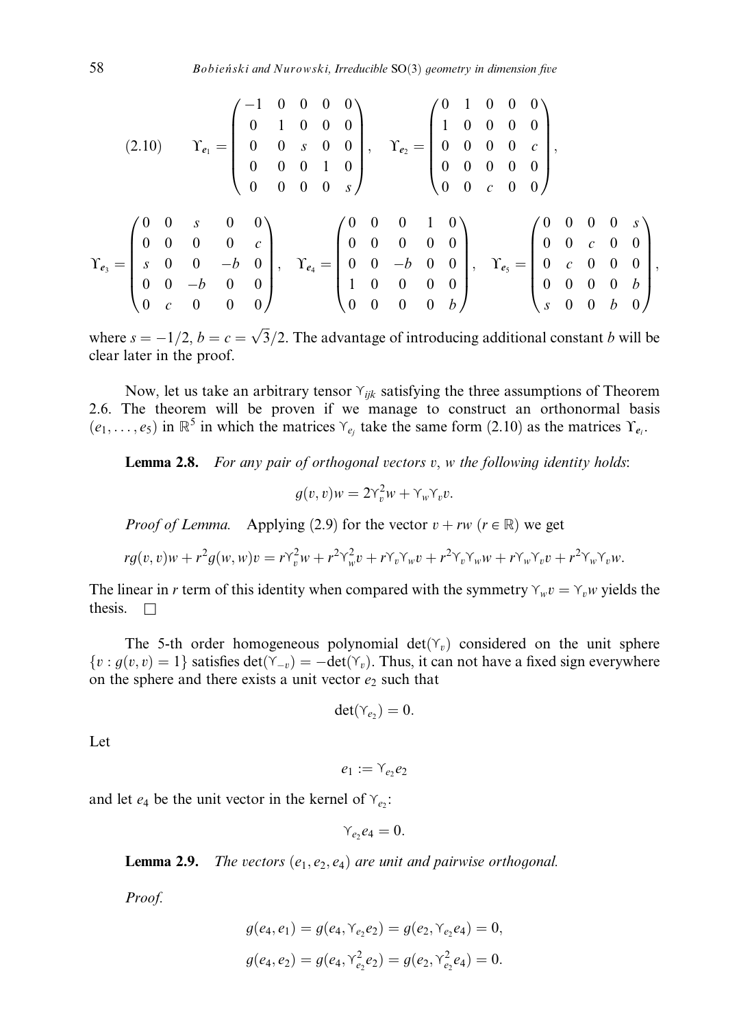$$
(2.10) \qquad \Upsilon_{e_1} = \begin{pmatrix} -1 & 0 & 0 & 0 & 0 \\ 0 & 1 & 0 & 0 & 0 \\ 0 & 0 & s & 0 & 0 \\ 0 & 0 & 0 & 1 & 0 \\ 0 & 0 & 0 & 0 & s \end{pmatrix}, \quad \Upsilon_{e_2} = \begin{pmatrix} 0 & 1 & 0 & 0 & 0 \\ 1 & 0 & 0 & 0 & 0 \\ 0 & 0 & 0 & 0 & c \\ 0 & 0 & 0 & 0 & 0 \\ 0 & 0 & c & 0 & 0 \end{pmatrix},
$$

$$
\Upsilon_{e_3} = \begin{pmatrix} 0 & 0 & s & 0 & 0 \\ 0 & 0 & 0 & 0 & c \\ s & 0 & 0 & -b & 0 \\ 0 & 0 & -b & 0 & 0 \\ 0 & c & 0 & 0 & 0 \end{pmatrix}, \quad \Upsilon_{e_4} = \begin{pmatrix} 0 & 0 & 0 & 1 & 0 \\ 0 & 0 & 0 & 0 & 0 \\ 0 & 0 & -b & 0 & 0 \\ 1 & 0 & 0 & 0 & 0 \\ 0 & 0 & 0 & 0 & b \end{pmatrix}, \quad \Upsilon_{e_5} = \begin{pmatrix} 0 & 0 & 0 & 0 & s \\ 0 & 0 & c & 0 & 0 \\ 0 & c & 0 & 0 & 0 \\ 0 & 0 & 0 & 0 & b \\ s & 0 & 0 & b & 0 \end{pmatrix},
$$

where $s = -1/2$, $b = c = \sqrt{3}/2$. The advantage of introducing additional constant $b$ will be clear later in the proof.

Now, let us take an arbitrary tensor $\Upsilon_{ijk}$ satisfying the three assumptions of Theorem 2.6. The theorem will be proven if we manage to construct an orthonormal basis $(e_1, \dots, e_5)$ in $\mathbb{R}^5$ in which the matrices $\Upsilon_{e_j}$ take the same form (2.10) as the matrices $\Upsilon_{e_i}$.

**Lemma 2.8.** *For any pair of orthogonal vectors $v$, $w$ the following identity holds*:

$$
g(v, v)w = 2\Upsilon_v^2 w + \Upsilon_w \Upsilon_v v.
$$

*Proof of Lemma.* Applying (2.9) for the vector $v + rw$ ($r \in \mathbb{R}$) we get

$$
rg(v, v)w + r^2 g(w, w)v = r\Upsilon_v^2 w + r^2 \Upsilon_w^2 v + r\Upsilon_v \Upsilon_w v + r^2 \Upsilon_v \Upsilon_w w + r\Upsilon_w \Upsilon_v v + r^2 \Upsilon_w \Upsilon_v w.
$$

The linear in $r$ term of this identity when compared with the symmetry $\Upsilon_w v = \Upsilon_v w$ yields the thesis. $\square$

The 5-th order homogeneous polynomial $\det(\Upsilon_v)$ considered on the unit sphere $\{v : g(v, v) = 1\}$ satisfies $\det(\Upsilon_{-v}) = -\det(\Upsilon_v)$. Thus, it can not have a fixed sign everywhere on the sphere and there exists a unit vector $e_2$ such that

$$
\det(\Upsilon_{e_2}) = 0.
$$

Let

$$
e_1 := \Upsilon_{e_2} e_2
$$

and let $e_4$ be the unit vector in the kernel of $\Upsilon_{e_2}$:

$$
\Upsilon_{e_2} e_4 = 0.
$$

**Lemma 2.9.** *The vectors $(e_1, e_2, e_4)$ are unit and pairwise orthogonal.*

*Proof.*

$$
g(e_4, e_1) = g(e_4, \Upsilon_{e_2} e_2) = g(e_2, \Upsilon_{e_2} e_4) = 0,
$$

$$
g(e_4, e_2) = g(e_4, \Upsilon_{e_2}^2 e_2) = g(e_2, \Upsilon_{e_2}^2 e_4) = 0.
$$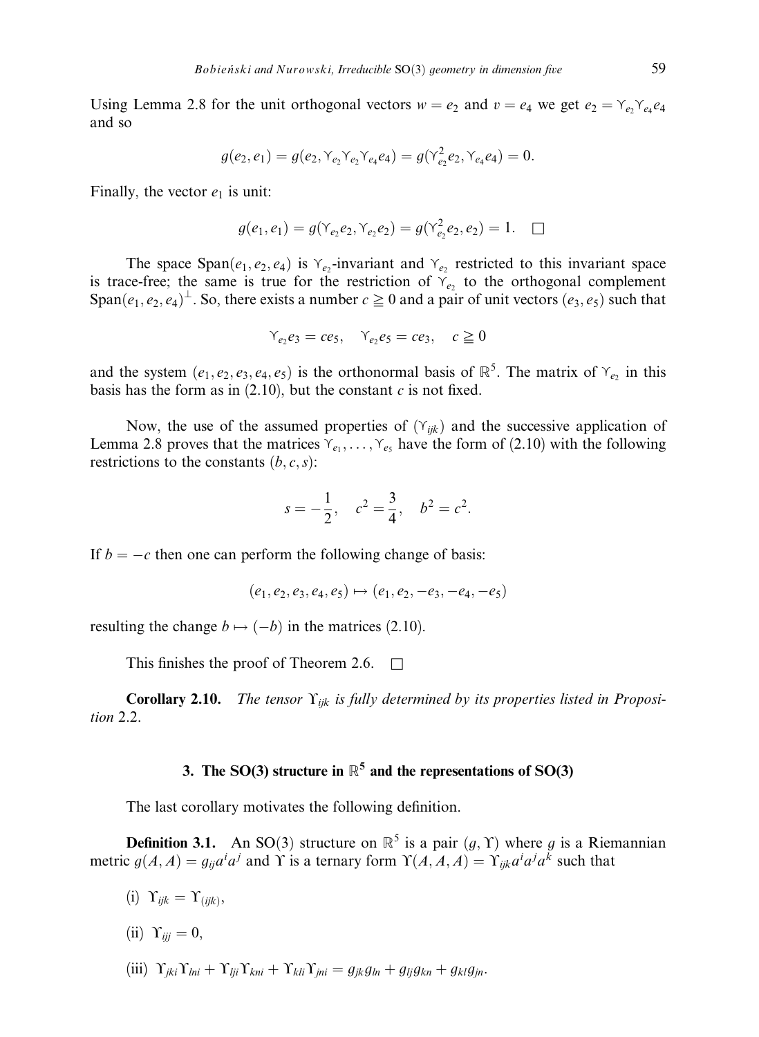Using Lemma 2.8 for the unit orthogonal vectors $w = e_2$ and $v = e_4$ we get $e_2 = \Upsilon_{e_2}\Upsilon_{e_4}e_4$ and so

$$g(e_2, e_1) = g(e_2, \Upsilon_{e_2}\Upsilon_{e_2}\Upsilon_{e_4}e_4) = g(\Upsilon_{e_2}^2 e_2, \Upsilon_{e_4}e_4) = 0.$$

Finally, the vector $e_1$ is unit:

$$g(e_1, e_1) = g(\Upsilon_{e_2}e_2, \Upsilon_{e_2}e_2) = g(\Upsilon_{e_2}^2 e_2, e_2) = 1. \quad \square$$

The space $\mathrm{Span}(e_1, e_2, e_4)$ is $\Upsilon_{e_2}$-invariant and $\Upsilon_{e_2}$ restricted to this invariant space is trace-free; the same is true for the restriction of $\Upsilon_{e_2}$ to the orthogonal complement $\mathrm{Span}(e_1, e_2, e_4)^{\perp}$. So, there exists a number $c \geqq 0$ and a pair of unit vectors $(e_3, e_5)$ such that

$$\Upsilon_{e_2}e_3 = ce_5, \quad \Upsilon_{e_2}e_5 = ce_3, \quad c \geqq 0$$

and the system $(e_1, e_2, e_3, e_4, e_5)$ is the orthonormal basis of $\mathbb{R}^5$. The matrix of $\Upsilon_{e_2}$ in this basis has the form as in (2.10), but the constant $c$ is not fixed.

Now, the use of the assumed properties of $(\Upsilon_{ijk})$ and the successive application of Lemma 2.8 proves that the matrices $\Upsilon_{e_1}, \dots, \Upsilon_{e_5}$ have the form of (2.10) with the following restrictions to the constants $(b, c, s)$:

$$s = -\frac{1}{2}, \quad c^2 = \frac{3}{4}, \quad b^2 = c^2.$$

If $b = -c$ then one can perform the following change of basis:

$$(e_1, e_2, e_3, e_4, e_5) \mapsto (e_1, e_2, -e_3, -e_4, -e_5)$$

resulting the change $b \mapsto (-b)$ in the matrices (2.10).

This finishes the proof of Theorem 2.6. $\square$

**Corollary 2.10.** *The tensor $\Upsilon_{ijk}$ is fully determined by its properties listed in Proposition 2.2.*

## 3. The SO(3) structure in $\mathbb{R}^5$ and the representations of SO(3)

The last corollary motivates the following definition.

**Definition 3.1.** An SO(3) structure on $\mathbb{R}^5$ is a pair $(g, \Upsilon)$ where $g$ is a Riemannian metric $g(A, A) = g_{ij}a^i a^j$ and $\Upsilon$ is a ternary form $\Upsilon(A, A, A) = \Upsilon_{ijk}a^i a^j a^k$ such that

(i) $\Upsilon_{ijk} = \Upsilon_{(ijk)}$,

(ii) $\Upsilon_{ijj} = 0$,

(iii) $\Upsilon_{jki}\Upsilon_{lni} + \Upsilon_{lji}\Upsilon_{kni} + \Upsilon_{kli}\Upsilon_{jni} = g_{jk}g_{ln} + g_{lj}g_{kn} + g_{kl}g_{jn}$.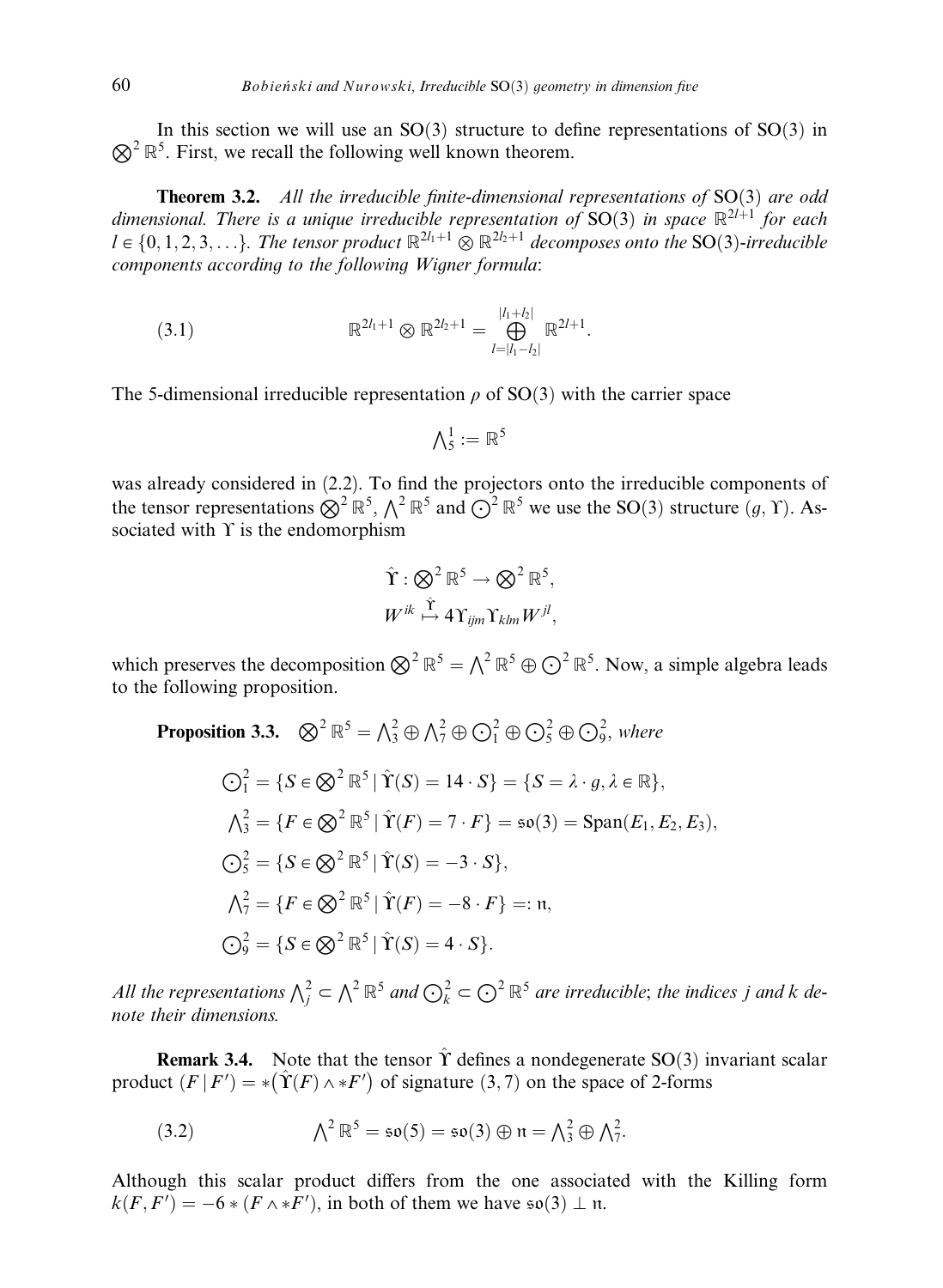In this section we will use an SO(3) structure to define representations of SO(3) in $\bigotimes^2 \mathbb{R}^5$. First, we recall the following well known theorem.

**Theorem 3.2.** *All the irreducible finite-dimensional representations of* SO(3) *are odd dimensional. There is a unique irreducible representation of* SO(3) *in space* $\mathbb{R}^{2l+1}$ *for each* $l \in \{0, 1, 2, 3, \dots\}$. *The tensor product* $\mathbb{R}^{2l_1+1} \otimes \mathbb{R}^{2l_2+1}$ *decomposes onto the* SO(3)*-irreducible components according to the following Wigner formula*:

$$\mathbb{R}^{2l_1+1} \otimes \mathbb{R}^{2l_2+1} = \bigoplus_{l=|l_1-l_2|}^{|l_1+l_2|} \mathbb{R}^{2l+1}. \tag{3.1}$$

The 5-dimensional irreducible representation $\rho$ of SO(3) with the carrier space

$$\textstyle\bigwedge_5^1 := \mathbb{R}^5$$

was already considered in (2.2). To find the projectors onto the irreducible components of the tensor representations $\bigotimes^2 \mathbb{R}^5$, $\bigwedge^2 \mathbb{R}^5$ and $\bigodot^2 \mathbb{R}^5$ we use the SO(3) structure $(g, \Upsilon)$. Associated with $\Upsilon$ is the endomorphism

$$\hat{\Upsilon} : \textstyle\bigotimes^2 \mathbb{R}^5 \to \bigotimes^2 \mathbb{R}^5,$$
$$W^{ik} \overset{\hat{\Upsilon}}{\mapsto} 4\Upsilon_{ijm}\Upsilon_{klm}W^{jl},$$

which preserves the decomposition $\bigotimes^2 \mathbb{R}^5 = \bigwedge^2 \mathbb{R}^5 \oplus \bigodot^2 \mathbb{R}^5$. Now, a simple algebra leads to the following proposition.

**Proposition 3.3.** $\bigotimes^2 \mathbb{R}^5 = \bigwedge_3^2 \oplus \bigwedge_7^2 \oplus \bigodot_1^2 \oplus \bigodot_5^2 \oplus \bigodot_9^2$, *where*

$$\textstyle\bigodot_1^2 = \{S \in \bigotimes^2 \mathbb{R}^5 \mid \hat{\Upsilon}(S) = 14 \cdot S\} = \{S = \lambda \cdot g, \lambda \in \mathbb{R}\},$$
$$\textstyle\bigwedge_3^2 = \{F \in \bigotimes^2 \mathbb{R}^5 \mid \hat{\Upsilon}(F) = 7 \cdot F\} = \mathfrak{so}(3) = \mathrm{Span}(E_1, E_2, E_3),$$
$$\textstyle\bigodot_5^2 = \{S \in \bigotimes^2 \mathbb{R}^5 \mid \hat{\Upsilon}(S) = -3 \cdot S\},$$
$$\textstyle\bigwedge_7^2 = \{F \in \bigotimes^2 \mathbb{R}^5 \mid \hat{\Upsilon}(F) = -8 \cdot F\} =: \mathfrak{n},$$
$$\textstyle\bigodot_9^2 = \{S \in \bigotimes^2 \mathbb{R}^5 \mid \hat{\Upsilon}(S) = 4 \cdot S\}.$$

*All the representations* $\bigwedge_j^2 \subset \bigwedge^2 \mathbb{R}^5$ *and* $\bigodot_k^2 \subset \bigodot^2 \mathbb{R}^5$ *are irreducible*; *the indices* $j$ *and* $k$ *denote their dimensions.*

**Remark 3.4.** Note that the tensor $\hat{\Upsilon}$ defines a nondegenerate SO(3) invariant scalar product $(F \mid F') = *(\hat{\Upsilon}(F) \wedge *F')$ of signature $(3, 7)$ on the space of 2-forms

$$\textstyle\bigwedge^2 \mathbb{R}^5 = \mathfrak{so}(5) = \mathfrak{so}(3) \oplus \mathfrak{n} = \bigwedge_3^2 \oplus \bigwedge_7^2. \tag{3.2}$$

Although this scalar product differs from the one associated with the Killing form $k(F, F') = -6 * (F \wedge *F')$, in both of them we have $\mathfrak{so}(3) \perp \mathfrak{n}$.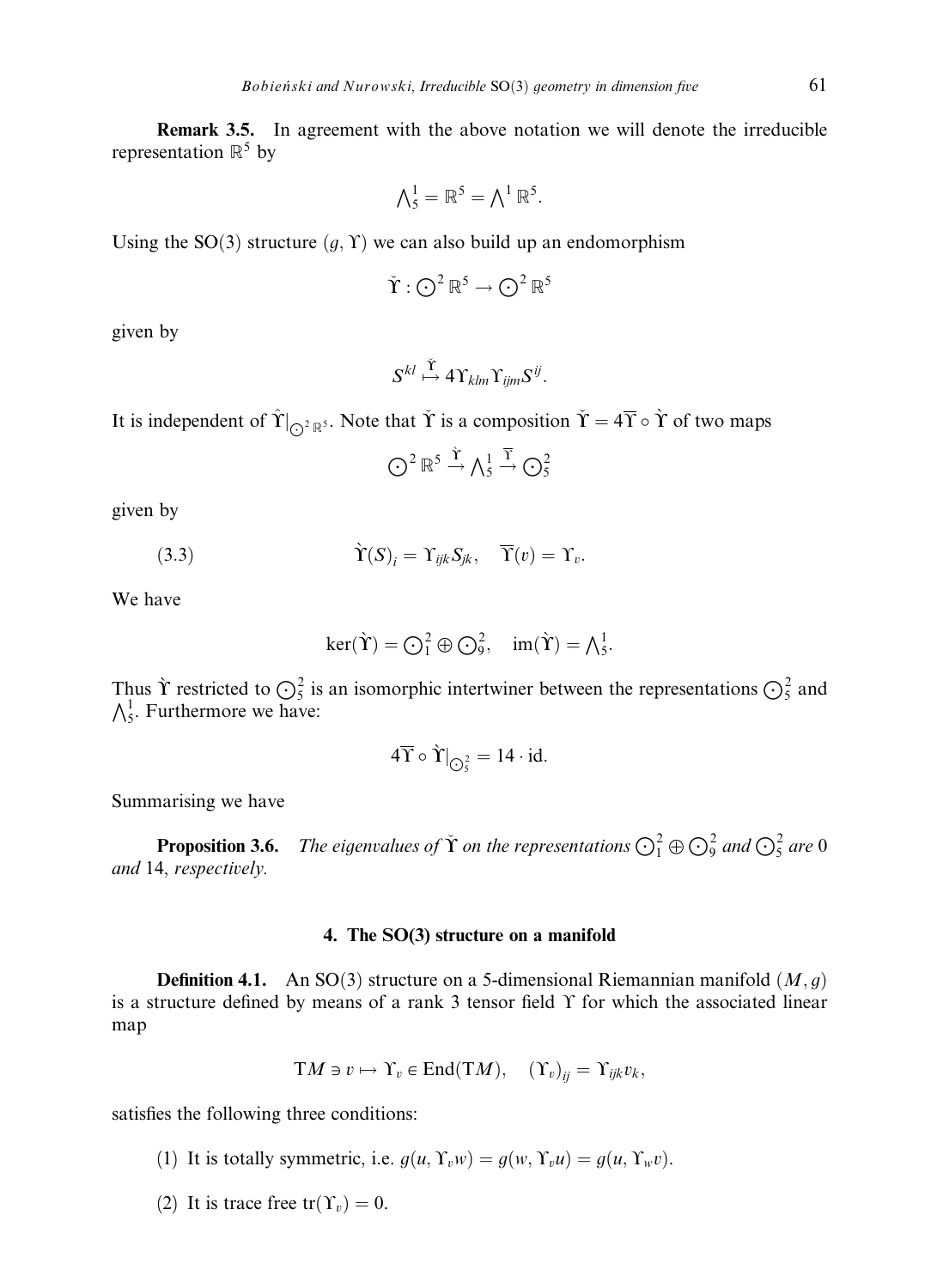**Remark 3.5.** In agreement with the above notation we will denote the irreducible representation $\mathbb{R}^5$ by

$$\textstyle\bigwedge_5^1 = \mathbb{R}^5 = \bigwedge^1 \mathbb{R}^5.$$

Using the SO(3) structure $(g, \Upsilon)$ we can also build up an endomorphism

$$\check{\Upsilon} : \textstyle\bigodot^2 \mathbb{R}^5 \to \bigodot^2 \mathbb{R}^5$$

given by

$$S^{kl} \overset{\check{\Upsilon}}{\mapsto} 4\Upsilon_{klm}\Upsilon_{ijm}S^{ij}.$$

It is independent of $\hat{\Upsilon}|_{\bigodot^2 \mathbb{R}^5}$. Note that $\check{\Upsilon}$ is a composition $\check{\Upsilon} = 4\overline{\Upsilon} \circ \grave{\Upsilon}$ of two maps

$$\textstyle\bigodot^2 \mathbb{R}^5 \overset{\grave{\Upsilon}}{\to} \bigwedge_5^1 \overset{\overline{\Upsilon}}{\to} \bigodot_5^2$$

given by

$$\grave{\Upsilon}(S)_i = \Upsilon_{ijk}S_{jk}, \quad \overline{\Upsilon}(v) = \Upsilon_v. \tag{3.3}$$

We have

$$\ker(\grave{\Upsilon}) = \textstyle\bigodot_1^2 \oplus \bigodot_9^2, \quad \mathrm{im}(\grave{\Upsilon}) = \bigwedge_5^1.$$

Thus $\grave{\Upsilon}$ restricted to $\bigodot_5^2$ is an isomorphic intertwiner between the representations $\bigodot_5^2$ and $\bigwedge_5^1$. Furthermore we have:

$$4\overline{\Upsilon} \circ \grave{\Upsilon}|_{\bigodot_5^2} = 14 \cdot \mathrm{id}.$$

Summarising we have

**Proposition 3.6.** *The eigenvalues of* $\check{\Upsilon}$ *on the representations* $\bigodot_1^2 \oplus \bigodot_9^2$ *and* $\bigodot_5^2$ *are* 0 *and* 14, *respectively.*

## 4. The SO(3) structure on a manifold

**Definition 4.1.** An SO(3) structure on a 5-dimensional Riemannian manifold $(M, g)$ is a structure defined by means of a rank 3 tensor field $\Upsilon$ for which the associated linear map

$$\mathrm{T}M \ni v \mapsto \Upsilon_v \in \mathrm{End}(\mathrm{T}M), \quad (\Upsilon_v)_{ij} = \Upsilon_{ijk}v_k,$$

satisfies the following three conditions:

(1) It is totally symmetric, i.e. $g(u, \Upsilon_v w) = g(w, \Upsilon_v u) = g(u, \Upsilon_w v)$.

(2) It is trace free $\mathrm{tr}(\Upsilon_v) = 0$.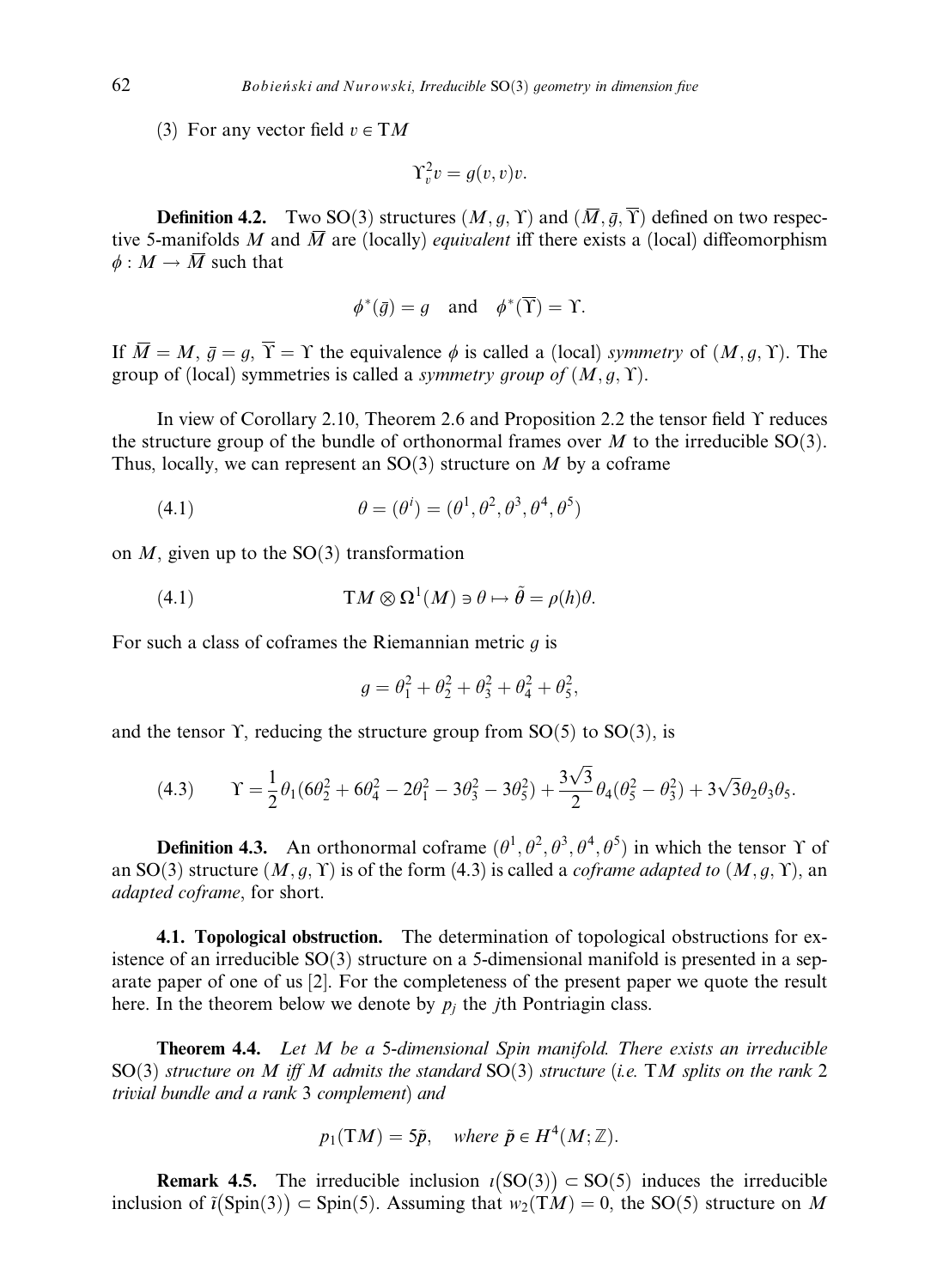(3) For any vector field $v \in \mathrm{T}M$

$$\Upsilon_v^2 v = g(v, v)v.$$

**Definition 4.2.** Two SO(3) structures $(M, g, \Upsilon)$ and $(\overline{M}, \bar{g}, \overline{\Upsilon})$ defined on two respective 5-manifolds $M$ and $\overline{M}$ are (locally) *equivalent* iff there exists a (local) diffeomorphism $\phi : M \to \overline{M}$ such that

$$\phi^*(\bar{g}) = g \quad \text{and} \quad \phi^*(\overline{\Upsilon}) = \Upsilon.$$

If $\overline{M} = M$, $\bar{g} = g$, $\overline{\Upsilon} = \Upsilon$ the equivalence $\phi$ is called a (local) *symmetry* of $(M, g, \Upsilon)$. The group of (local) symmetries is called a *symmetry group of* $(M, g, \Upsilon)$.

In view of Corollary 2.10, Theorem 2.6 and Proposition 2.2 the tensor field $\Upsilon$ reduces the structure group of the bundle of orthonormal frames over $M$ to the irreducible SO(3). Thus, locally, we can represent an SO(3) structure on $M$ by a coframe

$$\theta = (\theta^i) = (\theta^1, \theta^2, \theta^3, \theta^4, \theta^5) \tag{4.1}$$

on $M$, given up to the SO(3) transformation

$$\mathrm{T}M \otimes \Omega^1(M) \ni \theta \mapsto \tilde{\theta} = \rho(h)\theta. \tag{4.1}$$

For such a class of coframes the Riemannian metric $g$ is

$$g = \theta_1^2 + \theta_2^2 + \theta_3^2 + \theta_4^2 + \theta_5^2,$$

and the tensor $\Upsilon$, reducing the structure group from SO(5) to SO(3), is

$$\Upsilon = \frac{1}{2}\theta_1(6\theta_2^2 + 6\theta_4^2 - 2\theta_1^2 - 3\theta_3^2 - 3\theta_5^2) + \frac{3\sqrt{3}}{2}\theta_4(\theta_5^2 - \theta_3^2) + 3\sqrt{3}\theta_2\theta_3\theta_5. \tag{4.3}$$

**Definition 4.3.** An orthonormal coframe $(\theta^1, \theta^2, \theta^3, \theta^4, \theta^5)$ in which the tensor $\Upsilon$ of an SO(3) structure $(M, g, \Upsilon)$ is of the form (4.3) is called a *coframe adapted to* $(M, g, \Upsilon)$, an *adapted coframe*, for short.

**4.1. Topological obstruction.** The determination of topological obstructions for existence of an irreducible SO(3) structure on a 5-dimensional manifold is presented in a separate paper of one of us [2]. For the completeness of the present paper we quote the result here. In the theorem below we denote by $p_j$ the $j$th Pontriagin class.

**Theorem 4.4.** *Let $M$ be a 5-dimensional Spin manifold. There exists an irreducible* SO(3) *structure on $M$ iff $M$ admits the standard* SO(3) *structure* (*i.e.* T$M$ *splits on the rank* 2 *trivial bundle and a rank* 3 *complement*) *and*

$$p_1(\mathrm{T}M) = 5\tilde{p}, \quad \textit{where } \tilde{p} \in H^4(M; \mathbb{Z}).$$

**Remark 4.5.** The irreducible inclusion $\iota(\mathrm{SO}(3)) \subset \mathrm{SO}(5)$ induces the irreducible inclusion of $\tilde{\iota}(\mathrm{Spin}(3)) \subset \mathrm{Spin}(5)$. Assuming that $w_2(\mathrm{T}M) = 0$, the SO(5) structure on $M$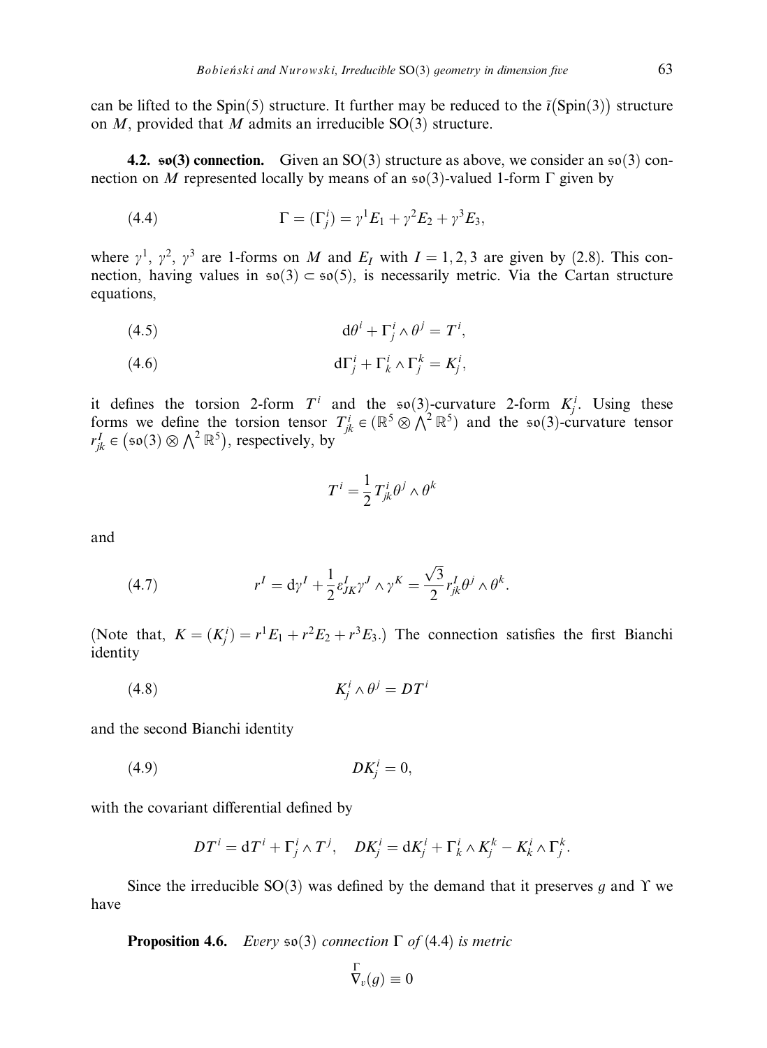can be lifted to the Spin(5) structure. It further may be reduced to the $\tilde{\iota}(\mathrm{Spin}(3))$ structure on $M$, provided that $M$ admits an irreducible SO(3) structure.

**4.2. $\mathfrak{so}(3)$ connection.** Given an SO(3) structure as above, we consider an $\mathfrak{so}(3)$ connection on $M$ represented locally by means of an $\mathfrak{so}(3)$-valued 1-form $\Gamma$ given by

$$\Gamma = (\Gamma^i_j) = \gamma^1 E_1 + \gamma^2 E_2 + \gamma^3 E_3, \tag{4.4}$$

where $\gamma^1$, $\gamma^2$, $\gamma^3$ are 1-forms on $M$ and $E_I$ with $I = 1, 2, 3$ are given by (2.8). This connection, having values in $\mathfrak{so}(3) \subset \mathfrak{so}(5)$, is necessarily metric. Via the Cartan structure equations,

$$\mathrm{d}\theta^i + \Gamma^i_j \wedge \theta^j = T^i, \tag{4.5}$$

$$\mathrm{d}\Gamma^i_j + \Gamma^i_k \wedge \Gamma^k_j = K^i_j, \tag{4.6}$$

it defines the torsion 2-form $T^i$ and the $\mathfrak{so}(3)$-curvature 2-form $K^i_j$. Using these forms we define the torsion tensor $T^i_{jk} \in (\mathbb{R}^5 \otimes \bigwedge^2 \mathbb{R}^5)$ and the $\mathfrak{so}(3)$-curvature tensor $r^I_{jk} \in (\mathfrak{so}(3) \otimes \bigwedge^2 \mathbb{R}^5)$, respectively, by

$$T^i = \frac{1}{2} T^i_{jk} \theta^j \wedge \theta^k$$

and

$$r^I = \mathrm{d}\gamma^I + \frac{1}{2} \varepsilon^I_{JK} \gamma^J \wedge \gamma^K = \frac{\sqrt{3}}{2} r^I_{jk} \theta^j \wedge \theta^k. \tag{4.7}$$

(Note that, $K = (K^i_j) = r^1 E_1 + r^2 E_2 + r^3 E_3$.) The connection satisfies the first Bianchi identity

$$K^i_j \wedge \theta^j = DT^i \tag{4.8}$$

and the second Bianchi identity

$$DK^i_j = 0, \tag{4.9}$$

with the covariant differential defined by

$$DT^i = \mathrm{d}T^i + \Gamma^i_j \wedge T^j, \quad DK^i_j = \mathrm{d}K^i_j + \Gamma^i_k \wedge K^k_j - K^i_k \wedge \Gamma^k_j.$$

Since the irreducible SO(3) was defined by the demand that it preserves $g$ and $\Upsilon$ we have

**Proposition 4.6.** *Every $\mathfrak{so}(3)$ connection $\Gamma$ of (4.4) is metric*

$$\overset{\Gamma}{\nabla}_v(g) \equiv 0$$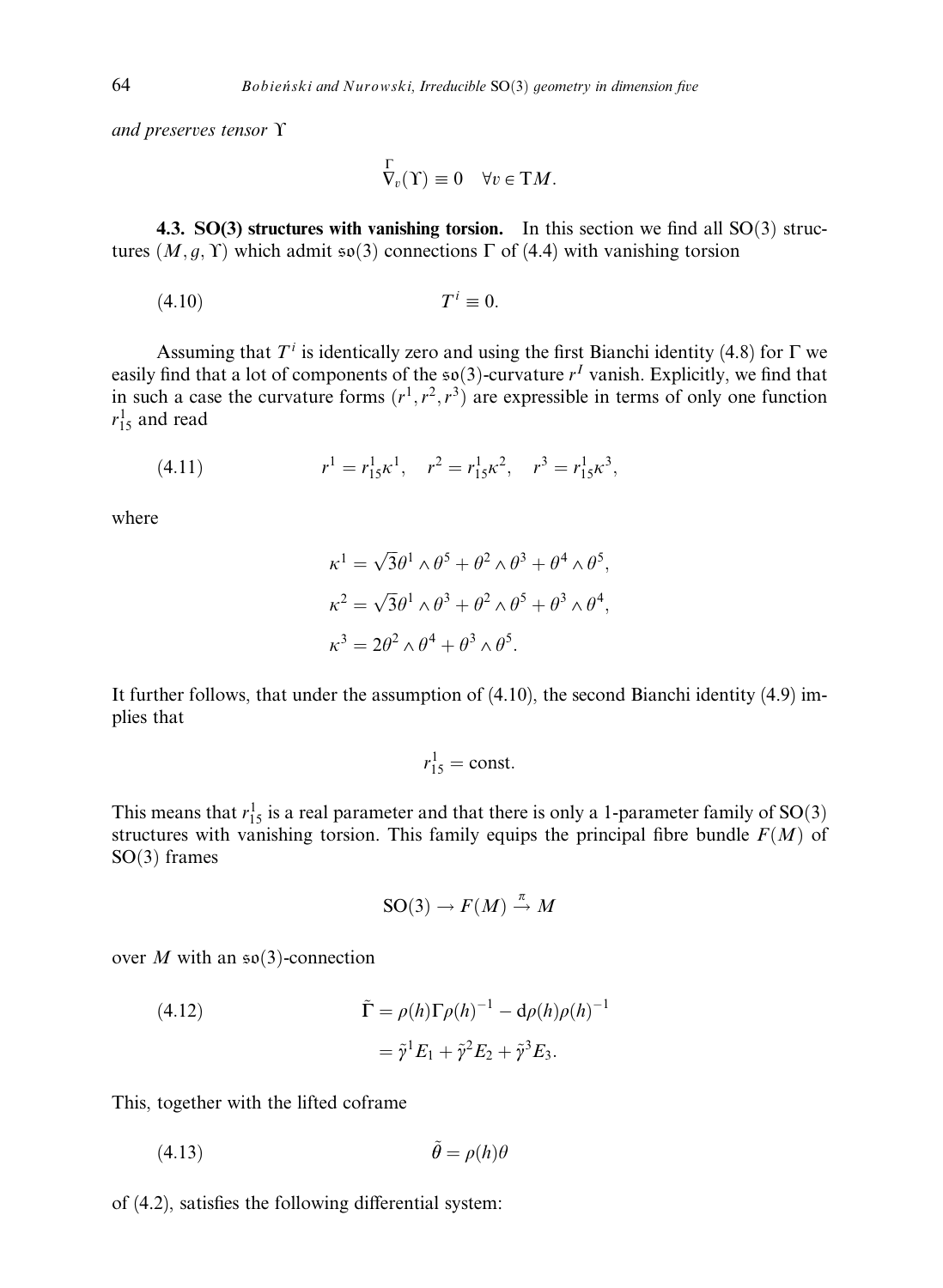*and preserves tensor* $\Upsilon$

$$\overset{\Gamma}{\nabla}_v(\Upsilon) \equiv 0 \quad \forall v \in \mathrm{T}M.$$

**4.3. SO(3) structures with vanishing torsion.** In this section we find all SO(3) structures $(M, g, \Upsilon)$ which admit $\mathfrak{so}(3)$ connections $\Gamma$ of (4.4) with vanishing torsion

$$T^i \equiv 0. \tag{4.10}$$

Assuming that $T^i$ is identically zero and using the first Bianchi identity (4.8) for $\Gamma$ we easily find that a lot of components of the $\mathfrak{so}(3)$-curvature $r^I$ vanish. Explicitly, we find that in such a case the curvature forms $(r^1, r^2, r^3)$ are expressible in terms of only one function $r^1_{15}$ and read

$$r^1 = r^1_{15}\kappa^1, \quad r^2 = r^1_{15}\kappa^2, \quad r^3 = r^1_{15}\kappa^3, \tag{4.11}$$

where

$$\kappa^1 = \sqrt{3}\theta^1 \wedge \theta^5 + \theta^2 \wedge \theta^3 + \theta^4 \wedge \theta^5,$$

$$\kappa^2 = \sqrt{3}\theta^1 \wedge \theta^3 + \theta^2 \wedge \theta^5 + \theta^3 \wedge \theta^4,$$

$$\kappa^3 = 2\theta^2 \wedge \theta^4 + \theta^3 \wedge \theta^5.$$

It further follows, that under the assumption of (4.10), the second Bianchi identity (4.9) implies that

$$r^1_{15} = \text{const.}$$

This means that $r^1_{15}$ is a real parameter and that there is only a 1-parameter family of SO(3) structures with vanishing torsion. This family equips the principal fibre bundle $F(M)$ of SO(3) frames

$$\mathrm{SO}(3) \to F(M) \xrightarrow{\pi} M$$

over $M$ with an $\mathfrak{so}(3)$-connection

$$\begin{aligned} \tilde{\Gamma} &= \rho(h)\Gamma\rho(h)^{-1} - \mathrm{d}\rho(h)\rho(h)^{-1} \\ &= \tilde{\gamma}^1 E_1 + \tilde{\gamma}^2 E_2 + \tilde{\gamma}^3 E_3. \end{aligned} \tag{4.12}$$

This, together with the lifted coframe

$$\tilde{\theta} = \rho(h)\theta \tag{4.13}$$

of (4.2), satisfies the following differential system: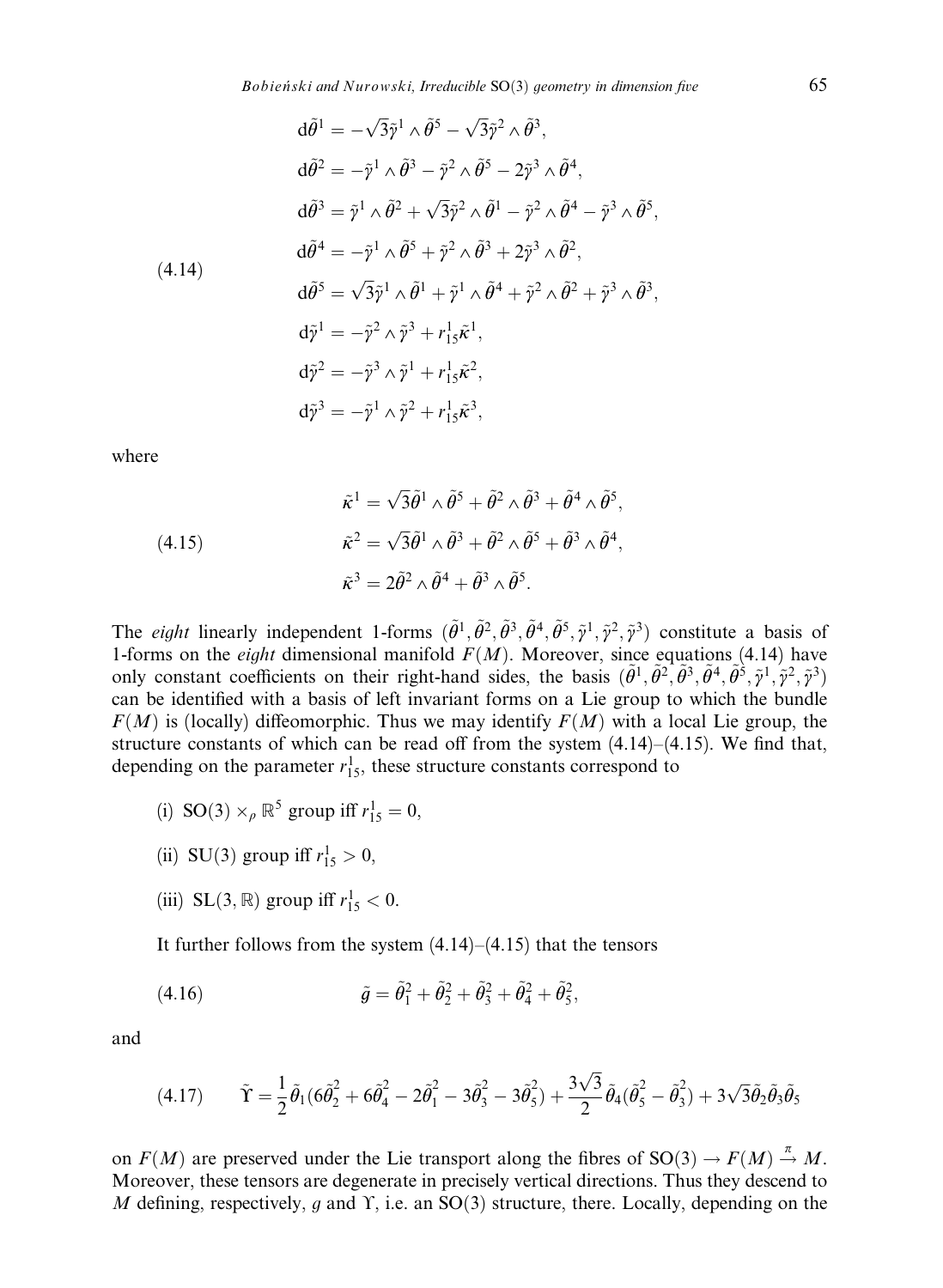$$
\begin{aligned}
\mathrm{d}\tilde{\theta}^1 &= -\sqrt{3}\tilde{\gamma}^1 \wedge \tilde{\theta}^5 - \sqrt{3}\tilde{\gamma}^2 \wedge \tilde{\theta}^3,\\
\mathrm{d}\tilde{\theta}^2 &= -\tilde{\gamma}^1 \wedge \tilde{\theta}^3 - \tilde{\gamma}^2 \wedge \tilde{\theta}^5 - 2\tilde{\gamma}^3 \wedge \tilde{\theta}^4,\\
\mathrm{d}\tilde{\theta}^3 &= \tilde{\gamma}^1 \wedge \tilde{\theta}^2 + \sqrt{3}\tilde{\gamma}^2 \wedge \tilde{\theta}^1 - \tilde{\gamma}^2 \wedge \tilde{\theta}^4 - \tilde{\gamma}^3 \wedge \tilde{\theta}^5,\\
\mathrm{d}\tilde{\theta}^4 &= -\tilde{\gamma}^1 \wedge \tilde{\theta}^5 + \tilde{\gamma}^2 \wedge \tilde{\theta}^3 + 2\tilde{\gamma}^3 \wedge \tilde{\theta}^2,\\
\mathrm{d}\tilde{\theta}^5 &= \sqrt{3}\tilde{\gamma}^1 \wedge \tilde{\theta}^1 + \tilde{\gamma}^1 \wedge \tilde{\theta}^4 + \tilde{\gamma}^2 \wedge \tilde{\theta}^2 + \tilde{\gamma}^3 \wedge \tilde{\theta}^3,\\
\mathrm{d}\tilde{\gamma}^1 &= -\tilde{\gamma}^2 \wedge \tilde{\gamma}^3 + r^1_{15}\tilde{\kappa}^1,\\
\mathrm{d}\tilde{\gamma}^2 &= -\tilde{\gamma}^3 \wedge \tilde{\gamma}^1 + r^1_{15}\tilde{\kappa}^2,\\
\mathrm{d}\tilde{\gamma}^3 &= -\tilde{\gamma}^1 \wedge \tilde{\gamma}^2 + r^1_{15}\tilde{\kappa}^3,
\end{aligned}
\tag{4.14}
$$

where

$$
\begin{aligned}
\tilde{\kappa}^1 &= \sqrt{3}\tilde{\theta}^1 \wedge \tilde{\theta}^5 + \tilde{\theta}^2 \wedge \tilde{\theta}^3 + \tilde{\theta}^4 \wedge \tilde{\theta}^5,\\
\tilde{\kappa}^2 &= \sqrt{3}\tilde{\theta}^1 \wedge \tilde{\theta}^3 + \tilde{\theta}^2 \wedge \tilde{\theta}^5 + \tilde{\theta}^3 \wedge \tilde{\theta}^4,\\
\tilde{\kappa}^3 &= 2\tilde{\theta}^2 \wedge \tilde{\theta}^4 + \tilde{\theta}^3 \wedge \tilde{\theta}^5.
\end{aligned}
\tag{4.15}
$$

The *eight* linearly independent 1-forms $(\tilde{\theta}^1, \tilde{\theta}^2, \tilde{\theta}^3, \tilde{\theta}^4, \tilde{\theta}^5, \tilde{\gamma}^1, \tilde{\gamma}^2, \tilde{\gamma}^3)$ constitute a basis of 1-forms on the *eight* dimensional manifold $F(M)$. Moreover, since equations (4.14) have only constant coefficients on their right-hand sides, the basis $(\tilde{\theta}^1, \tilde{\theta}^2, \tilde{\theta}^3, \tilde{\theta}^4, \tilde{\theta}^5, \tilde{\gamma}^1, \tilde{\gamma}^2, \tilde{\gamma}^3)$ can be identified with a basis of left invariant forms on a Lie group to which the bundle $F(M)$ is (locally) diffeomorphic. Thus we may identify $F(M)$ with a local Lie group, the structure constants of which can be read off from the system (4.14)–(4.15). We find that, depending on the parameter $r^1_{15}$, these structure constants correspond to

(i) $\mathrm{SO}(3) \times_\rho \mathbb{R}^5$ group iff $r^1_{15} = 0$,

(ii) $\mathrm{SU}(3)$ group iff $r^1_{15} > 0$,

(iii) $\mathrm{SL}(3, \mathbb{R})$ group iff $r^1_{15} < 0$.

It further follows from the system (4.14)–(4.15) that the tensors

$$
\tilde{g} = \tilde{\theta}_1^2 + \tilde{\theta}_2^2 + \tilde{\theta}_3^2 + \tilde{\theta}_4^2 + \tilde{\theta}_5^2,
\tag{4.16}
$$

and

$$
\tilde{\Upsilon} = \frac{1}{2}\tilde{\theta}_1(6\tilde{\theta}_2^2 + 6\tilde{\theta}_4^2 - 2\tilde{\theta}_1^2 - 3\tilde{\theta}_3^2 - 3\tilde{\theta}_5^2) + \frac{3\sqrt{3}}{2}\tilde{\theta}_4(\tilde{\theta}_5^2 - \tilde{\theta}_3^2) + 3\sqrt{3}\tilde{\theta}_2\tilde{\theta}_3\tilde{\theta}_5
\tag{4.17}
$$

on $F(M)$ are preserved under the Lie transport along the fibres of $\mathrm{SO}(3) \to F(M) \xrightarrow{\pi} M$. Moreover, these tensors are degenerate in precisely vertical directions. Thus they descend to $M$ defining, respectively, $g$ and $\Upsilon$, i.e. an $\mathrm{SO}(3)$ structure, there. Locally, depending on the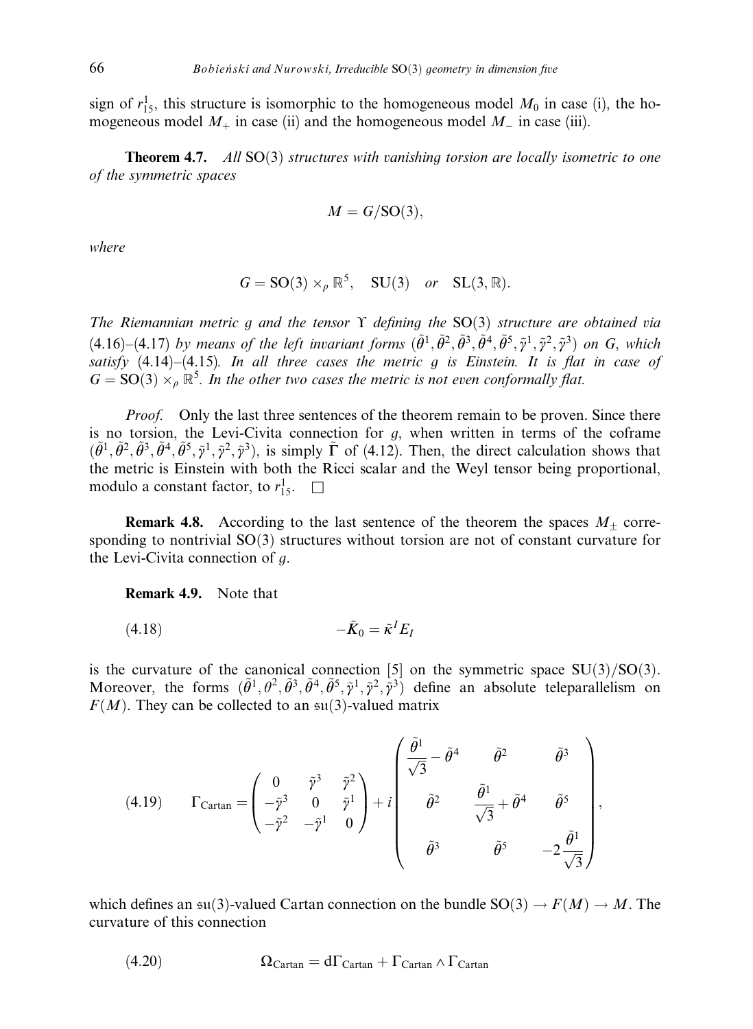sign of $r^1_{15}$, this structure is isomorphic to the homogeneous model $M_0$ in case (i), the homogeneous model $M_+$ in case (ii) and the homogeneous model $M_-$ in case (iii).

**Theorem 4.7.** *All* SO(3) *structures with vanishing torsion are locally isometric to one of the symmetric spaces*

$$M = G/\mathrm{SO}(3),$$

*where*

$$G = \mathrm{SO}(3) \times_\rho \mathbb{R}^5, \quad \mathrm{SU}(3) \quad or \quad \mathrm{SL}(3, \mathbb{R}).$$

*The Riemannian metric $g$ and the tensor $\Upsilon$ defining the* SO(3) *structure are obtained via* (4.16)–(4.17) *by means of the left invariant forms $(\tilde\theta^1, \tilde\theta^2, \tilde\theta^3, \tilde\theta^4, \tilde\theta^5, \tilde\gamma^1, \tilde\gamma^2, \tilde\gamma^3)$ on $G$, which satisfy* (4.14)–(4.15)*. In all three cases the metric $g$ is Einstein. It is flat in case of $G = \mathrm{SO}(3) \times_\rho \mathbb{R}^5$. In the other two cases the metric is not even conformally flat.*

*Proof.* Only the last three sentences of the theorem remain to be proven. Since there is no torsion, the Levi-Civita connection for $g$, when written in terms of the coframe $(\tilde\theta^1, \tilde\theta^2, \tilde\theta^3, \tilde\theta^4, \tilde\theta^5, \tilde\gamma^1, \tilde\gamma^2, \tilde\gamma^3)$, is simply $\tilde\Gamma$ of (4.12). Then, the direct calculation shows that the metric is Einstein with both the Ricci scalar and the Weyl tensor being proportional, modulo a constant factor, to $r^1_{15}$. $\square$

**Remark 4.8.** According to the last sentence of the theorem the spaces $M_\pm$ corresponding to nontrivial SO(3) structures without torsion are not of constant curvature for the Levi-Civita connection of $g$.

**Remark 4.9.** Note that

$$-\tilde K_0 = \tilde\kappa^I E_I \tag{4.18}$$

is the curvature of the canonical connection [5] on the symmetric space SU(3)/SO(3). Moreover, the forms $(\tilde\theta^1, \theta^2, \tilde\theta^3, \tilde\theta^4, \tilde\theta^5, \tilde\gamma^1, \tilde\gamma^2, \tilde\gamma^3)$ define an absolute teleparallelism on $F(M)$. They can be collected to an $\mathfrak{su}(3)$-valued matrix

$$\Gamma_{\mathrm{Cartan}} = \begin{pmatrix} 0 & \tilde\gamma^3 & \tilde\gamma^2 \\ -\tilde\gamma^3 & 0 & \tilde\gamma^1 \\ -\tilde\gamma^2 & -\tilde\gamma^1 & 0 \end{pmatrix} + i \begin{pmatrix} \dfrac{\tilde\theta^1}{\sqrt{3}} - \tilde\theta^4 & \tilde\theta^2 & \tilde\theta^3 \\ \tilde\theta^2 & \dfrac{\tilde\theta^1}{\sqrt{3}} + \tilde\theta^4 & \tilde\theta^5 \\ \tilde\theta^3 & \tilde\theta^5 & -2\dfrac{\tilde\theta^1}{\sqrt{3}} \end{pmatrix}, \tag{4.19}$$

which defines an $\mathfrak{su}(3)$-valued Cartan connection on the bundle $\mathrm{SO}(3) \to F(M) \to M$. The curvature of this connection

$$\Omega_{\mathrm{Cartan}} = \mathrm{d}\Gamma_{\mathrm{Cartan}} + \Gamma_{\mathrm{Cartan}} \wedge \Gamma_{\mathrm{Cartan}} \tag{4.20}$$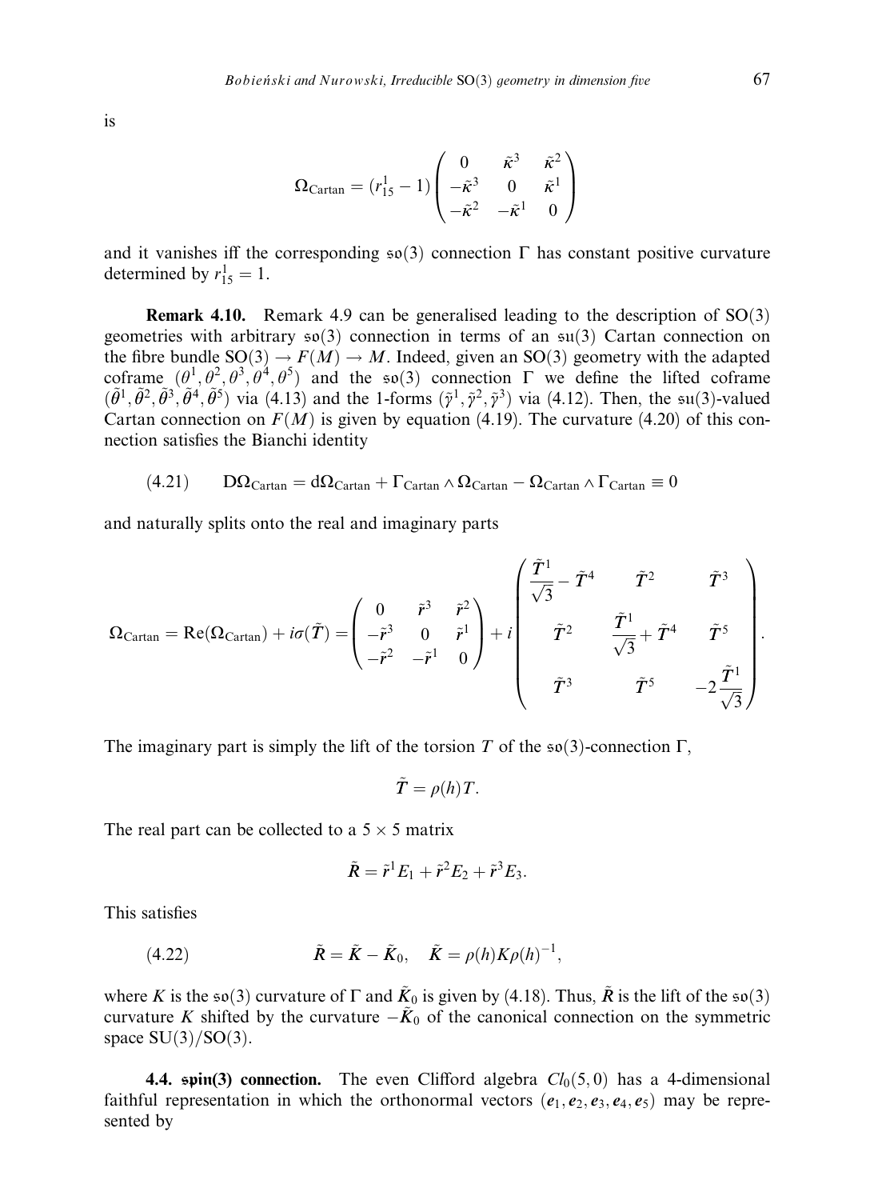is

$$\Omega_{\mathrm{Cartan}} = (r^1_{15} - 1)\begin{pmatrix} 0 & \tilde{\kappa}^3 & \tilde{\kappa}^2 \\ -\tilde{\kappa}^3 & 0 & \tilde{\kappa}^1 \\ -\tilde{\kappa}^2 & -\tilde{\kappa}^1 & 0 \end{pmatrix}$$

and it vanishes iff the corresponding $\mathfrak{so}(3)$ connection $\Gamma$ has constant positive curvature determined by $r^1_{15} = 1$.

**Remark 4.10.** Remark 4.9 can be generalised leading to the description of $\mathrm{SO}(3)$ geometries with arbitrary $\mathfrak{so}(3)$ connection in terms of an $\mathfrak{su}(3)$ Cartan connection on the fibre bundle $\mathrm{SO}(3) \to F(M) \to M$. Indeed, given an $\mathrm{SO}(3)$ geometry with the adapted coframe $(\theta^1, \theta^2, \theta^3, \theta^4, \theta^5)$ and the $\mathfrak{so}(3)$ connection $\Gamma$ we define the lifted coframe $(\tilde{\theta}^1, \tilde{\theta}^2, \tilde{\theta}^3, \tilde{\theta}^4, \tilde{\theta}^5)$ via (4.13) and the 1-forms $(\tilde{\gamma}^1, \tilde{\gamma}^2, \tilde{\gamma}^3)$ via (4.12). Then, the $\mathfrak{su}(3)$-valued Cartan connection on $F(M)$ is given by equation (4.19). The curvature (4.20) of this connection satisfies the Bianchi identity

$$\mathrm{D}\Omega_{\mathrm{Cartan}} = \mathrm{d}\Omega_{\mathrm{Cartan}} + \Gamma_{\mathrm{Cartan}} \wedge \Omega_{\mathrm{Cartan}} - \Omega_{\mathrm{Cartan}} \wedge \Gamma_{\mathrm{Cartan}} \equiv 0 \tag{4.21}$$

and naturally splits onto the real and imaginary parts

$$\Omega_{\mathrm{Cartan}} = \mathrm{Re}(\Omega_{\mathrm{Cartan}}) + i\sigma(\tilde{T}) = \begin{pmatrix} 0 & \tilde{r}^3 & \tilde{r}^2 \\ -\tilde{r}^3 & 0 & \tilde{r}^1 \\ -\tilde{r}^2 & -\tilde{r}^1 & 0 \end{pmatrix} + i \begin{pmatrix} \dfrac{\tilde{T}^1}{\sqrt{3}} - \tilde{T}^4 & \tilde{T}^2 & \tilde{T}^3 \\ \tilde{T}^2 & \dfrac{\tilde{T}^1}{\sqrt{3}} + \tilde{T}^4 & \tilde{T}^5 \\ \tilde{T}^3 & \tilde{T}^5 & -2\dfrac{\tilde{T}^1}{\sqrt{3}} \end{pmatrix}.$$

The imaginary part is simply the lift of the torsion $T$ of the $\mathfrak{so}(3)$-connection $\Gamma$,

$$\tilde{T} = \rho(h)T.$$

The real part can be collected to a $5 \times 5$ matrix

$$\tilde{R} = \tilde{r}^1 E_1 + \tilde{r}^2 E_2 + \tilde{r}^3 E_3.$$

This satisfies

$$\tilde{R} = \tilde{K} - \tilde{K}_0, \quad \tilde{K} = \rho(h) K \rho(h)^{-1}, \tag{4.22}$$

where $K$ is the $\mathfrak{so}(3)$ curvature of $\Gamma$ and $\tilde{K}_0$ is given by (4.18). Thus, $\tilde{R}$ is the lift of the $\mathfrak{so}(3)$ curvature $K$ shifted by the curvature $-\tilde{K}_0$ of the canonical connection on the symmetric space $\mathrm{SU}(3)/\mathrm{SO}(3)$.

**4.4. $\mathfrak{spin}(3)$ connection.** The even Clifford algebra $Cl_0(5,0)$ has a 4-dimensional faithful representation in which the orthonormal vectors $(e_1, e_2, e_3, e_4, e_5)$ may be represented by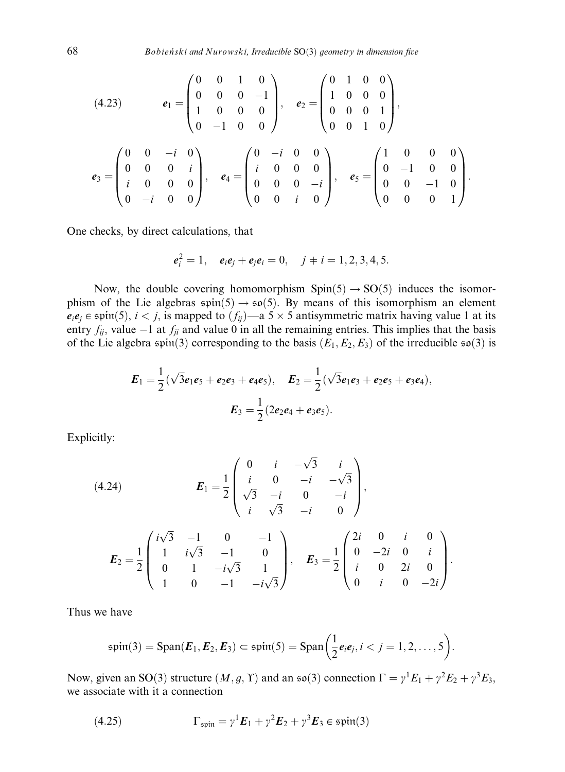$$
(4.23)\qquad e_1 = \begin{pmatrix} 0 & 0 & 1 & 0 \\ 0 & 0 & 0 & -1 \\ 1 & 0 & 0 & 0 \\ 0 & -1 & 0 & 0 \end{pmatrix}, \quad e_2 = \begin{pmatrix} 0 & 1 & 0 & 0 \\ 1 & 0 & 0 & 0 \\ 0 & 0 & 0 & 1 \\ 0 & 0 & 1 & 0 \end{pmatrix},
$$

$$
e_3 = \begin{pmatrix} 0 & 0 & -i & 0 \\ 0 & 0 & 0 & i \\ i & 0 & 0 & 0 \\ 0 & -i & 0 & 0 \end{pmatrix}, \quad e_4 = \begin{pmatrix} 0 & -i & 0 & 0 \\ i & 0 & 0 & 0 \\ 0 & 0 & 0 & -i \\ 0 & 0 & i & 0 \end{pmatrix}, \quad e_5 = \begin{pmatrix} 1 & 0 & 0 & 0 \\ 0 & -1 & 0 & 0 \\ 0 & 0 & -1 & 0 \\ 0 & 0 & 0 & 1 \end{pmatrix}.
$$

One checks, by direct calculations, that

$$
e_i^2 = 1, \quad e_i e_j + e_j e_i = 0, \quad j \neq i = 1, 2, 3, 4, 5.
$$

Now, the double covering homomorphism $\mathrm{Spin}(5) \to \mathrm{SO}(5)$ induces the isomorphism of the Lie algebras $\mathfrak{spin}(5) \to \mathfrak{so}(5)$. By means of this isomorphism an element $e_i e_j \in \mathfrak{spin}(5)$, $i < j$, is mapped to $(f_{ij})$—a $5 \times 5$ antisymmetric matrix having value 1 at its entry $f_{ij}$, value $-1$ at $f_{ji}$ and value 0 in all the remaining entries. This implies that the basis of the Lie algebra $\mathfrak{spin}(3)$ corresponding to the basis $(E_1, E_2, E_3)$ of the irreducible $\mathfrak{so}(3)$ is

$$
\boldsymbol{E}_1 = \frac{1}{2}(\sqrt{3} e_1 e_5 + e_2 e_3 + e_4 e_5), \quad \boldsymbol{E}_2 = \frac{1}{2}(\sqrt{3} e_1 e_3 + e_2 e_5 + e_3 e_4),
$$

$$
\boldsymbol{E}_3 = \frac{1}{2}(2 e_2 e_4 + e_3 e_5).
$$

Explicitly:

$$
(4.24)\qquad \boldsymbol{E}_1 = \frac{1}{2} \begin{pmatrix} 0 & i & -\sqrt{3} & i \\ i & 0 & -i & -\sqrt{3} \\ \sqrt{3} & -i & 0 & -i \\ i & \sqrt{3} & -i & 0 \end{pmatrix},
$$

$$
\boldsymbol{E}_2 = \frac{1}{2} \begin{pmatrix} i\sqrt{3} & -1 & 0 & -1 \\ 1 & i\sqrt{3} & -1 & 0 \\ 0 & 1 & -i\sqrt{3} & 1 \\ 1 & 0 & -1 & -i\sqrt{3} \end{pmatrix}, \quad \boldsymbol{E}_3 = \frac{1}{2} \begin{pmatrix} 2i & 0 & i & 0 \\ 0 & -2i & 0 & i \\ i & 0 & 2i & 0 \\ 0 & i & 0 & -2i \end{pmatrix}.
$$

Thus we have

$$
\mathfrak{spin}(3) = \mathrm{Span}(\boldsymbol{E}_1, \boldsymbol{E}_2, \boldsymbol{E}_3) \subset \mathfrak{spin}(5) = \mathrm{Span}\left(\frac{1}{2} e_i e_j, i < j = 1, 2, \ldots, 5\right).
$$

Now, given an $\mathrm{SO}(3)$ structure $(M, g, \Upsilon)$ and an $\mathfrak{so}(3)$ connection $\Gamma = \gamma^1 E_1 + \gamma^2 E_2 + \gamma^3 E_3$, we associate with it a connection

$$
(4.25)\qquad \Gamma_{\mathfrak{spin}} = \gamma^1 \boldsymbol{E}_1 + \gamma^2 \boldsymbol{E}_2 + \gamma^3 \boldsymbol{E}_3 \in \mathfrak{spin}(3)
$$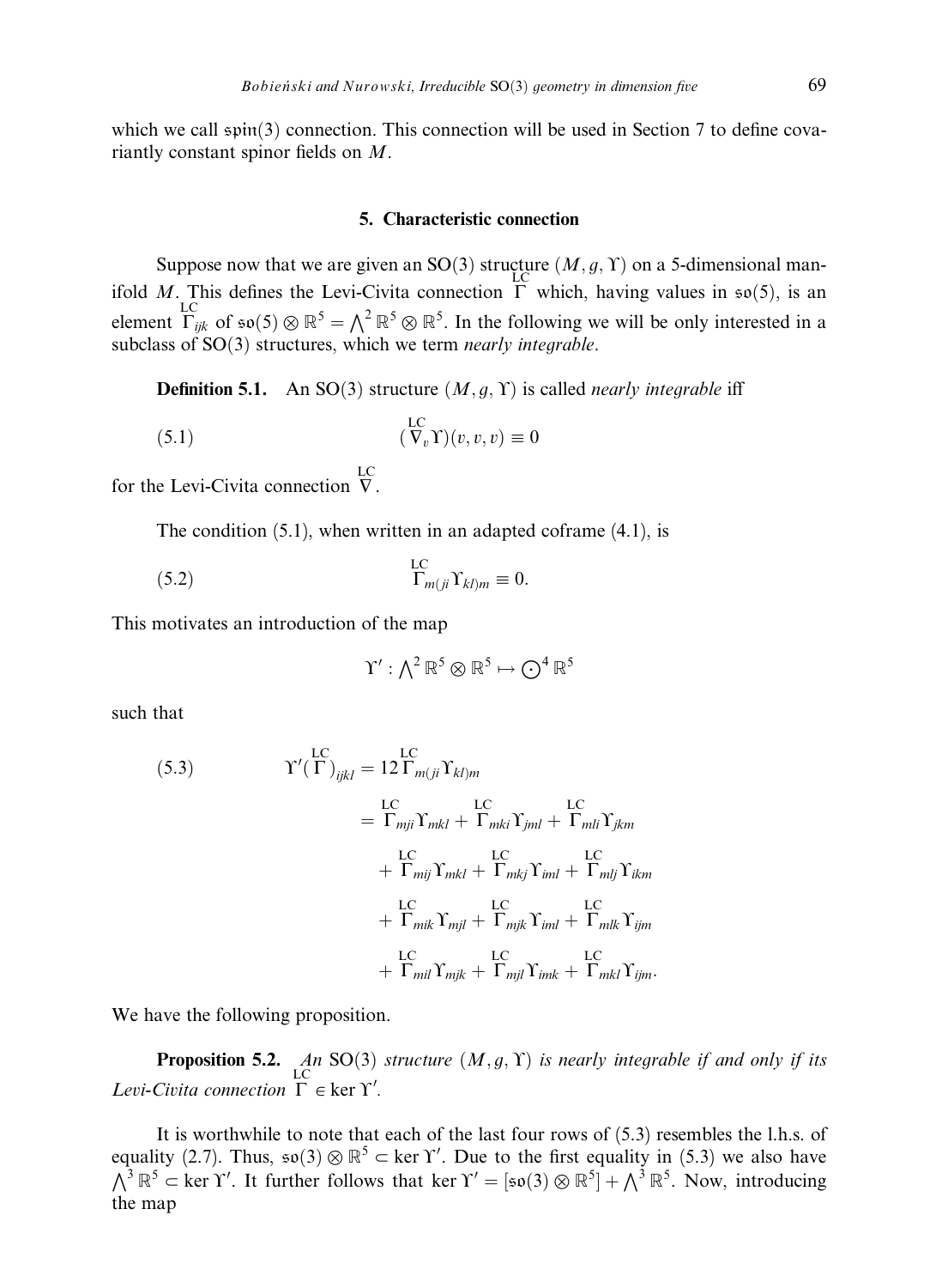which we call $\mathfrak{spin}(3)$ connection. This connection will be used in Section 7 to define covariantly constant spinor fields on $M$.

## 5. Characteristic connection

Suppose now that we are given an $SO(3)$ structure $(M, g, \Upsilon)$ on a 5-dimensional manifold $M$. This defines the Levi-Civita connection $\overset{\text{LC}}{\Gamma}$ which, having values in $\mathfrak{so}(5)$, is an element $\overset{\text{LC}}{\Gamma}_{ijk}$ of $\mathfrak{so}(5) \otimes \mathbb{R}^5 = \bigwedge^2 \mathbb{R}^5 \otimes \mathbb{R}^5$. In the following we will be only interested in a subclass of $SO(3)$ structures, which we term *nearly integrable*.

**Definition 5.1.** An $SO(3)$ structure $(M, g, \Upsilon)$ is called *nearly integrable* iff

$$(\overset{\text{LC}}{\nabla}_v \Upsilon)(v, v, v) \equiv 0 \tag{5.1}$$

for the Levi-Civita connection $\overset{\text{LC}}{\nabla}$.

The condition (5.1), when written in an adapted coframe (4.1), is

$$\overset{\text{LC}}{\Gamma}_{m(ji}\Upsilon_{kl)m} \equiv 0. \tag{5.2}$$

This motivates an introduction of the map

$$\Upsilon' : \bigwedge^2 \mathbb{R}^5 \otimes \mathbb{R}^5 \mapsto \bigodot^4 \mathbb{R}^5$$

such that

$$\begin{aligned}
\Upsilon'(\overset{\text{LC}}{\Gamma})_{ijkl} &= 12\, \overset{\text{LC}}{\Gamma}_{m(ji}\Upsilon_{kl)m} \\
&= \overset{\text{LC}}{\Gamma}_{mji}\Upsilon_{mkl} + \overset{\text{LC}}{\Gamma}_{mki}\Upsilon_{jml} + \overset{\text{LC}}{\Gamma}_{mli}\Upsilon_{jkm} \\
&\quad + \overset{\text{LC}}{\Gamma}_{mij}\Upsilon_{mkl} + \overset{\text{LC}}{\Gamma}_{mkj}\Upsilon_{iml} + \overset{\text{LC}}{\Gamma}_{mlj}\Upsilon_{ikm} \\
&\quad + \overset{\text{LC}}{\Gamma}_{mik}\Upsilon_{mjl} + \overset{\text{LC}}{\Gamma}_{mjk}\Upsilon_{iml} + \overset{\text{LC}}{\Gamma}_{mlk}\Upsilon_{ijm} \\
&\quad + \overset{\text{LC}}{\Gamma}_{mil}\Upsilon_{mjk} + \overset{\text{LC}}{\Gamma}_{mjl}\Upsilon_{imk} + \overset{\text{LC}}{\Gamma}_{mkl}\Upsilon_{ijm}.
\end{aligned} \tag{5.3}$$

We have the following proposition.

**Proposition 5.2.** *An* $SO(3)$ *structure* $(M, g, \Upsilon)$ *is nearly integrable if and only if its Levi-Civita connection* $\overset{\text{LC}}{\Gamma} \in \ker \Upsilon'$.

It is worthwhile to note that each of the last four rows of (5.3) resembles the l.h.s. of equality (2.7). Thus, $\mathfrak{so}(3) \otimes \mathbb{R}^5 \subset \ker \Upsilon'$. Due to the first equality in (5.3) we also have $\bigwedge^3 \mathbb{R}^5 \subset \ker \Upsilon'$. It further follows that $\ker \Upsilon' = [\mathfrak{so}(3) \otimes \mathbb{R}^5] + \bigwedge^3 \mathbb{R}^5$. Now, introducing the map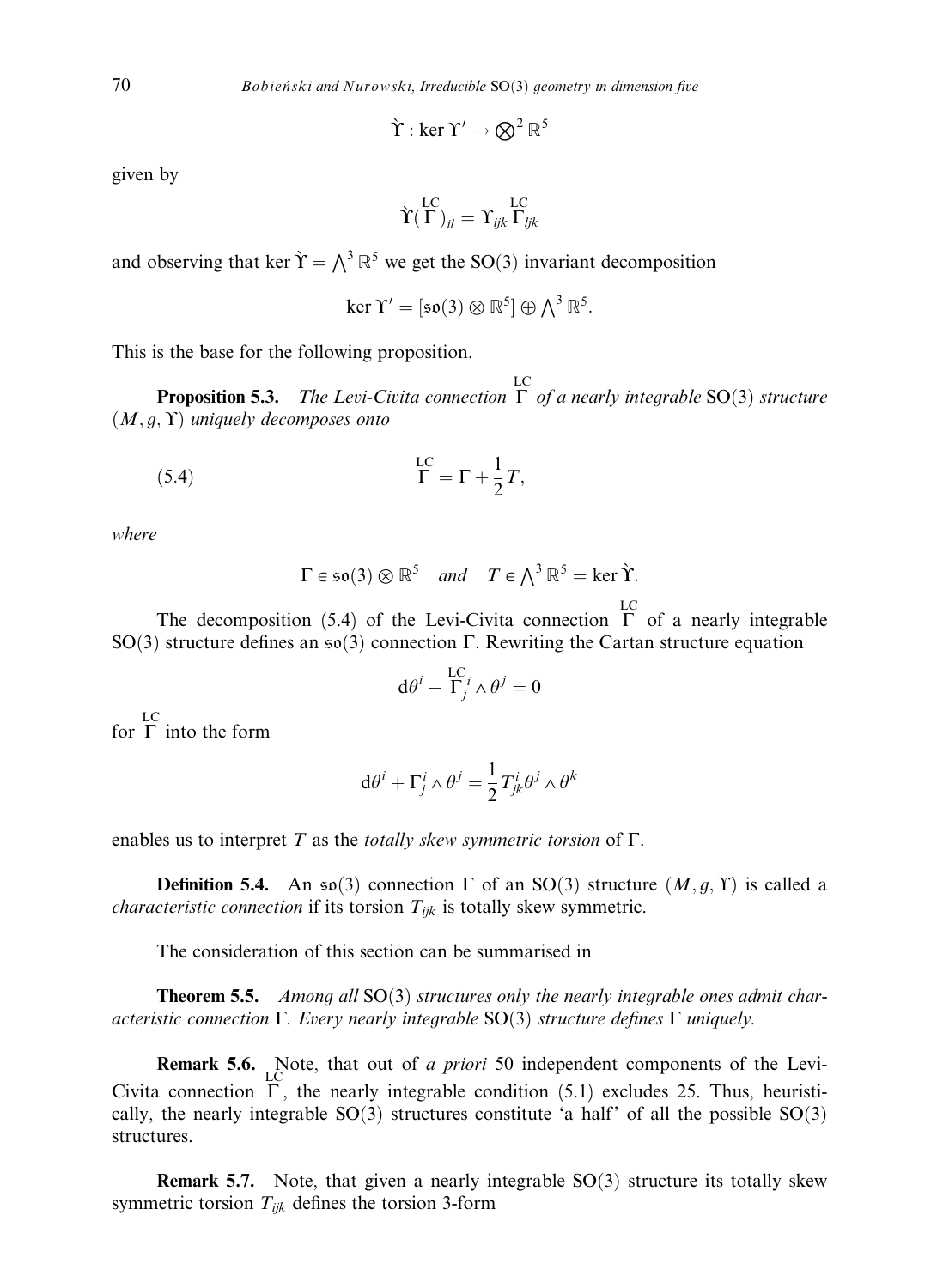$$\grave{\Upsilon} : \ker \Upsilon' \to \bigotimes{}^2 \mathbb{R}^5$$

given by

$$\grave{\Upsilon}(\overset{\mathrm{LC}}{\Gamma})_{il} = \Upsilon_{ijk} \overset{\mathrm{LC}}{\Gamma}_{ljk}$$

and observing that $\ker \grave{\Upsilon} = \bigwedge^3 \mathbb{R}^5$ we get the SO(3) invariant decomposition

$$\ker \Upsilon' = [\mathfrak{so}(3) \otimes \mathbb{R}^5] \oplus \bigwedge{}^3 \mathbb{R}^5.$$

This is the base for the following proposition.

**Proposition 5.3.** *The Levi-Civita connection $\overset{\mathrm{LC}}{\Gamma}$ of a nearly integrable* SO(3) *structure* $(M, g, \Upsilon)$ *uniquely decomposes onto*

$$\overset{\mathrm{LC}}{\Gamma} = \Gamma + \frac{1}{2} T, \tag{5.4}$$

*where*

$$\Gamma \in \mathfrak{so}(3) \otimes \mathbb{R}^5 \quad \textit{and} \quad T \in \bigwedge{}^3 \mathbb{R}^5 = \ker \grave{\Upsilon}.$$

The decomposition (5.4) of the Levi-Civita connection $\overset{\mathrm{LC}}{\Gamma}$ of a nearly integrable SO(3) structure defines an $\mathfrak{so}(3)$ connection $\Gamma$. Rewriting the Cartan structure equation

$$\mathrm{d}\theta^i + \overset{\mathrm{LC}}{\Gamma}{}^i_{\ j} \wedge \theta^j = 0$$

for $\overset{\mathrm{LC}}{\Gamma}$ into the form

$$\mathrm{d}\theta^i + \Gamma^i_j \wedge \theta^j = \frac{1}{2} T^i_{jk} \theta^j \wedge \theta^k$$

enables us to interpret $T$ as the *totally skew symmetric torsion* of $\Gamma$.

**Definition 5.4.** An $\mathfrak{so}(3)$ connection $\Gamma$ of an SO(3) structure $(M, g, \Upsilon)$ is called a *characteristic connection* if its torsion $T_{ijk}$ is totally skew symmetric.

The consideration of this section can be summarised in

**Theorem 5.5.** *Among all* SO(3) *structures only the nearly integrable ones admit characteristic connection* $\Gamma$. *Every nearly integrable* SO(3) *structure defines* $\Gamma$ *uniquely.*

**Remark 5.6.** Note, that out of *a priori* 50 independent components of the Levi-Civita connection $\overset{\mathrm{LC}}{\Gamma}$, the nearly integrable condition (5.1) excludes 25. Thus, heuristically, the nearly integrable SO(3) structures constitute 'a half' of all the possible SO(3) structures.

**Remark 5.7.** Note, that given a nearly integrable SO(3) structure its totally skew symmetric torsion $T_{ijk}$ defines the torsion 3-form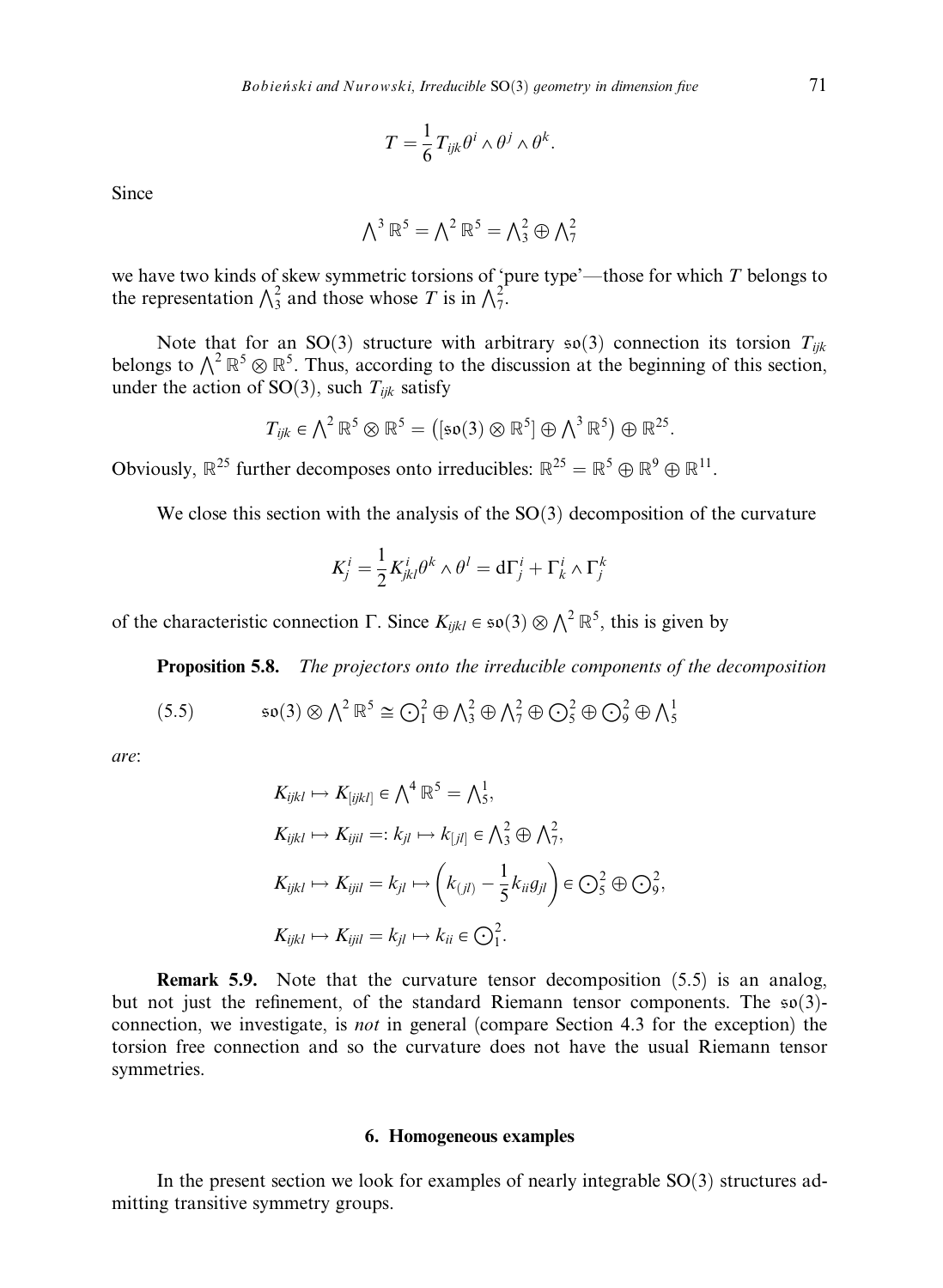$$T = \frac{1}{6} T_{ijk} \theta^i \wedge \theta^j \wedge \theta^k.$$

Since

$$\bigwedge^3 \mathbb{R}^5 = \bigwedge^2 \mathbb{R}^5 = \bigwedge^2_3 \oplus \bigwedge^2_7$$

we have two kinds of skew symmetric torsions of 'pure type'—those for which $T$ belongs to the representation $\bigwedge^2_3$ and those whose $T$ is in $\bigwedge^2_7$.

Note that for an SO(3) structure with arbitrary $\mathfrak{so}(3)$ connection its torsion $T_{ijk}$ belongs to $\bigwedge^2 \mathbb{R}^5 \otimes \mathbb{R}^5$. Thus, according to the discussion at the beginning of this section, under the action of SO(3), such $T_{ijk}$ satisfy

$$T_{ijk} \in \bigwedge^2 \mathbb{R}^5 \otimes \mathbb{R}^5 = \left([\mathfrak{so}(3) \otimes \mathbb{R}^5] \oplus \bigwedge^3 \mathbb{R}^5\right) \oplus \mathbb{R}^{25}.$$

Obviously, $\mathbb{R}^{25}$ further decomposes onto irreducibles: $\mathbb{R}^{25} = \mathbb{R}^5 \oplus \mathbb{R}^9 \oplus \mathbb{R}^{11}$.

We close this section with the analysis of the SO(3) decomposition of the curvature

$$K^i_j = \frac{1}{2} K^i_{jkl} \theta^k \wedge \theta^l = \mathrm{d}\Gamma^i_j + \Gamma^i_k \wedge \Gamma^k_j$$

of the characteristic connection $\Gamma$. Since $K_{ijkl} \in \mathfrak{so}(3) \otimes \bigwedge^2 \mathbb{R}^5$, this is given by

**Proposition 5.8.** *The projectors onto the irreducible components of the decomposition*

$$\mathfrak{so}(3) \otimes \bigwedge^2 \mathbb{R}^5 \cong \bigodot^2_1 \oplus \bigwedge^2_3 \oplus \bigwedge^2_7 \oplus \bigodot^2_5 \oplus \bigodot^2_9 \oplus \bigwedge^1_5 \tag{5.5}$$

*are*:

$$K_{ijkl} \mapsto K_{[ijkl]} \in \bigwedge^4 \mathbb{R}^5 = \bigwedge^1_5,$$

$$K_{ijkl} \mapsto K_{ijil} =: k_{jl} \mapsto k_{[jl]} \in \bigwedge^2_3 \oplus \bigwedge^2_7,$$

$$K_{ijkl} \mapsto K_{ijil} = k_{jl} \mapsto \left(k_{(jl)} - \frac{1}{5} k_{ii} g_{jl}\right) \in \bigodot^2_5 \oplus \bigodot^2_9,$$

$$K_{ijkl} \mapsto K_{ijil} = k_{jl} \mapsto k_{ii} \in \bigodot^2_1.$$

**Remark 5.9.** Note that the curvature tensor decomposition (5.5) is an analog, but not just the refinement, of the standard Riemann tensor components. The $\mathfrak{so}(3)$-connection, we investigate, is *not* in general (compare Section 4.3 for the exception) the torsion free connection and so the curvature does not have the usual Riemann tensor symmetries.

## 6. Homogeneous examples

In the present section we look for examples of nearly integrable SO(3) structures admitting transitive symmetry groups.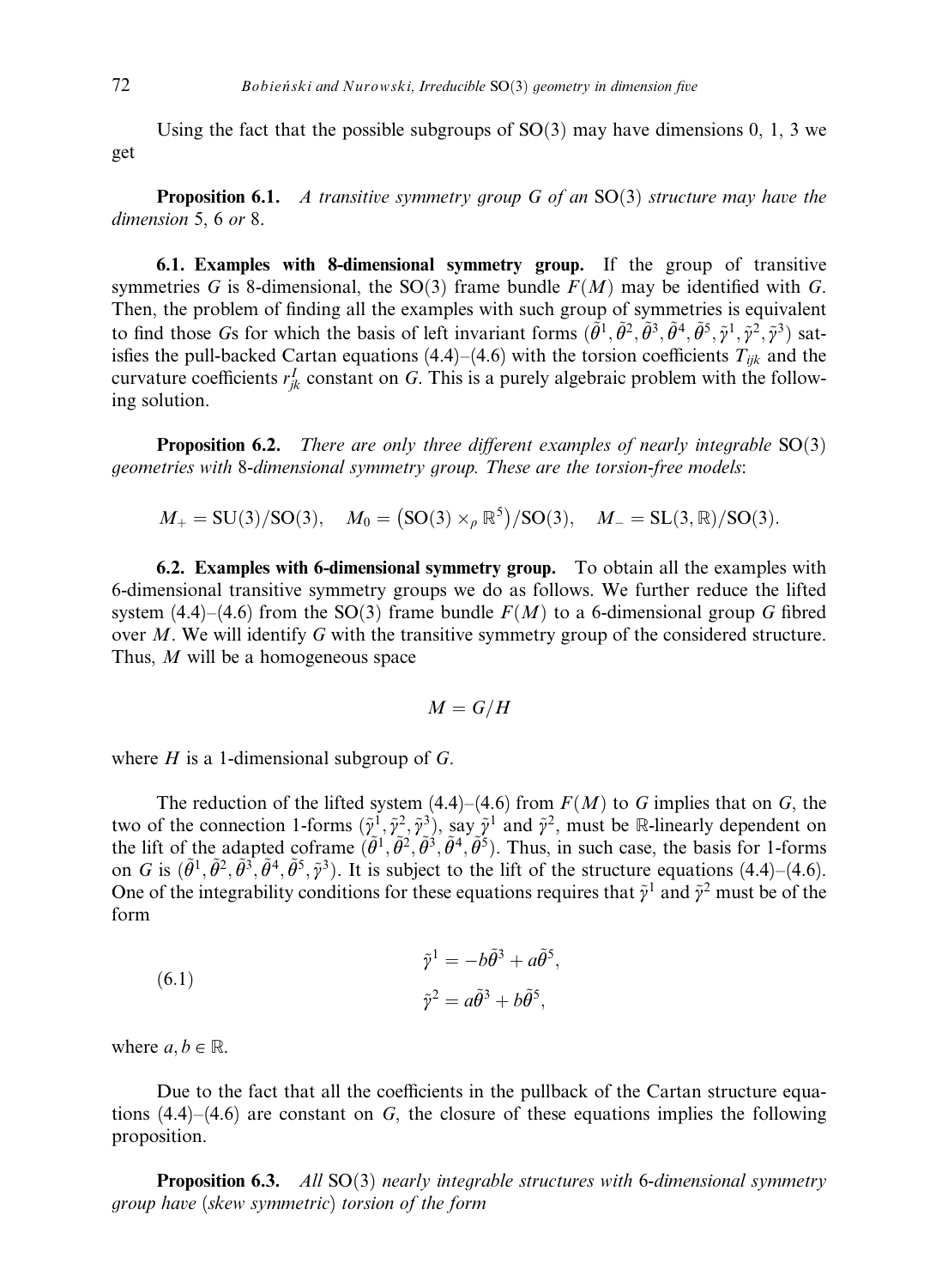Using the fact that the possible subgroups of $\mathrm{SO}(3)$ may have dimensions 0, 1, 3 we get

**Proposition 6.1.** *A transitive symmetry group $G$ of an $\mathrm{SO}(3)$ structure may have the dimension* 5, 6 *or* 8.

### 6.1. Examples with 8-dimensional symmetry group.

If the group of transitive symmetries $G$ is 8-dimensional, the $\mathrm{SO}(3)$ frame bundle $F(M)$ may be identified with $G$. Then, the problem of finding all the examples with such group of symmetries is equivalent to find those $G$s for which the basis of left invariant forms $(\tilde{\theta}^1, \tilde{\theta}^2, \tilde{\theta}^3, \tilde{\theta}^4, \tilde{\theta}^5, \tilde{\gamma}^1, \tilde{\gamma}^2, \tilde{\gamma}^3)$ satisfies the pull-backed Cartan equations (4.4)–(4.6) with the torsion coefficients $T_{ijk}$ and the curvature coefficients $r^I_{jk}$ constant on $G$. This is a purely algebraic problem with the following solution.

**Proposition 6.2.** *There are only three different examples of nearly integrable* $\mathrm{SO}(3)$ *geometries with* 8*-dimensional symmetry group. These are the torsion-free models*:

$$M_+ = \mathrm{SU}(3)/\mathrm{SO}(3), \quad M_0 = \big(\mathrm{SO}(3) \times_\rho \mathbb{R}^5\big)/\mathrm{SO}(3), \quad M_- = \mathrm{SL}(3, \mathbb{R})/\mathrm{SO}(3).$$

### 6.2. Examples with 6-dimensional symmetry group.

To obtain all the examples with 6-dimensional transitive symmetry groups we do as follows. We further reduce the lifted system (4.4)–(4.6) from the $\mathrm{SO}(3)$ frame bundle $F(M)$ to a 6-dimensional group $G$ fibred over $M$. We will identify $G$ with the transitive symmetry group of the considered structure. Thus, $M$ will be a homogeneous space

$$M = G/H$$

where $H$ is a 1-dimensional subgroup of $G$.

The reduction of the lifted system (4.4)–(4.6) from $F(M)$ to $G$ implies that on $G$, the two of the connection 1-forms $(\tilde{\gamma}^1, \tilde{\gamma}^2, \tilde{\gamma}^3)$, say $\tilde{\gamma}^1$ and $\tilde{\gamma}^2$, must be $\mathbb{R}$-linearly dependent on the lift of the adapted coframe $(\tilde{\theta}^1, \tilde{\theta}^2, \tilde{\theta}^3, \tilde{\theta}^4, \tilde{\theta}^5)$. Thus, in such case, the basis for 1-forms on $G$ is $(\tilde{\theta}^1, \tilde{\theta}^2, \tilde{\theta}^3, \tilde{\theta}^4, \tilde{\theta}^5, \tilde{\gamma}^3)$. It is subject to the lift of the structure equations (4.4)–(4.6). One of the integrability conditions for these equations requires that $\tilde{\gamma}^1$ and $\tilde{\gamma}^2$ must be of the form

$$\tilde{\gamma}^1 = -b\tilde{\theta}^3 + a\tilde{\theta}^5, \qquad \tilde{\gamma}^2 = a\tilde{\theta}^3 + b\tilde{\theta}^5, \tag{6.1}$$

where $a, b \in \mathbb{R}$.

Due to the fact that all the coefficients in the pullback of the Cartan structure equations (4.4)–(4.6) are constant on $G$, the closure of these equations implies the following proposition.

**Proposition 6.3.** *All* $\mathrm{SO}(3)$ *nearly integrable structures with* 6*-dimensional symmetry group have* (*skew symmetric*) *torsion of the form*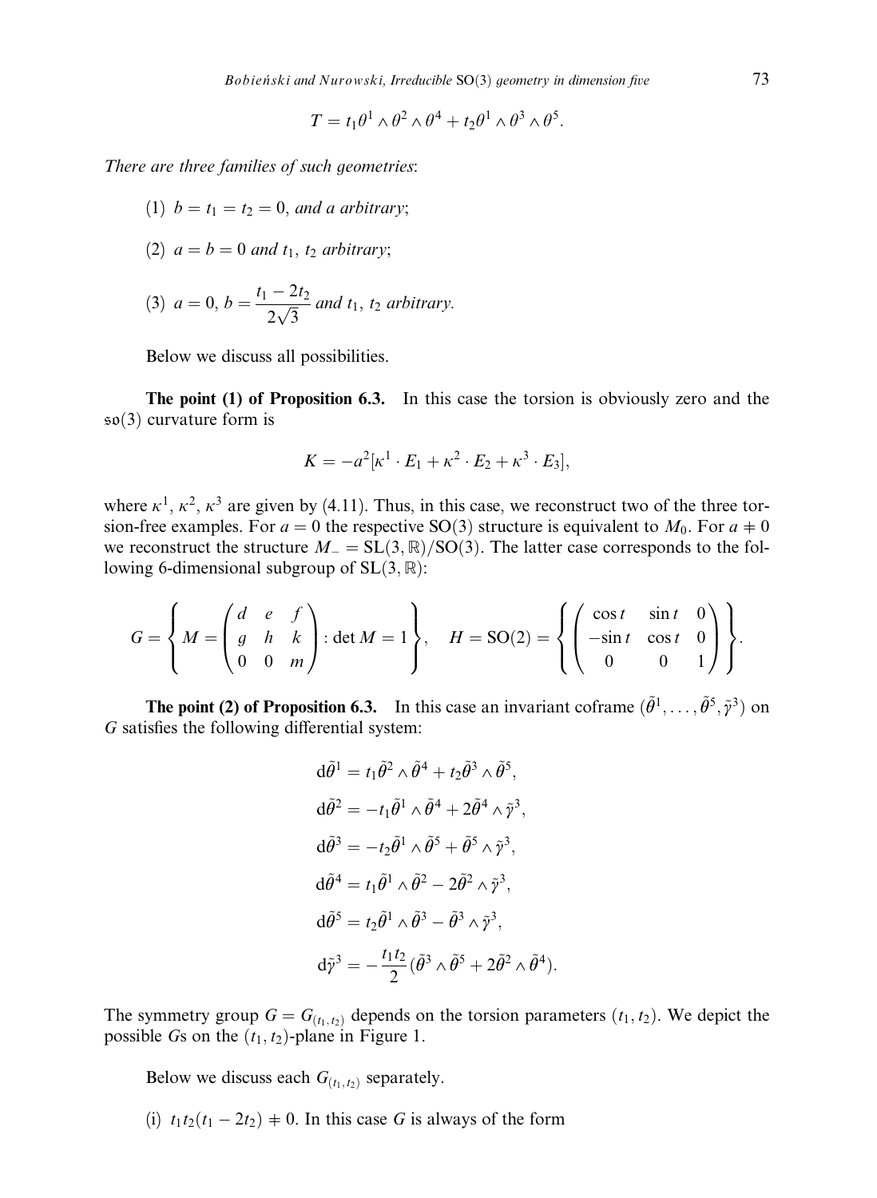$$T = t_1\theta^1 \wedge \theta^2 \wedge \theta^4 + t_2\theta^1 \wedge \theta^3 \wedge \theta^5.$$

*There are three families of such geometries*:

(1) $b = t_1 = t_2 = 0$, *and a arbitrary*;

(2) $a = b = 0$ *and* $t_1$, $t_2$ *arbitrary*;

(3) $a = 0$, $b = \dfrac{t_1 - 2t_2}{2\sqrt{3}}$ *and* $t_1$, $t_2$ *arbitrary.*

Below we discuss all possibilities.

**The point (1) of Proposition 6.3.** In this case the torsion is obviously zero and the $\mathfrak{so}(3)$ curvature form is

$$K = -a^2[\kappa^1 \cdot E_1 + \kappa^2 \cdot E_2 + \kappa^3 \cdot E_3],$$

where $\kappa^1$, $\kappa^2$, $\kappa^3$ are given by (4.11). Thus, in this case, we reconstruct two of the three torsion-free examples. For $a = 0$ the respective SO(3) structure is equivalent to $M_0$. For $a \neq 0$ we reconstruct the structure $M_- = \mathrm{SL}(3,\mathbb{R})/\mathrm{SO}(3)$. The latter case corresponds to the following 6-dimensional subgroup of $\mathrm{SL}(3,\mathbb{R})$:

$$G = \left\{ M = \begin{pmatrix} d & e & f \\ g & h & k \\ 0 & 0 & m \end{pmatrix} : \det M = 1 \right\}, \quad H = \mathrm{SO}(2) = \left\{ \begin{pmatrix} \cos t & \sin t & 0 \\ -\sin t & \cos t & 0 \\ 0 & 0 & 1 \end{pmatrix} \right\}.$$

**The point (2) of Proposition 6.3.** In this case an invariant coframe $(\tilde{\theta}^1, \ldots, \tilde{\theta}^5, \tilde{\gamma}^3)$ on $G$ satisfies the following differential system:

$$\begin{aligned}
\mathrm{d}\tilde{\theta}^1 &= t_1\tilde{\theta}^2 \wedge \tilde{\theta}^4 + t_2\tilde{\theta}^3 \wedge \tilde{\theta}^5, \\
\mathrm{d}\tilde{\theta}^2 &= -t_1\tilde{\theta}^1 \wedge \tilde{\theta}^4 + 2\tilde{\theta}^4 \wedge \tilde{\gamma}^3, \\
\mathrm{d}\tilde{\theta}^3 &= -t_2\tilde{\theta}^1 \wedge \tilde{\theta}^5 + \tilde{\theta}^5 \wedge \tilde{\gamma}^3, \\
\mathrm{d}\tilde{\theta}^4 &= t_1\tilde{\theta}^1 \wedge \tilde{\theta}^2 - 2\tilde{\theta}^2 \wedge \tilde{\gamma}^3, \\
\mathrm{d}\tilde{\theta}^5 &= t_2\tilde{\theta}^1 \wedge \tilde{\theta}^3 - \tilde{\theta}^3 \wedge \tilde{\gamma}^3, \\
\mathrm{d}\tilde{\gamma}^3 &= -\frac{t_1 t_2}{2}(\tilde{\theta}^3 \wedge \tilde{\theta}^5 + 2\tilde{\theta}^2 \wedge \tilde{\theta}^4).
\end{aligned}$$

The symmetry group $G = G_{(t_1,t_2)}$ depends on the torsion parameters $(t_1, t_2)$. We depict the possible $G$s on the $(t_1, t_2)$-plane in Figure 1.

Below we discuss each $G_{(t_1,t_2)}$ separately.

(i) $t_1 t_2(t_1 - 2t_2) \neq 0$. In this case $G$ is always of the form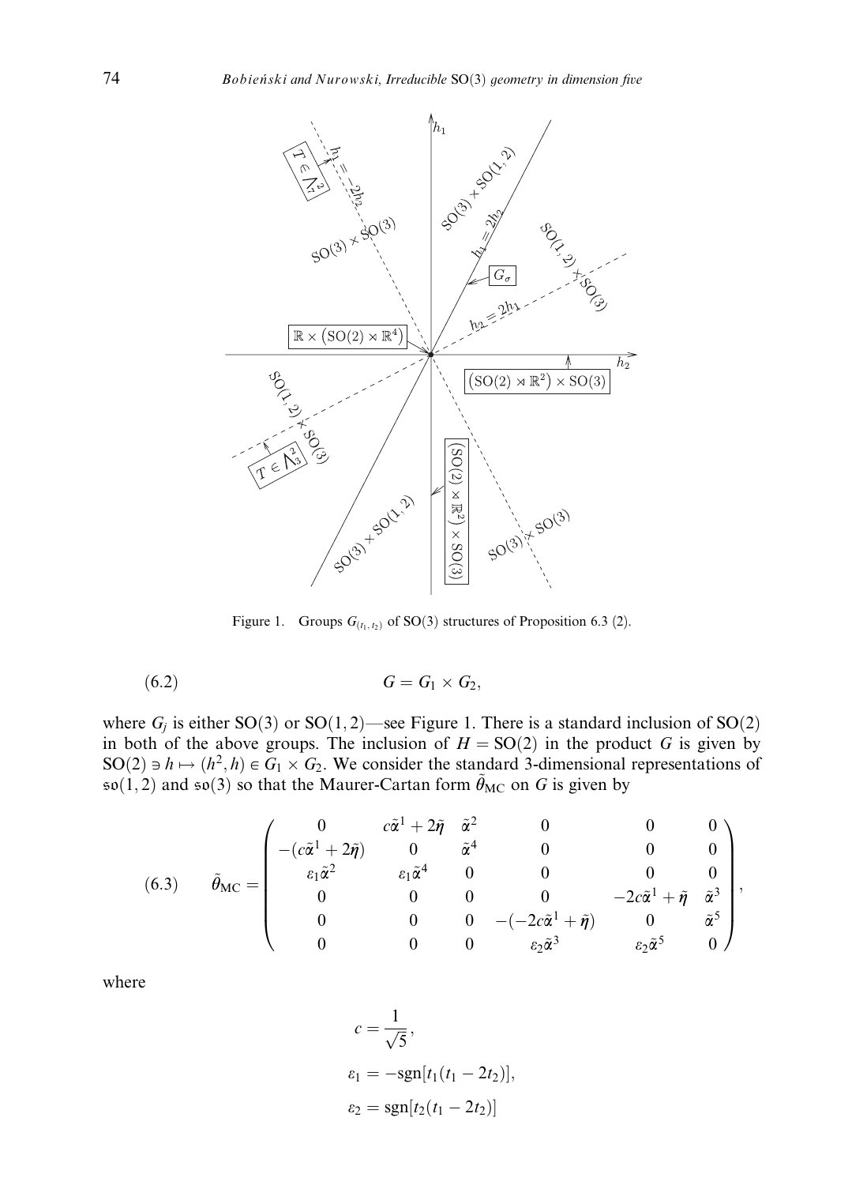Figure 1. Groups $G_{(t_1,t_2)}$ of SO(3) structures of Proposition 6.3 (2).

$$G = G_1 \times G_2, \tag{6.2}$$

where $G_j$ is either SO(3) or SO(1,2)—see Figure 1. There is a standard inclusion of SO(2) in both of the above groups. The inclusion of $H = \mathrm{SO}(2)$ in the product $G$ is given by $\mathrm{SO}(2) \ni h \mapsto (h^2, h) \in G_1 \times G_2$. We consider the standard 3-dimensional representations of $\mathfrak{so}(1,2)$ and $\mathfrak{so}(3)$ so that the Maurer-Cartan form $\tilde{\theta}_{\mathrm{MC}}$ on $G$ is given by

$$\tilde{\theta}_{\mathrm{MC}} = \begin{pmatrix} 0 & c\tilde{\alpha}^1 + 2\tilde{\eta} & \tilde{\alpha}^2 & 0 & 0 & 0 \\ -(c\tilde{\alpha}^1 + 2\tilde{\eta}) & 0 & \tilde{\alpha}^4 & 0 & 0 & 0 \\ \varepsilon_1\tilde{\alpha}^2 & \varepsilon_1\tilde{\alpha}^4 & 0 & 0 & 0 & 0 \\ 0 & 0 & 0 & 0 & -2c\tilde{\alpha}^1 + \tilde{\eta} & \tilde{\alpha}^3 \\ 0 & 0 & 0 & -(-2c\tilde{\alpha}^1 + \tilde{\eta}) & 0 & \tilde{\alpha}^5 \\ 0 & 0 & 0 & \varepsilon_2\tilde{\alpha}^3 & \varepsilon_2\tilde{\alpha}^5 & 0 \end{pmatrix}, \tag{6.3}$$

where

$$c = \frac{1}{\sqrt{5}},$$

$$\varepsilon_1 = -\mathrm{sgn}[t_1(t_1 - 2t_2)],$$

$$\varepsilon_2 = \mathrm{sgn}[t_2(t_1 - 2t_2)]$$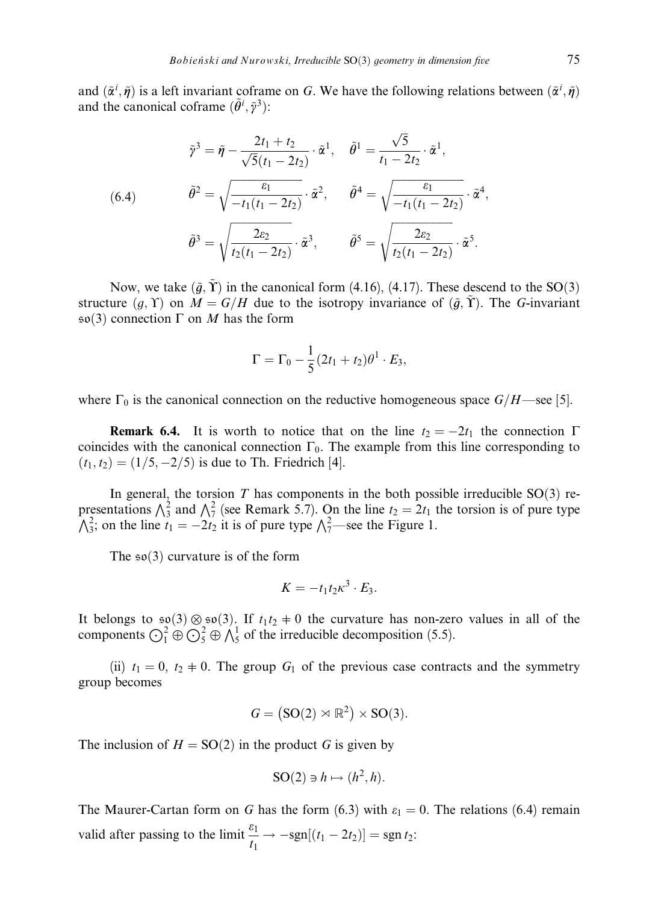and $(\tilde{\alpha}^i, \tilde{\eta})$ is a left invariant coframe on $G$. We have the following relations between $(\tilde{\alpha}^i, \tilde{\eta})$ and the canonical coframe $(\tilde{\theta}^i, \tilde{\gamma}^3)$:

$$
\begin{aligned}
&\tilde{\gamma}^3 = \tilde{\eta} - \frac{2t_1 + t_2}{\sqrt{5}(t_1 - 2t_2)} \cdot \tilde{\alpha}^1, \quad \tilde{\theta}^1 = \frac{\sqrt{5}}{t_1 - 2t_2} \cdot \tilde{\alpha}^1, \\
&\tilde{\theta}^2 = \sqrt{\frac{\varepsilon_1}{-t_1(t_1 - 2t_2)}} \cdot \tilde{\alpha}^2, \quad \tilde{\theta}^4 = \sqrt{\frac{\varepsilon_1}{-t_1(t_1 - 2t_2)}} \cdot \tilde{\alpha}^4, \\
&\tilde{\theta}^3 = \sqrt{\frac{2\varepsilon_2}{t_2(t_1 - 2t_2)}} \cdot \tilde{\alpha}^3, \quad \tilde{\theta}^5 = \sqrt{\frac{2\varepsilon_2}{t_2(t_1 - 2t_2)}} \cdot \tilde{\alpha}^5.
\end{aligned}
\tag{6.4}
$$

Now, we take $(\tilde{g}, \tilde{\Upsilon})$ in the canonical form (4.16), (4.17). These descend to the SO(3) structure $(g, \Upsilon)$ on $M = G/H$ due to the isotropy invariance of $(\tilde{g}, \tilde{\Upsilon})$. The $G$-invariant $\mathfrak{so}(3)$ connection $\Gamma$ on $M$ has the form

$$
\Gamma = \Gamma_0 - \frac{1}{5}(2t_1 + t_2)\theta^1 \cdot E_3,
$$

where $\Gamma_0$ is the canonical connection on the reductive homogeneous space $G/H$—see [5].

**Remark 6.4.** It is worth to notice that on the line $t_2 = -2t_1$ the connection $\Gamma$ coincides with the canonical connection $\Gamma_0$. The example from this line corresponding to $(t_1, t_2) = (1/5, -2/5)$ is due to Th. Friedrich [4].

In general, the torsion $T$ has components in the both possible irreducible SO(3) representations $\bigwedge^2_3$ and $\bigwedge^2_7$ (see Remark 5.7). On the line $t_2 = 2t_1$ the torsion is of pure type $\bigwedge^2_3$; on the line $t_1 = -2t_2$ it is of pure type $\bigwedge^2_7$—see the Figure 1.

The $\mathfrak{so}(3)$ curvature is of the form

$$
K = -t_1 t_2 \kappa^3 \cdot E_3.
$$

It belongs to $\mathfrak{so}(3) \otimes \mathfrak{so}(3)$. If $t_1 t_2 \neq 0$ the curvature has non-zero values in all of the components $\bigodot^2_1 \oplus \bigodot^2_5 \oplus \bigwedge^1_5$ of the irreducible decomposition (5.5).

(ii) $t_1 = 0$, $t_2 \neq 0$. The group $G_1$ of the previous case contracts and the symmetry group becomes

$$
G = \left(\mathrm{SO}(2) \rtimes \mathbb{R}^2\right) \times \mathrm{SO}(3).
$$

The inclusion of $H = \mathrm{SO}(2)$ in the product $G$ is given by

$$
\mathrm{SO}(2) \ni h \mapsto (h^2, h).
$$

The Maurer-Cartan form on $G$ has the form (6.3) with $\varepsilon_1 = 0$. The relations (6.4) remain valid after passing to the limit $\frac{\varepsilon_1}{t_1} \to -\mathrm{sgn}[(t_1 - 2t_2)] = \mathrm{sgn}\, t_2$: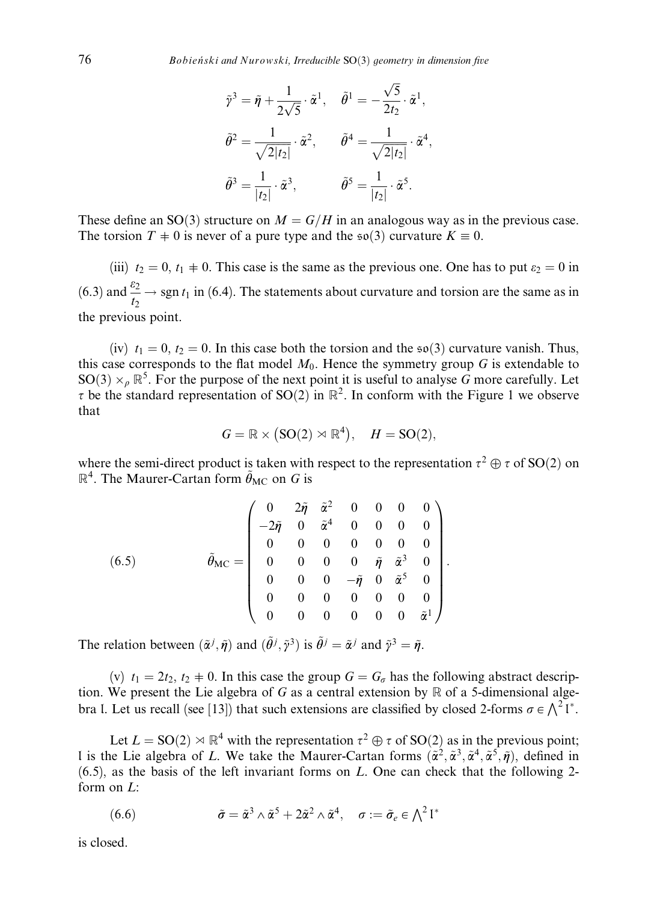$$\tilde{\gamma}^3 = \tilde{\eta} + \frac{1}{2\sqrt{5}} \cdot \tilde{\alpha}^1, \quad \tilde{\theta}^1 = -\frac{\sqrt{5}}{2t_2} \cdot \tilde{\alpha}^1,$$

$$\tilde{\theta}^2 = \frac{1}{\sqrt{2|t_2|}} \cdot \tilde{\alpha}^2, \qquad \tilde{\theta}^4 = \frac{1}{\sqrt{2|t_2|}} \cdot \tilde{\alpha}^4,$$

$$\tilde{\theta}^3 = \frac{1}{|t_2|} \cdot \tilde{\alpha}^3, \qquad \tilde{\theta}^5 = \frac{1}{|t_2|} \cdot \tilde{\alpha}^5.$$

These define an $\mathrm{SO}(3)$ structure on $M = G/H$ in an analogous way as in the previous case. The torsion $T \neq 0$ is never of a pure type and the $\mathfrak{so}(3)$ curvature $K \equiv 0$.

(iii) $t_2 = 0$, $t_1 \neq 0$. This case is the same as the previous one. One has to put $\varepsilon_2 = 0$ in (6.3) and $\frac{\varepsilon_2}{t_2} \to \operatorname{sgn} t_1$ in (6.4). The statements about curvature and torsion are the same as in the previous point.

(iv) $t_1 = 0$, $t_2 = 0$. In this case both the torsion and the $\mathfrak{so}(3)$ curvature vanish. Thus, this case corresponds to the flat model $M_0$. Hence the symmetry group $G$ is extendable to $\mathrm{SO}(3) \times_\rho \mathbb{R}^5$. For the purpose of the next point it is useful to analyse $G$ more carefully. Let $\tau$ be the standard representation of $\mathrm{SO}(2)$ in $\mathbb{R}^2$. In conform with the Figure 1 we observe that

$$G = \mathbb{R} \times \big(\mathrm{SO}(2) \rtimes \mathbb{R}^4\big), \quad H = \mathrm{SO}(2),$$

where the semi-direct product is taken with respect to the representation $\tau^2 \oplus \tau$ of $\mathrm{SO}(2)$ on $\mathbb{R}^4$. The Maurer-Cartan form $\tilde{\theta}_{\mathrm{MC}}$ on $G$ is

$$\tilde{\theta}_{\mathrm{MC}} = \begin{pmatrix} 0 & 2\tilde{\eta} & \tilde{\alpha}^2 & 0 & 0 & 0 & 0 \\ -2\tilde{\eta} & 0 & \tilde{\alpha}^4 & 0 & 0 & 0 & 0 \\ 0 & 0 & 0 & 0 & 0 & 0 & 0 \\ 0 & 0 & 0 & 0 & \tilde{\eta} & \tilde{\alpha}^3 & 0 \\ 0 & 0 & 0 & -\tilde{\eta} & 0 & \tilde{\alpha}^5 & 0 \\ 0 & 0 & 0 & 0 & 0 & 0 & 0 \\ 0 & 0 & 0 & 0 & 0 & 0 & \tilde{\alpha}^1 \end{pmatrix}. \tag{6.5}$$

The relation between $(\tilde{\alpha}^j, \tilde{\eta})$ and $(\tilde{\theta}^j, \tilde{\gamma}^3)$ is $\tilde{\theta}^j = \tilde{\alpha}^j$ and $\tilde{\gamma}^3 = \tilde{\eta}$.

(v) $t_1 = 2t_2$, $t_2 \neq 0$. In this case the group $G = G_\sigma$ has the following abstract description. We present the Lie algebra of $G$ as a central extension by $\mathbb{R}$ of a 5-dimensional algebra $\mathfrak{l}$. Let us recall (see [13]) that such extensions are classified by closed 2-forms $\sigma \in \bigwedge^2 \mathfrak{l}^*$.

Let $L = \mathrm{SO}(2) \rtimes \mathbb{R}^4$ with the representation $\tau^2 \oplus \tau$ of $\mathrm{SO}(2)$ as in the previous point; $\mathfrak{l}$ is the Lie algebra of $L$. We take the Maurer-Cartan forms $(\tilde{\alpha}^2, \tilde{\alpha}^3, \tilde{\alpha}^4, \tilde{\alpha}^5, \tilde{\eta})$, defined in (6.5), as the basis of the left invariant forms on $L$. One can check that the following 2-form on $L$:

$$\tilde{\sigma} = \tilde{\alpha}^3 \wedge \tilde{\alpha}^5 + 2\tilde{\alpha}^2 \wedge \tilde{\alpha}^4, \quad \sigma := \tilde{\sigma}_e \in \textstyle\bigwedge^2 \mathfrak{l}^* \tag{6.6}$$

is closed.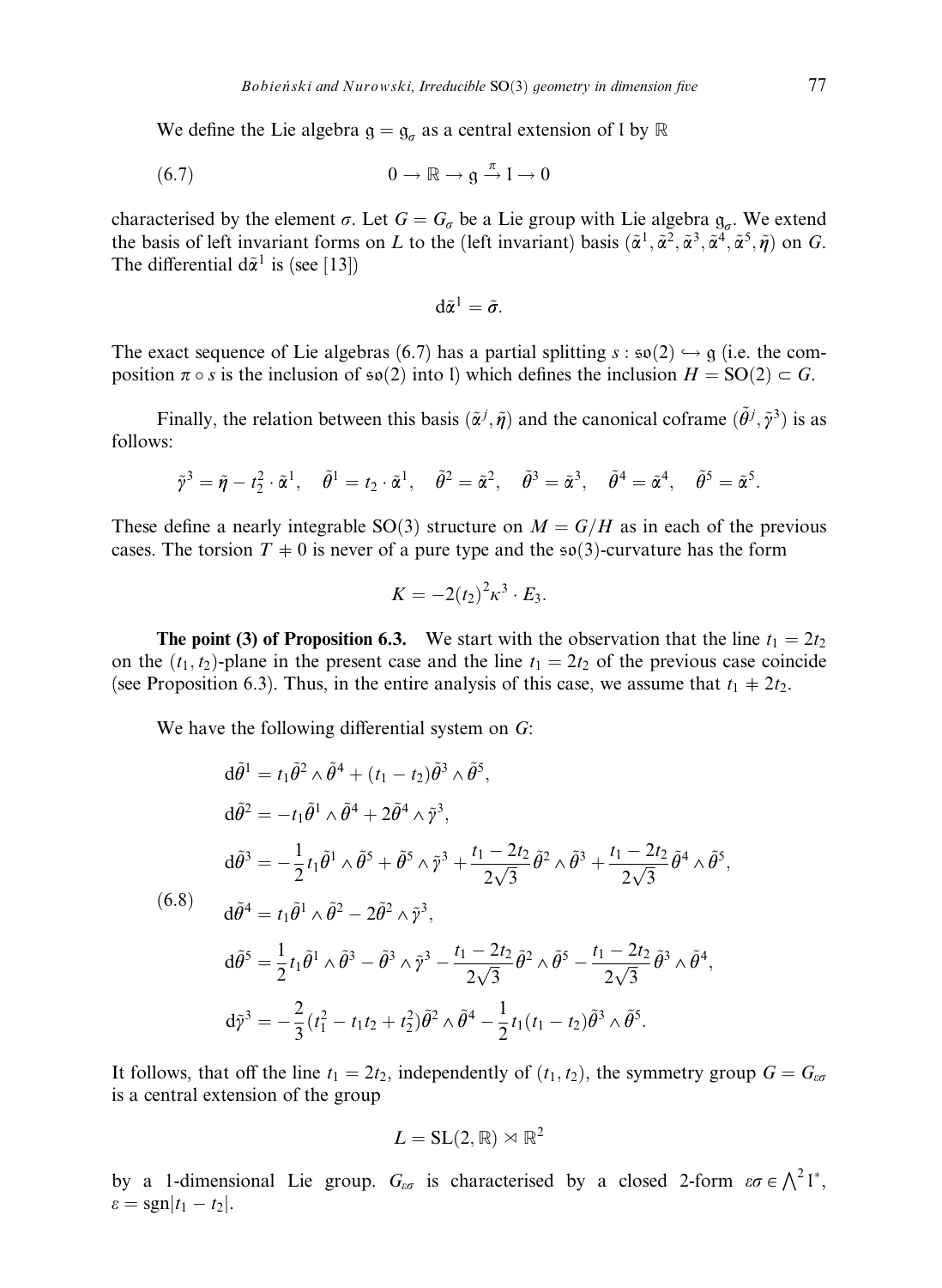We define the Lie algebra $\mathfrak{g} = \mathfrak{g}_\sigma$ as a central extension of $\mathfrak{l}$ by $\mathbb{R}$

$$0 \to \mathbb{R} \to \mathfrak{g} \xrightarrow{\pi} \mathfrak{l} \to 0 \tag{6.7}$$

characterised by the element $\sigma$. Let $G = G_\sigma$ be a Lie group with Lie algebra $\mathfrak{g}_\sigma$. We extend the basis of left invariant forms on $L$ to the (left invariant) basis $(\tilde{\alpha}^1, \tilde{\alpha}^2, \tilde{\alpha}^3, \tilde{\alpha}^4, \tilde{\alpha}^5, \tilde{\eta})$ on $G$. The differential $d\tilde{\alpha}^1$ is (see [13])

$$d\tilde{\alpha}^1 = \tilde{\sigma}.$$

The exact sequence of Lie algebras (6.7) has a partial splitting $s : \mathfrak{so}(2) \hookrightarrow \mathfrak{g}$ (i.e. the composition $\pi \circ s$ is the inclusion of $\mathfrak{so}(2)$ into $\mathfrak{l}$) which defines the inclusion $H = \mathrm{SO}(2) \subset G$.

Finally, the relation between this basis $(\tilde{\alpha}^j, \tilde{\eta})$ and the canonical coframe $(\tilde{\theta}^j, \tilde{\gamma}^3)$ is as follows:

$$\tilde{\gamma}^3 = \tilde{\eta} - t_2^2 \cdot \tilde{\alpha}^1, \quad \tilde{\theta}^1 = t_2 \cdot \tilde{\alpha}^1, \quad \tilde{\theta}^2 = \tilde{\alpha}^2, \quad \tilde{\theta}^3 = \tilde{\alpha}^3, \quad \tilde{\theta}^4 = \tilde{\alpha}^4, \quad \tilde{\theta}^5 = \tilde{\alpha}^5.$$

These define a nearly integrable SO(3) structure on $M = G/H$ as in each of the previous cases. The torsion $T \neq 0$ is never of a pure type and the $\mathfrak{so}(3)$-curvature has the form

$$K = -2(t_2)^2 \kappa^3 \cdot E_3.$$

**The point (3) of Proposition 6.3.** We start with the observation that the line $t_1 = 2t_2$ on the $(t_1, t_2)$-plane in the present case and the line $t_1 = 2t_2$ of the previous case coincide (see Proposition 6.3). Thus, in the entire analysis of this case, we assume that $t_1 \neq 2t_2$.

We have the following differential system on $G$:

$$\begin{aligned}
&d\tilde{\theta}^1 = t_1 \tilde{\theta}^2 \wedge \tilde{\theta}^4 + (t_1 - t_2)\tilde{\theta}^3 \wedge \tilde{\theta}^5, \\
&d\tilde{\theta}^2 = -t_1 \tilde{\theta}^1 \wedge \tilde{\theta}^4 + 2\tilde{\theta}^4 \wedge \tilde{\gamma}^3, \\
&d\tilde{\theta}^3 = -\frac{1}{2} t_1 \tilde{\theta}^1 \wedge \tilde{\theta}^5 + \tilde{\theta}^5 \wedge \tilde{\gamma}^3 + \frac{t_1 - 2t_2}{2\sqrt{3}} \tilde{\theta}^2 \wedge \tilde{\theta}^3 + \frac{t_1 - 2t_2}{2\sqrt{3}} \tilde{\theta}^4 \wedge \tilde{\theta}^5, \\
&d\tilde{\theta}^4 = t_1 \tilde{\theta}^1 \wedge \tilde{\theta}^2 - 2\tilde{\theta}^2 \wedge \tilde{\gamma}^3, \\
&d\tilde{\theta}^5 = \frac{1}{2} t_1 \tilde{\theta}^1 \wedge \tilde{\theta}^3 - \tilde{\theta}^3 \wedge \tilde{\gamma}^3 - \frac{t_1 - 2t_2}{2\sqrt{3}} \tilde{\theta}^2 \wedge \tilde{\theta}^5 - \frac{t_1 - 2t_2}{2\sqrt{3}} \tilde{\theta}^3 \wedge \tilde{\theta}^4, \\
&d\tilde{\gamma}^3 = -\frac{2}{3}(t_1^2 - t_1 t_2 + t_2^2)\tilde{\theta}^2 \wedge \tilde{\theta}^4 - \frac{1}{2} t_1 (t_1 - t_2) \tilde{\theta}^3 \wedge \tilde{\theta}^5.
\end{aligned} \tag{6.8}$$

It follows, that off the line $t_1 = 2t_2$, independently of $(t_1, t_2)$, the symmetry group $G = G_{\varepsilon\sigma}$ is a central extension of the group

$$L = \mathrm{SL}(2, \mathbb{R}) \rtimes \mathbb{R}^2$$

by a 1-dimensional Lie group. $G_{\varepsilon\sigma}$ is characterised by a closed 2-form $\varepsilon\sigma \in \bigwedge^2 \mathfrak{l}^*$, $\varepsilon = \mathrm{sgn}|t_1 - t_2|$.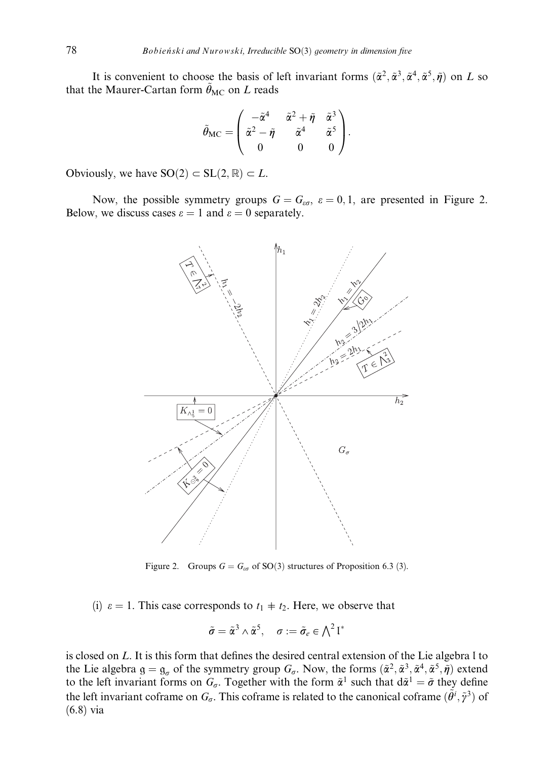It is convenient to choose the basis of left invariant forms $(\tilde{\alpha}^2, \tilde{\alpha}^3, \tilde{\alpha}^4, \tilde{\alpha}^5, \tilde{\eta})$ on $L$ so that the Maurer-Cartan form $\tilde{\theta}_{\mathrm{MC}}$ on $L$ reads

$$\tilde{\theta}_{\mathrm{MC}} = \begin{pmatrix} -\tilde{\alpha}^4 & \tilde{\alpha}^2 + \tilde{\eta} & \tilde{\alpha}^3 \\ \tilde{\alpha}^2 - \tilde{\eta} & \tilde{\alpha}^4 & \tilde{\alpha}^5 \\ 0 & 0 & 0 \end{pmatrix}.$$

Obviously, we have $\mathrm{SO}(2) \subset \mathrm{SL}(2, \mathbb{R}) \subset L$.

Now, the possible symmetry groups $G = G_{\varepsilon\sigma}$, $\varepsilon = 0, 1$, are presented in Figure 2. Below, we discuss cases $\varepsilon = 1$ and $\varepsilon = 0$ separately.

Figure 2. Groups $G = G_{\varepsilon\sigma}$ of SO(3) structures of Proposition 6.3 (3).

(i) $\varepsilon = 1$. This case corresponds to $t_1 \neq t_2$. Here, we observe that

$$\tilde{\sigma} = \tilde{\alpha}^3 \wedge \tilde{\alpha}^5, \quad \sigma := \tilde{\sigma}_e \in \bigwedge^2 \mathfrak{l}^*$$

is closed on $L$. It is this form that defines the desired central extension of the Lie algebra $\mathfrak{l}$ to the Lie algebra $\mathfrak{g} = \mathfrak{g}_\sigma$ of the symmetry group $G_\sigma$. Now, the forms $(\tilde{\alpha}^2, \tilde{\alpha}^3, \tilde{\alpha}^4, \tilde{\alpha}^5, \tilde{\eta})$ extend to the left invariant forms on $G_\sigma$. Together with the form $\tilde{\alpha}^1$ such that $\mathrm{d}\tilde{\alpha}^1 = \tilde{\sigma}$ they define the left invariant coframe on $G_\sigma$. This coframe is related to the canonical coframe $(\tilde{\theta}^i, \tilde{\gamma}^3)$ of (6.8) via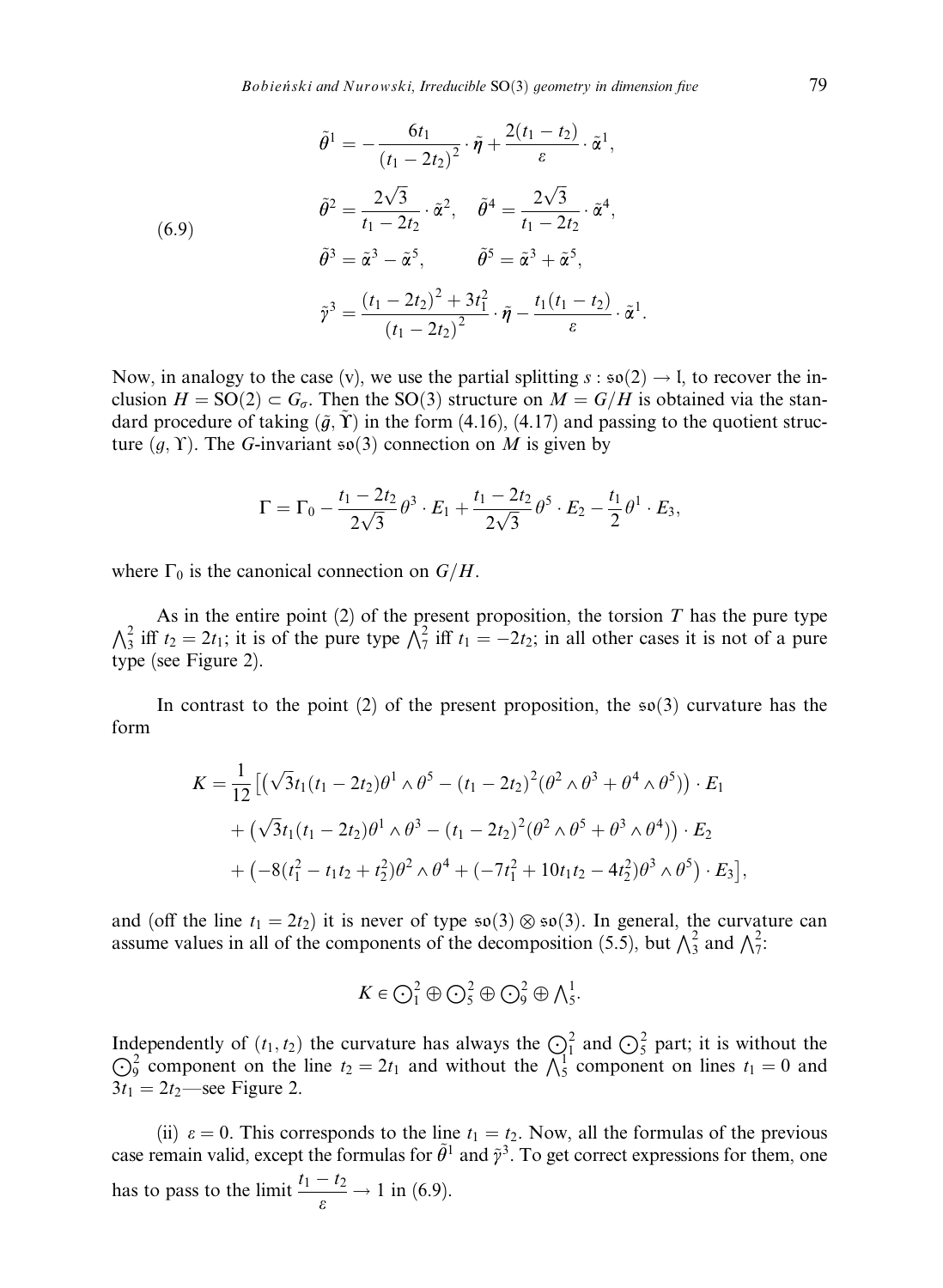$$
\begin{aligned}
\tilde{\theta}^1 &= -\frac{6t_1}{(t_1 - 2t_2)^2}\cdot\tilde{\eta} + \frac{2(t_1 - t_2)}{\varepsilon}\cdot\tilde{\alpha}^1,\\
\tilde{\theta}^2 &= \frac{2\sqrt{3}}{t_1 - 2t_2}\cdot\tilde{\alpha}^2, \quad \tilde{\theta}^4 = \frac{2\sqrt{3}}{t_1 - 2t_2}\cdot\tilde{\alpha}^4,\\
\tilde{\theta}^3 &= \tilde{\alpha}^3 - \tilde{\alpha}^5, \qquad \tilde{\theta}^5 = \tilde{\alpha}^3 + \tilde{\alpha}^5,\\
\tilde{\gamma}^3 &= \frac{(t_1 - 2t_2)^2 + 3t_1^2}{(t_1 - 2t_2)^2}\cdot\tilde{\eta} - \frac{t_1(t_1 - t_2)}{\varepsilon}\cdot\tilde{\alpha}^1.
\end{aligned}
\tag{6.9}
$$

Now, in analogy to the case (v), we use the partial splitting $s : \mathfrak{so}(2) \to \mathfrak{l}$, to recover the inclusion $H = \mathrm{SO}(2) \subset G_\sigma$. Then the $\mathrm{SO}(3)$ structure on $M = G/H$ is obtained via the standard procedure of taking $(\tilde{g}, \tilde{\Upsilon})$ in the form (4.16), (4.17) and passing to the quotient structure $(g, \Upsilon)$. The $G$-invariant $\mathfrak{so}(3)$ connection on $M$ is given by

$$
\Gamma = \Gamma_0 - \frac{t_1 - 2t_2}{2\sqrt{3}}\theta^3\cdot E_1 + \frac{t_1 - 2t_2}{2\sqrt{3}}\theta^5\cdot E_2 - \frac{t_1}{2}\theta^1\cdot E_3,
$$

where $\Gamma_0$ is the canonical connection on $G/H$.

As in the entire point (2) of the present proposition, the torsion $T$ has the pure type $\bigwedge_3^2$ iff $t_2 = 2t_1$; it is of the pure type $\bigwedge_7^2$ iff $t_1 = -2t_2$; in all other cases it is not of a pure type (see Figure 2).

In contrast to the point (2) of the present proposition, the $\mathfrak{so}(3)$ curvature has the form

$$
\begin{aligned}
K = \frac{1}{12}\big[&\big(\sqrt{3}t_1(t_1 - 2t_2)\theta^1\wedge\theta^5 - (t_1 - 2t_2)^2(\theta^2\wedge\theta^3 + \theta^4\wedge\theta^5)\big)\cdot E_1\\
&+ \big(\sqrt{3}t_1(t_1 - 2t_2)\theta^1\wedge\theta^3 - (t_1 - 2t_2)^2(\theta^2\wedge\theta^5 + \theta^3\wedge\theta^4)\big)\cdot E_2\\
&+ \big(-8(t_1^2 - t_1t_2 + t_2^2)\theta^2\wedge\theta^4 + (-7t_1^2 + 10t_1t_2 - 4t_2^2)\theta^3\wedge\theta^5\big)\cdot E_3\big],
\end{aligned}
$$

and (off the line $t_1 = 2t_2$) it is never of type $\mathfrak{so}(3)\otimes\mathfrak{so}(3)$. In general, the curvature can assume values in all of the components of the decomposition (5.5), but $\bigwedge_3^2$ and $\bigwedge_7^2$:

$$
K \in \textstyle\bigodot_1^2 \oplus \bigodot_5^2 \oplus \bigodot_9^2 \oplus \bigwedge_5^1.
$$

Independently of $(t_1, t_2)$ the curvature has always the $\bigodot_1^2$ and $\bigodot_5^2$ part; it is without the $\bigodot_9^2$ component on the line $t_2 = 2t_1$ and without the $\bigwedge_5^1$ component on lines $t_1 = 0$ and $3t_1 = 2t_2$—see Figure 2.

(ii) $\varepsilon = 0$. This corresponds to the line $t_1 = t_2$. Now, all the formulas of the previous case remain valid, except the formulas for $\tilde{\theta}^1$ and $\tilde{\gamma}^3$. To get correct expressions for them, one has to pass to the limit $\frac{t_1 - t_2}{\varepsilon} \to 1$ in (6.9).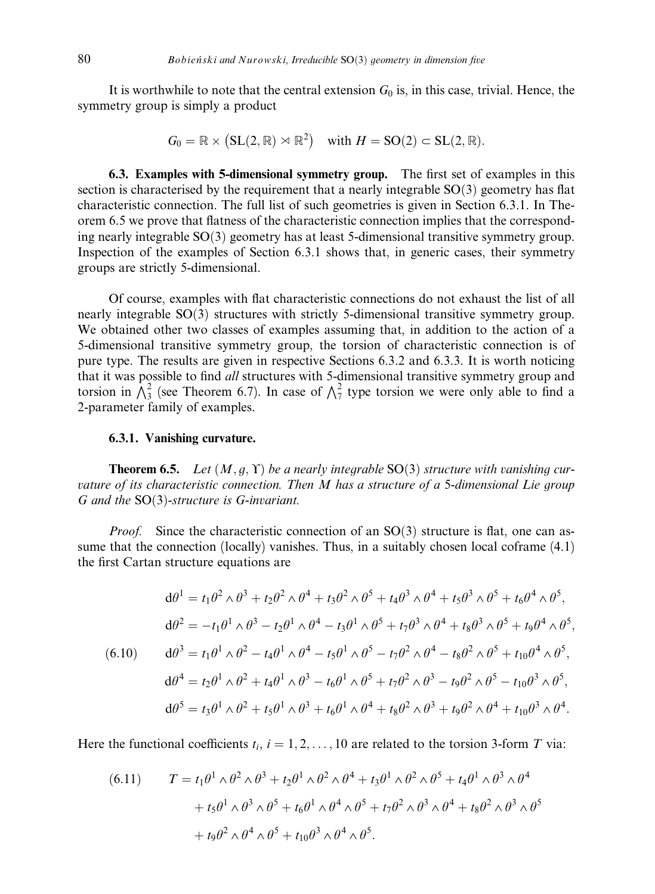It is worthwhile to note that the central extension $G_0$ is, in this case, trivial. Hence, the symmetry group is simply a product

$$G_0 = \mathbb{R} \times \left(\mathrm{SL}(2,\mathbb{R}) \rtimes \mathbb{R}^2\right) \quad \text{with } H = \mathrm{SO}(2) \subset \mathrm{SL}(2,\mathbb{R}).$$

### 6.3. Examples with 5-dimensional symmetry group.

The first set of examples in this section is characterised by the requirement that a nearly integrable SO(3) geometry has flat characteristic connection. The full list of such geometries is given in Section 6.3.1. In Theorem 6.5 we prove that flatness of the characteristic connection implies that the corresponding nearly integrable SO(3) geometry has at least 5-dimensional transitive symmetry group. Inspection of the examples of Section 6.3.1 shows that, in generic cases, their symmetry groups are strictly 5-dimensional.

Of course, examples with flat characteristic connections do not exhaust the list of all nearly integrable SO(3) structures with strictly 5-dimensional transitive symmetry group. We obtained other two classes of examples assuming that, in addition to the action of a 5-dimensional transitive symmetry group, the torsion of characteristic connection is of pure type. The results are given in respective Sections 6.3.2 and 6.3.3. It is worth noticing that it was possible to find *all* structures with 5-dimensional transitive symmetry group and torsion in $\bigwedge^2_3$ (see Theorem 6.7). In case of $\bigwedge^2_7$ type torsion we were only able to find a 2-parameter family of examples.

#### 6.3.1. Vanishing curvature.

**Theorem 6.5.** *Let $(M, g, \Upsilon)$ be a nearly integrable* SO(3) *structure with vanishing curvature of its characteristic connection. Then $M$ has a structure of a 5-dimensional Lie group $G$ and the* SO(3)*-structure is $G$-invariant.*

*Proof.* Since the characteristic connection of an SO(3) structure is flat, one can assume that the connection (locally) vanishes. Thus, in a suitably chosen local coframe (4.1) the first Cartan structure equations are

$$
\begin{aligned}
\mathrm{d}\theta^1 &= t_1\theta^2\wedge\theta^3 + t_2\theta^2\wedge\theta^4 + t_3\theta^2\wedge\theta^5 + t_4\theta^3\wedge\theta^4 + t_5\theta^3\wedge\theta^5 + t_6\theta^4\wedge\theta^5,\\
\mathrm{d}\theta^2 &= -t_1\theta^1\wedge\theta^3 - t_2\theta^1\wedge\theta^4 - t_3\theta^1\wedge\theta^5 + t_7\theta^3\wedge\theta^4 + t_8\theta^3\wedge\theta^5 + t_9\theta^4\wedge\theta^5,\\
\mathrm{d}\theta^3 &= t_1\theta^1\wedge\theta^2 - t_4\theta^1\wedge\theta^4 - t_5\theta^1\wedge\theta^5 - t_7\theta^2\wedge\theta^4 - t_8\theta^2\wedge\theta^5 + t_{10}\theta^4\wedge\theta^5,\\
\mathrm{d}\theta^4 &= t_2\theta^1\wedge\theta^2 + t_4\theta^1\wedge\theta^3 - t_6\theta^1\wedge\theta^5 + t_7\theta^2\wedge\theta^3 - t_9\theta^2\wedge\theta^5 - t_{10}\theta^3\wedge\theta^5,\\
\mathrm{d}\theta^5 &= t_3\theta^1\wedge\theta^2 + t_5\theta^1\wedge\theta^3 + t_6\theta^1\wedge\theta^4 + t_8\theta^2\wedge\theta^3 + t_9\theta^2\wedge\theta^4 + t_{10}\theta^3\wedge\theta^4.
\end{aligned}
\tag{6.10}
$$

Here the functional coefficients $t_i$, $i = 1, 2, \ldots, 10$ are related to the torsion 3-form $T$ via:

$$
\begin{aligned}
T &= t_1\theta^1\wedge\theta^2\wedge\theta^3 + t_2\theta^1\wedge\theta^2\wedge\theta^4 + t_3\theta^1\wedge\theta^2\wedge\theta^5 + t_4\theta^1\wedge\theta^3\wedge\theta^4\\
&\quad + t_5\theta^1\wedge\theta^3\wedge\theta^5 + t_6\theta^1\wedge\theta^4\wedge\theta^5 + t_7\theta^2\wedge\theta^3\wedge\theta^4 + t_8\theta^2\wedge\theta^3\wedge\theta^5\\
&\quad + t_9\theta^2\wedge\theta^4\wedge\theta^5 + t_{10}\theta^3\wedge\theta^4\wedge\theta^5.
\end{aligned}
\tag{6.11}
$$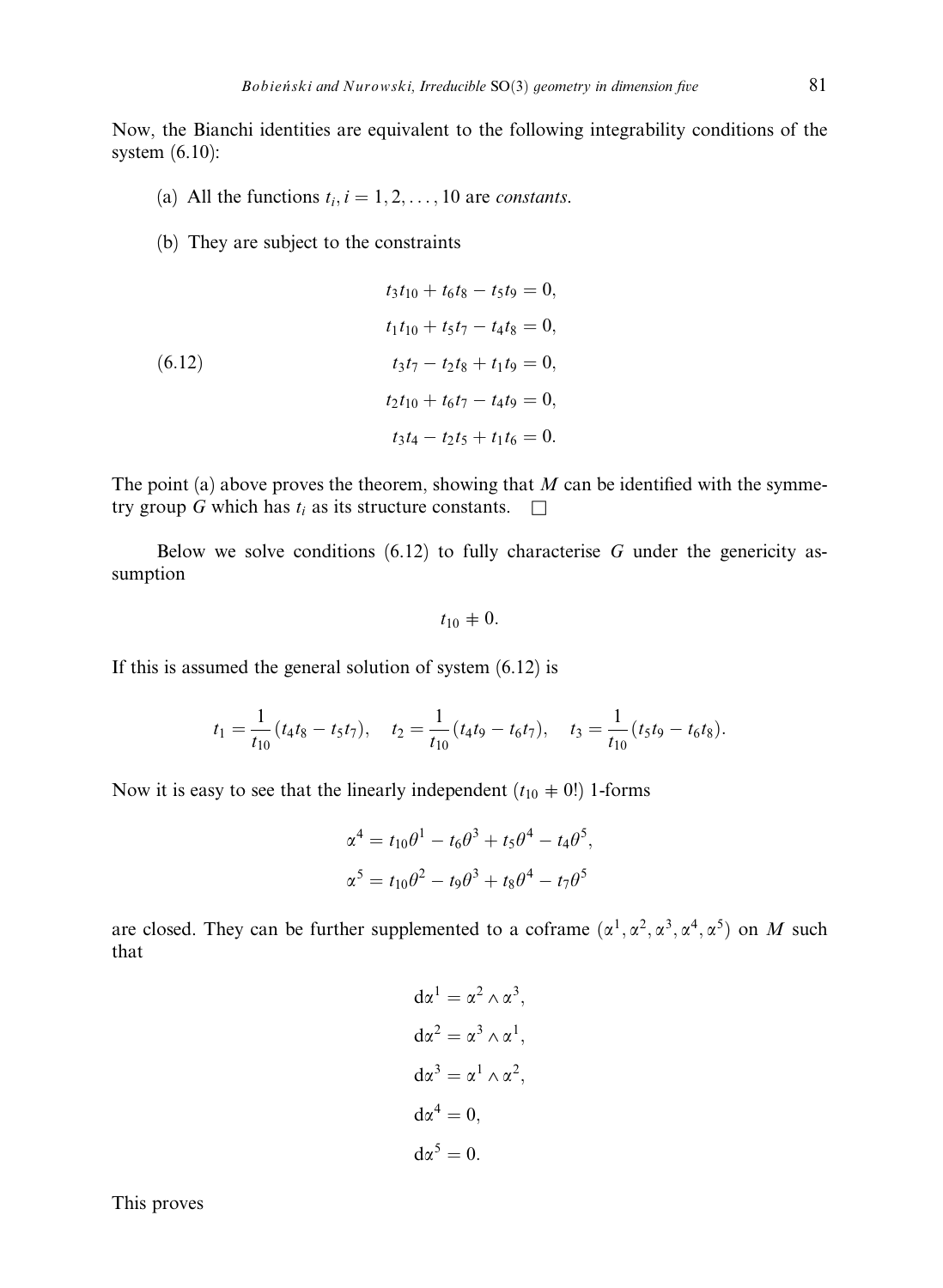Now, the Bianchi identities are equivalent to the following integrability conditions of the system (6.10):

(a) All the functions $t_i, i = 1, 2, \dots, 10$ are *constants*.

(b) They are subject to the constraints

$$
\begin{aligned}
t_3 t_{10} + t_6 t_8 - t_5 t_9 &= 0,\\
t_1 t_{10} + t_5 t_7 - t_4 t_8 &= 0,\\
t_3 t_7 - t_2 t_8 + t_1 t_9 &= 0,\\
t_2 t_{10} + t_6 t_7 - t_4 t_9 &= 0,\\
t_3 t_4 - t_2 t_5 + t_1 t_6 &= 0.
\end{aligned}
\tag{6.12}
$$

The point (a) above proves the theorem, showing that $M$ can be identified with the symmetry group $G$ which has $t_i$ as its structure constants. □

Below we solve conditions (6.12) to fully characterise $G$ under the genericity assumption

$$t_{10} \neq 0.$$

If this is assumed the general solution of system (6.12) is

$$t_1 = \frac{1}{t_{10}}(t_4 t_8 - t_5 t_7), \quad t_2 = \frac{1}{t_{10}}(t_4 t_9 - t_6 t_7), \quad t_3 = \frac{1}{t_{10}}(t_5 t_9 - t_6 t_8).$$

Now it is easy to see that the linearly independent ($t_{10} \neq 0$!) 1-forms

$$
\begin{aligned}
\alpha^4 &= t_{10}\theta^1 - t_6\theta^3 + t_5\theta^4 - t_4\theta^5,\\
\alpha^5 &= t_{10}\theta^2 - t_9\theta^3 + t_8\theta^4 - t_7\theta^5
\end{aligned}
$$

are closed. They can be further supplemented to a coframe $(\alpha^1, \alpha^2, \alpha^3, \alpha^4, \alpha^5)$ on $M$ such that

$$
\begin{aligned}
\mathrm{d}\alpha^1 &= \alpha^2 \wedge \alpha^3,\\
\mathrm{d}\alpha^2 &= \alpha^3 \wedge \alpha^1,\\
\mathrm{d}\alpha^3 &= \alpha^1 \wedge \alpha^2,\\
\mathrm{d}\alpha^4 &= 0,\\
\mathrm{d}\alpha^5 &= 0.
\end{aligned}
$$

This proves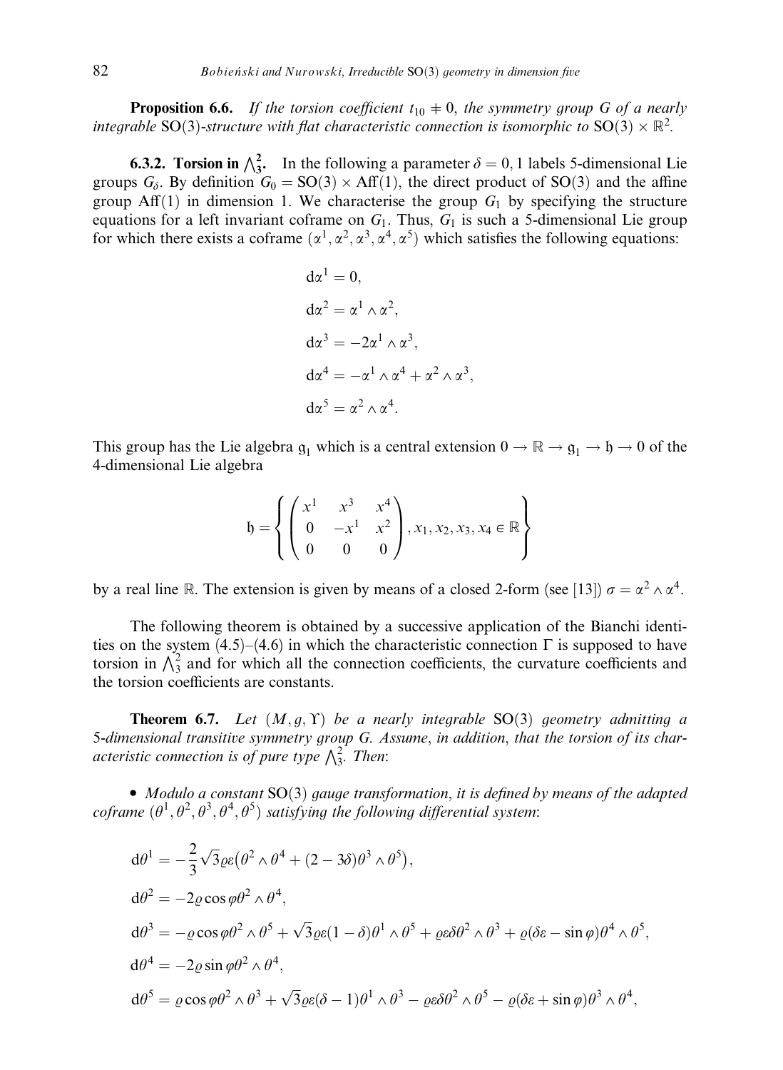**Proposition 6.6.** *If the torsion coefficient $t_{10} \neq 0$, the symmetry group $G$ of a nearly integrable* $\mathrm{SO}(3)$*-structure with flat characteristic connection is isomorphic to* $\mathrm{SO}(3) \times \mathbb{R}^2$.

**6.3.2. Torsion in $\bigwedge^2_3$.** In the following a parameter $\delta = 0, 1$ labels 5-dimensional Lie groups $G_\delta$. By definition $G_0 = \mathrm{SO}(3) \times \mathrm{Aff}(1)$, the direct product of $\mathrm{SO}(3)$ and the affine group $\mathrm{Aff}(1)$ in dimension 1. We characterise the group $G_1$ by specifying the structure equations for a left invariant coframe on $G_1$. Thus, $G_1$ is such a 5-dimensional Lie group for which there exists a coframe $(\alpha^1, \alpha^2, \alpha^3, \alpha^4, \alpha^5)$ which satisfies the following equations:

$$
\begin{aligned}
&\mathrm{d}\alpha^1 = 0,\\
&\mathrm{d}\alpha^2 = \alpha^1 \wedge \alpha^2,\\
&\mathrm{d}\alpha^3 = -2\alpha^1 \wedge \alpha^3,\\
&\mathrm{d}\alpha^4 = -\alpha^1 \wedge \alpha^4 + \alpha^2 \wedge \alpha^3,\\
&\mathrm{d}\alpha^5 = \alpha^2 \wedge \alpha^4.
\end{aligned}
$$

This group has the Lie algebra $\mathfrak{g}_1$ which is a central extension $0 \to \mathbb{R} \to \mathfrak{g}_1 \to \mathfrak{h} \to 0$ of the 4-dimensional Lie algebra

$$
\mathfrak{h} = \left\{ \begin{pmatrix} x^1 & x^3 & x^4 \\ 0 & -x^1 & x^2 \\ 0 & 0 & 0 \end{pmatrix}, x_1, x_2, x_3, x_4 \in \mathbb{R} \right\}
$$

by a real line $\mathbb{R}$. The extension is given by means of a closed 2-form (see [13]) $\sigma = \alpha^2 \wedge \alpha^4$.

The following theorem is obtained by a successive application of the Bianchi identities on the system (4.5)–(4.6) in which the characteristic connection $\Gamma$ is supposed to have torsion in $\bigwedge^2_3$ and for which all the connection coefficients, the curvature coefficients and the torsion coefficients are constants.

**Theorem 6.7.** *Let $(M, g, \Upsilon)$ be a nearly integrable* $\mathrm{SO}(3)$ *geometry admitting a 5-dimensional transitive symmetry group $G$. Assume, in addition, that the torsion of its characteristic connection is of pure type $\bigwedge^2_3$. Then*:

- *Modulo a constant* $\mathrm{SO}(3)$ *gauge transformation, it is defined by means of the adapted coframe $(\theta^1, \theta^2, \theta^3, \theta^4, \theta^5)$ satisfying the following differential system*:

$$
\begin{aligned}
&\mathrm{d}\theta^1 = -\frac{2}{3}\sqrt{3}\varrho\varepsilon\big(\theta^2 \wedge \theta^4 + (2 - 3\delta)\theta^3 \wedge \theta^5\big),\\
&\mathrm{d}\theta^2 = -2\varrho \cos\varphi \theta^2 \wedge \theta^4,\\
&\mathrm{d}\theta^3 = -\varrho \cos\varphi \theta^2 \wedge \theta^5 + \sqrt{3}\varrho\varepsilon(1 - \delta)\theta^1 \wedge \theta^5 + \varrho\varepsilon\delta\theta^2 \wedge \theta^3 + \varrho(\delta\varepsilon - \sin\varphi)\theta^4 \wedge \theta^5,\\
&\mathrm{d}\theta^4 = -2\varrho \sin\varphi \theta^2 \wedge \theta^4,\\
&\mathrm{d}\theta^5 = \varrho \cos\varphi \theta^2 \wedge \theta^3 + \sqrt{3}\varrho\varepsilon(\delta - 1)\theta^1 \wedge \theta^3 - \varrho\varepsilon\delta\theta^2 \wedge \theta^5 - \varrho(\delta\varepsilon + \sin\varphi)\theta^3 \wedge \theta^4,
\end{aligned}
$$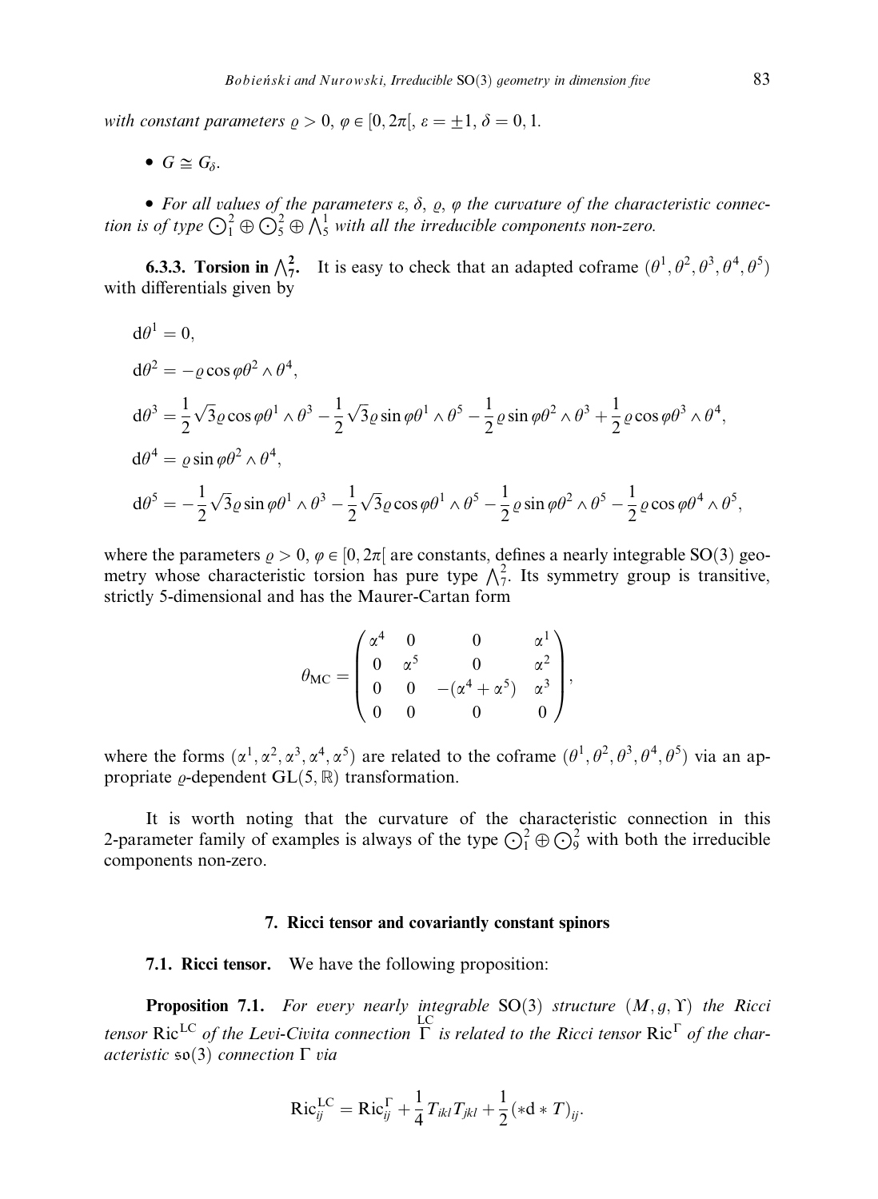*with constant parameters $\varrho > 0$, $\varphi \in [0, 2\pi[$, $\varepsilon = \pm 1$, $\delta = 0, 1$.*

- *$G \cong G_\delta$.*

- *For all values of the parameters $\varepsilon$, $\delta$, $\varrho$, $\varphi$ the curvature of the characteristic connection is of type $\bigodot^2_1 \oplus \bigodot^2_5 \oplus \bigwedge^1_5$ with all the irreducible components non-zero.*

**6.3.3. Torsion in $\bigwedge^2_7$.** It is easy to check that an adapted coframe $(\theta^1, \theta^2, \theta^3, \theta^4, \theta^5)$ with differentials given by

$$
\begin{aligned}
\mathrm{d}\theta^1 &= 0,\\
\mathrm{d}\theta^2 &= -\varrho\cos\varphi\theta^2 \wedge \theta^4,\\
\mathrm{d}\theta^3 &= \frac{1}{2}\sqrt{3}\varrho\cos\varphi\theta^1 \wedge \theta^3 - \frac{1}{2}\sqrt{3}\varrho\sin\varphi\theta^1 \wedge \theta^5 - \frac{1}{2}\varrho\sin\varphi\theta^2 \wedge \theta^3 + \frac{1}{2}\varrho\cos\varphi\theta^3 \wedge \theta^4,\\
\mathrm{d}\theta^4 &= \varrho\sin\varphi\theta^2 \wedge \theta^4,\\
\mathrm{d}\theta^5 &= -\frac{1}{2}\sqrt{3}\varrho\sin\varphi\theta^1 \wedge \theta^3 - \frac{1}{2}\sqrt{3}\varrho\cos\varphi\theta^1 \wedge \theta^5 - \frac{1}{2}\varrho\sin\varphi\theta^2 \wedge \theta^5 - \frac{1}{2}\varrho\cos\varphi\theta^4 \wedge \theta^5,
\end{aligned}
$$

where the parameters $\varrho > 0$, $\varphi \in [0, 2\pi[$ are constants, defines a nearly integrable $\mathrm{SO}(3)$ geometry whose characteristic torsion has pure type $\bigwedge^2_7$. Its symmetry group is transitive, strictly 5-dimensional and has the Maurer-Cartan form

$$
\theta_{\mathrm{MC}} = \begin{pmatrix} \alpha^4 & 0 & 0 & \alpha^1 \\ 0 & \alpha^5 & 0 & \alpha^2 \\ 0 & 0 & -(\alpha^4 + \alpha^5) & \alpha^3 \\ 0 & 0 & 0 & 0 \end{pmatrix},
$$

where the forms $(\alpha^1, \alpha^2, \alpha^3, \alpha^4, \alpha^5)$ are related to the coframe $(\theta^1, \theta^2, \theta^3, \theta^4, \theta^5)$ via an appropriate $\varrho$-dependent $\mathrm{GL}(5, \mathbb{R})$ transformation.

It is worth noting that the curvature of the characteristic connection in this 2-parameter family of examples is always of the type $\bigodot^2_1 \oplus \bigodot^2_9$ with both the irreducible components non-zero.

## 7. Ricci tensor and covariantly constant spinors

**7.1. Ricci tensor.** We have the following proposition:

**Proposition 7.1.** *For every nearly integrable $\mathrm{SO}(3)$ structure $(M, g, \Upsilon)$ the Ricci tensor $\mathrm{Ric}^{\mathrm{LC}}$ of the Levi-Civita connection $\overset{\mathrm{LC}}{\Gamma}$ is related to the Ricci tensor $\mathrm{Ric}^{\Gamma}$ of the characteristic $\mathfrak{so}(3)$ connection $\Gamma$ via*

$$
\mathrm{Ric}^{\mathrm{LC}}_{ij} = \mathrm{Ric}^{\Gamma}_{ij} + \frac{1}{4} T_{ikl} T_{jkl} + \frac{1}{2}(*\mathrm{d} * T)_{ij}.
$$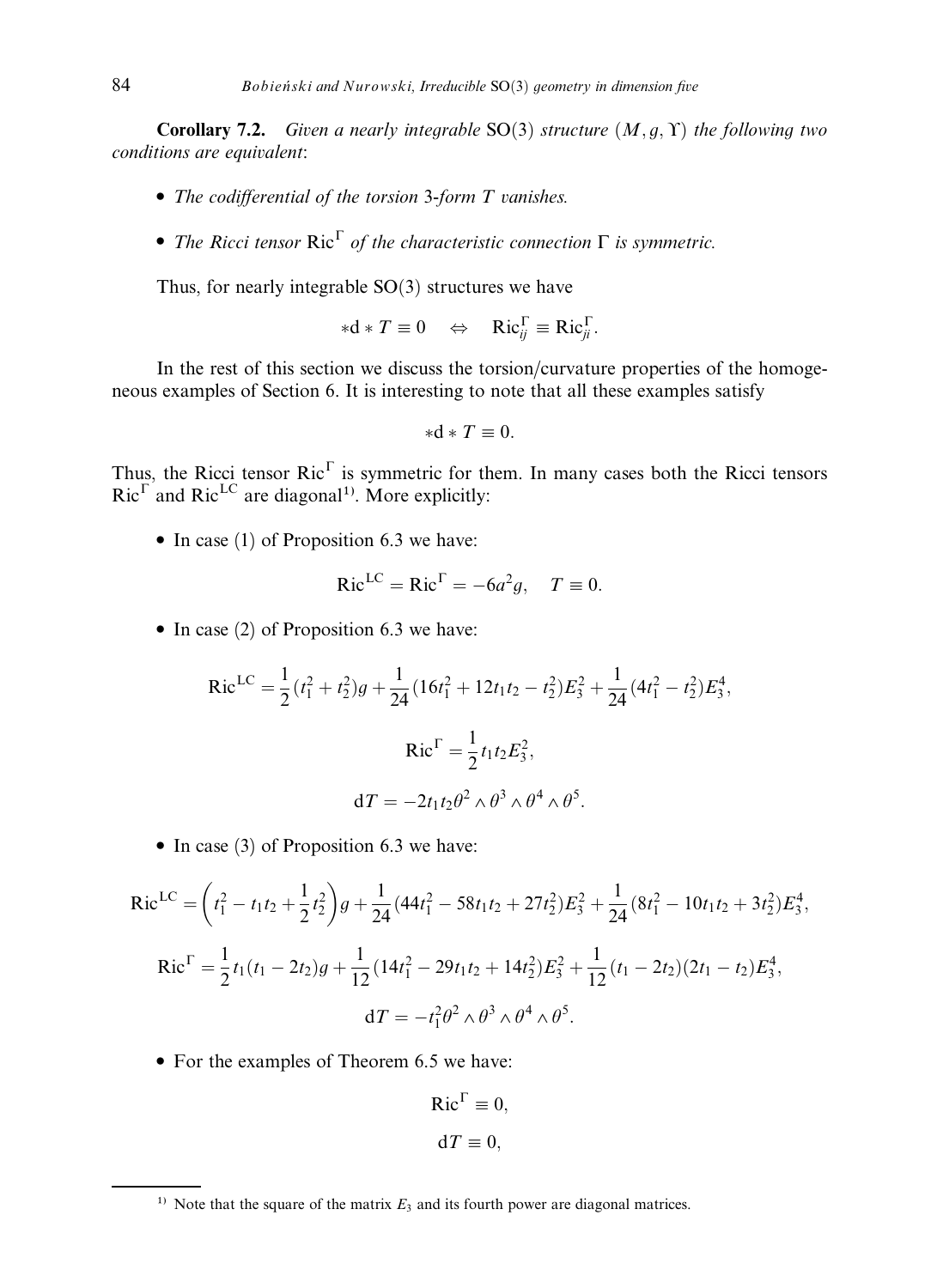**Corollary 7.2.** *Given a nearly integrable* $\mathrm{SO}(3)$ *structure* $(M, g, \Upsilon)$ *the following two conditions are equivalent*:

- *The codifferential of the torsion* 3*-form* $T$ *vanishes.*
- *The Ricci tensor* $\mathrm{Ric}^{\Gamma}$ *of the characteristic connection* $\Gamma$ *is symmetric.*

Thus, for nearly integrable SO(3) structures we have

$$*\mathrm{d} * T \equiv 0 \quad \Leftrightarrow \quad \mathrm{Ric}^{\Gamma}_{ij} \equiv \mathrm{Ric}^{\Gamma}_{ji}.$$

In the rest of this section we discuss the torsion/curvature properties of the homogeneous examples of Section 6. It is interesting to note that all these examples satisfy

$$*\mathrm{d} * T \equiv 0.$$

Thus, the Ricci tensor $\mathrm{Ric}^{\Gamma}$ is symmetric for them. In many cases both the Ricci tensors $\mathrm{Ric}^{\Gamma}$ and $\mathrm{Ric}^{\mathrm{LC}}$ are diagonal[1]. More explicitly:

- In case (1) of Proposition 6.3 we have:

$$\mathrm{Ric}^{\mathrm{LC}} = \mathrm{Ric}^{\Gamma} = -6a^2 g, \quad T \equiv 0.$$

- In case (2) of Proposition 6.3 we have:

$$\mathrm{Ric}^{\mathrm{LC}} = \frac{1}{2}(t_1^2 + t_2^2)g + \frac{1}{24}(16t_1^2 + 12t_1t_2 - t_2^2)E_3^2 + \frac{1}{24}(4t_1^2 - t_2^2)E_3^4,$$

$$\mathrm{Ric}^{\Gamma} = \frac{1}{2}t_1t_2E_3^2,$$

$$\mathrm{d}T = -2t_1t_2\theta^2 \wedge \theta^3 \wedge \theta^4 \wedge \theta^5.$$

- In case (3) of Proposition 6.3 we have:

$$\mathrm{Ric}^{\mathrm{LC}} = \left(t_1^2 - t_1t_2 + \frac{1}{2}t_2^2\right)g + \frac{1}{24}(44t_1^2 - 58t_1t_2 + 27t_2^2)E_3^2 + \frac{1}{24}(8t_1^2 - 10t_1t_2 + 3t_2^2)E_3^4,$$

$$\mathrm{Ric}^{\Gamma} = \frac{1}{2}t_1(t_1 - 2t_2)g + \frac{1}{12}(14t_1^2 - 29t_1t_2 + 14t_2^2)E_3^2 + \frac{1}{12}(t_1 - 2t_2)(2t_1 - t_2)E_3^4,$$

$$\mathrm{d}T = -t_1^2\theta^2 \wedge \theta^3 \wedge \theta^4 \wedge \theta^5.$$

- For the examples of Theorem 6.5 we have:

$$\mathrm{Ric}^{\Gamma} \equiv 0,$$

$$\mathrm{d}T \equiv 0,$$

[1] Note that the square of the matrix $E_3$ and its fourth power are diagonal matrices.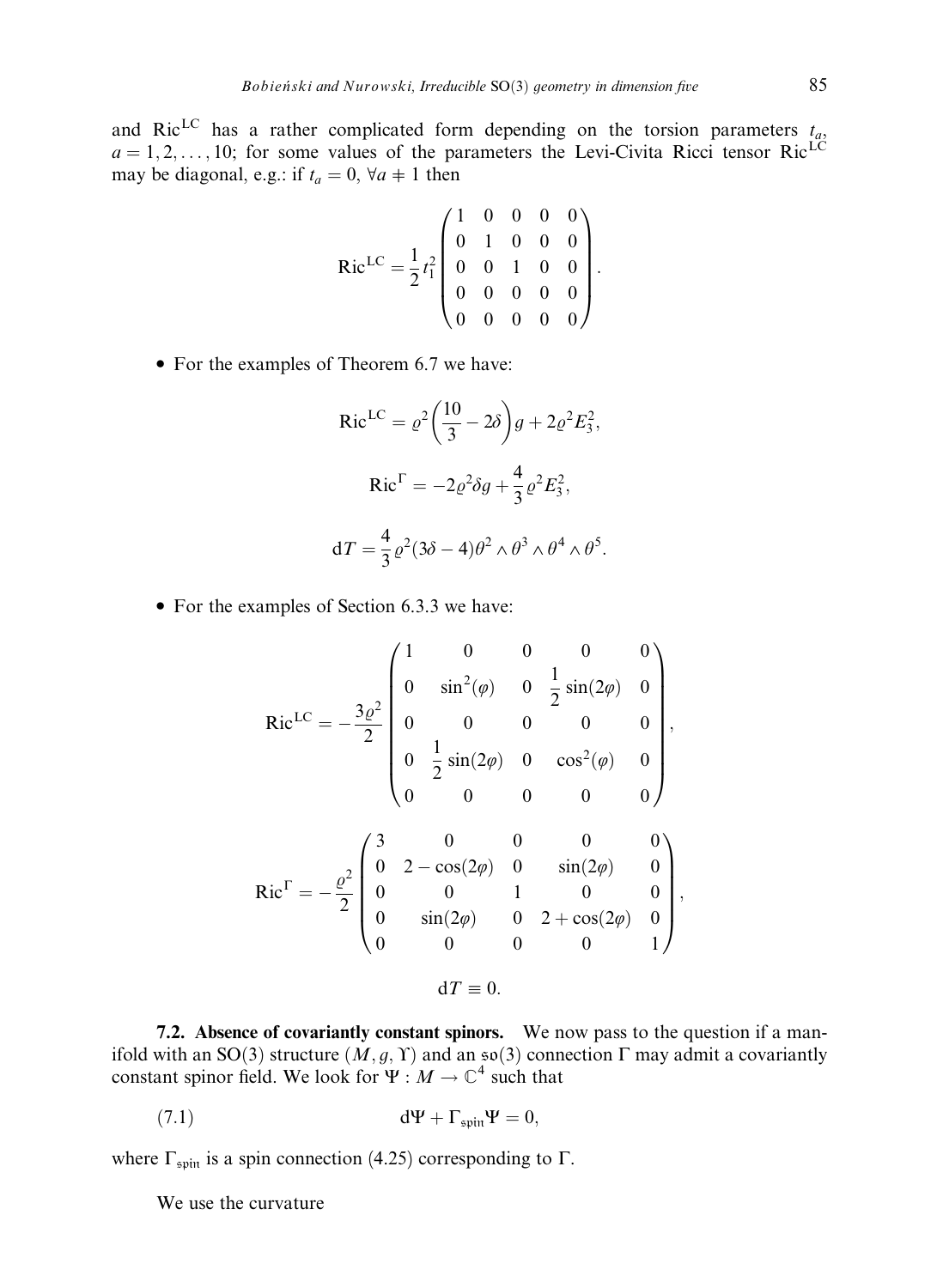and $\mathrm{Ric}^{\mathrm{LC}}$ has a rather complicated form depending on the torsion parameters $t_a$, $a = 1, 2, \ldots, 10$; for some values of the parameters the Levi-Civita Ricci tensor $\mathrm{Ric}^{\mathrm{LC}}$ may be diagonal, e.g.: if $t_a = 0$, $\forall a \neq 1$ then

$$\mathrm{Ric}^{\mathrm{LC}} = \frac{1}{2} t_1^2 \begin{pmatrix} 1 & 0 & 0 & 0 & 0 \\ 0 & 1 & 0 & 0 & 0 \\ 0 & 0 & 1 & 0 & 0 \\ 0 & 0 & 0 & 0 & 0 \\ 0 & 0 & 0 & 0 & 0 \end{pmatrix}.$$

- For the examples of Theorem 6.7 we have:

$$\mathrm{Ric}^{\mathrm{LC}} = \varrho^2 \left( \frac{10}{3} - 2\delta \right) g + 2\varrho^2 E_3^2,$$

$$\mathrm{Ric}^{\Gamma} = -2\varrho^2 \delta g + \frac{4}{3} \varrho^2 E_3^2,$$

$$\mathrm{d}T = \frac{4}{3} \varrho^2 (3\delta - 4) \theta^2 \wedge \theta^3 \wedge \theta^4 \wedge \theta^5.$$

- For the examples of Section 6.3.3 we have:

$$\mathrm{Ric}^{\mathrm{LC}} = -\frac{3\varrho^2}{2} \begin{pmatrix} 1 & 0 & 0 & 0 & 0 \\ 0 & \sin^2(\varphi) & 0 & \frac{1}{2}\sin(2\varphi) & 0 \\ 0 & 0 & 0 & 0 & 0 \\ 0 & \frac{1}{2}\sin(2\varphi) & 0 & \cos^2(\varphi) & 0 \\ 0 & 0 & 0 & 0 & 0 \end{pmatrix},$$

$$\mathrm{Ric}^{\Gamma} = -\frac{\varrho^2}{2} \begin{pmatrix} 3 & 0 & 0 & 0 & 0 \\ 0 & 2 - \cos(2\varphi) & 0 & \sin(2\varphi) & 0 \\ 0 & 0 & 1 & 0 & 0 \\ 0 & \sin(2\varphi) & 0 & 2 + \cos(2\varphi) & 0 \\ 0 & 0 & 0 & 0 & 1 \end{pmatrix},$$

$$\mathrm{d}T \equiv 0.$$

**7.2. Absence of covariantly constant spinors.** We now pass to the question if a manifold with an SO(3) structure $(M, g, \Upsilon)$ and an $\mathfrak{so}(3)$ connection $\Gamma$ may admit a covariantly constant spinor field. We look for $\Psi : M \to \mathbb{C}^4$ such that

$$\mathrm{d}\Psi + \Gamma_{\mathfrak{spin}} \Psi = 0, \tag{7.1}$$

where $\Gamma_{\mathfrak{spin}}$ is a spin connection (4.25) corresponding to $\Gamma$.

We use the curvature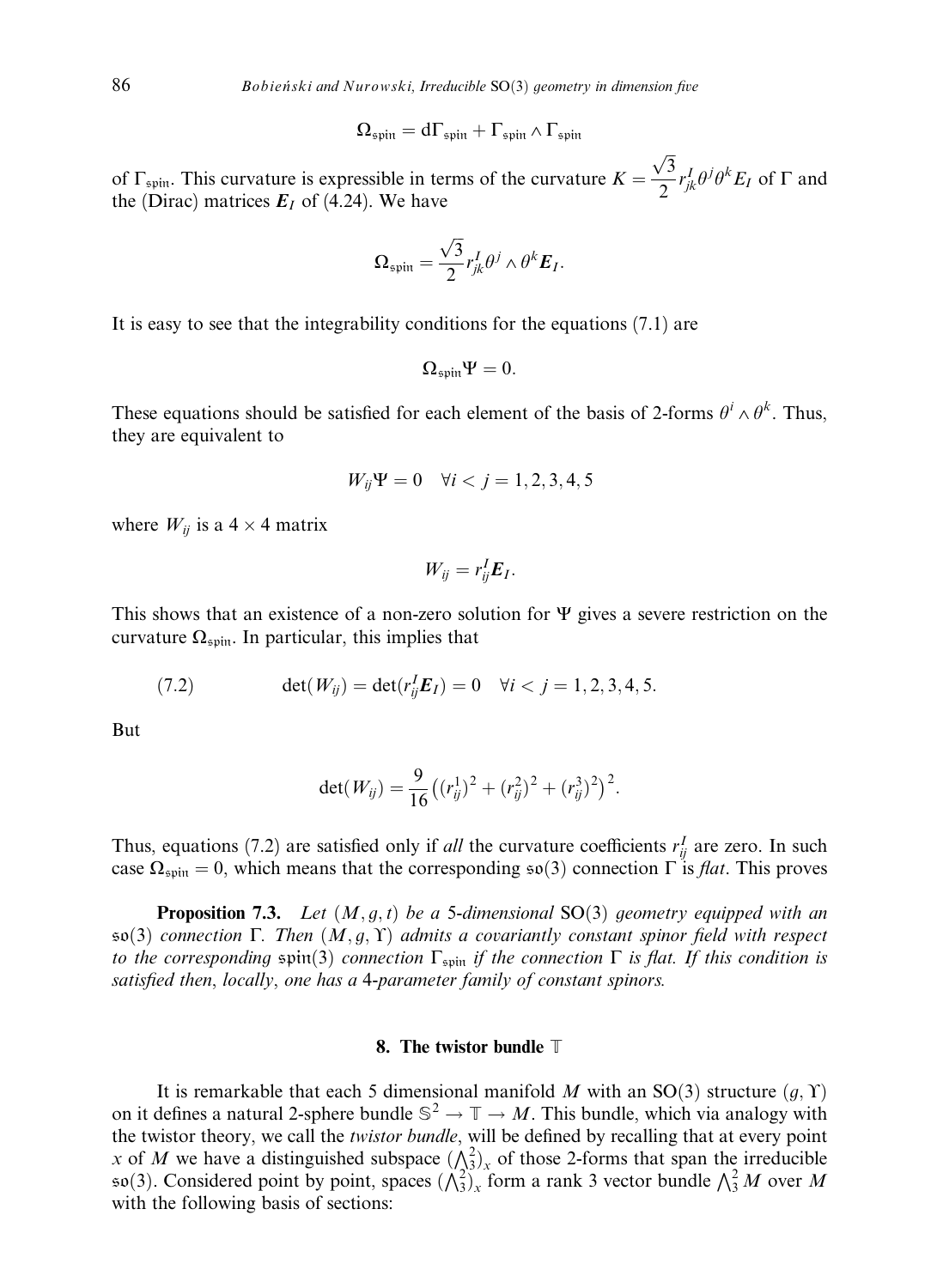$$\Omega_{\mathfrak{spin}} = \mathrm{d}\Gamma_{\mathfrak{spin}} + \Gamma_{\mathfrak{spin}} \wedge \Gamma_{\mathfrak{spin}}$$

of $\Gamma_{\mathfrak{spin}}$. This curvature is expressible in terms of the curvature $K = \frac{\sqrt{3}}{2} r^I_{jk} \theta^j \theta^k E_I$ of $\Gamma$ and the (Dirac) matrices $\boldsymbol{E}_I$ of (4.24). We have

$$\Omega_{\mathfrak{spin}} = \frac{\sqrt{3}}{2} r^I_{jk} \theta^j \wedge \theta^k \boldsymbol{E}_I.$$

It is easy to see that the integrability conditions for the equations (7.1) are

$$\Omega_{\mathfrak{spin}} \Psi = 0.$$

These equations should be satisfied for each element of the basis of 2-forms $\theta^i \wedge \theta^k$. Thus, they are equivalent to

$$W_{ij} \Psi = 0 \quad \forall i < j = 1, 2, 3, 4, 5$$

where $W_{ij}$ is a $4 \times 4$ matrix

$$W_{ij} = r^I_{ij} \boldsymbol{E}_I.$$

This shows that an existence of a non-zero solution for $\Psi$ gives a severe restriction on the curvature $\Omega_{\mathfrak{spin}}$. In particular, this implies that

$$\det(W_{ij}) = \det(r^I_{ij} \boldsymbol{E}_I) = 0 \quad \forall i < j = 1, 2, 3, 4, 5. \tag{7.2}$$

But

$$\det(W_{ij}) = \frac{9}{16} \left( (r^1_{ij})^2 + (r^2_{ij})^2 + (r^3_{ij})^2 \right)^2.$$

Thus, equations (7.2) are satisfied only if *all* the curvature coefficients $r^I_{ij}$ are zero. In such case $\Omega_{\mathfrak{spin}} = 0$, which means that the corresponding $\mathfrak{so}(3)$ connection $\Gamma$ is *flat*. This proves

**Proposition 7.3.** *Let $(M, g, t)$ be a 5-dimensional* SO(3) *geometry equipped with an $\mathfrak{so}(3)$ connection $\Gamma$. Then $(M, g, \Upsilon)$ admits a covariantly constant spinor field with respect to the corresponding $\mathfrak{spin}(3)$ connection $\Gamma_{\mathfrak{spin}}$ if the connection $\Gamma$ is flat. If this condition is satisfied then, locally, one has a 4-parameter family of constant spinors.*

## 8. The twistor bundle $\mathbb{T}$

It is remarkable that each 5 dimensional manifold $M$ with an SO(3) structure $(g, \Upsilon)$ on it defines a natural 2-sphere bundle $\mathbb{S}^2 \to \mathbb{T} \to M$. This bundle, which via analogy with the twistor theory, we call the *twistor bundle*, will be defined by recalling that at every point $x$ of $M$ we have a distinguished subspace $(\bigwedge^2_3)_x$ of those 2-forms that span the irreducible $\mathfrak{so}(3)$. Considered point by point, spaces $(\bigwedge^2_3)_x$ form a rank 3 vector bundle $\bigwedge^2_3 M$ over $M$ with the following basis of sections: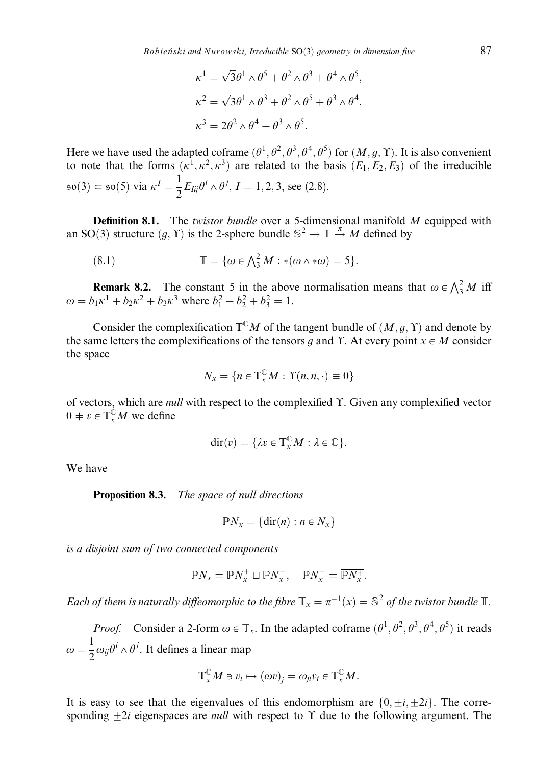$$\kappa^1 = \sqrt{3}\theta^1 \wedge \theta^5 + \theta^2 \wedge \theta^3 + \theta^4 \wedge \theta^5,$$

$$\kappa^2 = \sqrt{3}\theta^1 \wedge \theta^3 + \theta^2 \wedge \theta^5 + \theta^3 \wedge \theta^4,$$

$$\kappa^3 = 2\theta^2 \wedge \theta^4 + \theta^3 \wedge \theta^5.$$

Here we have used the adapted coframe $(\theta^1, \theta^2, \theta^3, \theta^4, \theta^5)$ for $(M, g, \Upsilon)$. It is also convenient to note that the forms $(\kappa^1, \kappa^2, \kappa^3)$ are related to the basis $(E_1, E_2, E_3)$ of the irreducible $\mathfrak{so}(3) \subset \mathfrak{so}(5)$ via $\kappa^I = \frac{1}{2} E_{Iij}\theta^i \wedge \theta^j$, $I = 1, 2, 3$, see (2.8).

**Definition 8.1.** The *twistor bundle* over a 5-dimensional manifold $M$ equipped with an $\mathrm{SO}(3)$ structure $(g, \Upsilon)$ is the 2-sphere bundle $\mathbb{S}^2 \to \mathbb{T} \xrightarrow{\pi} M$ defined by

$$\mathbb{T} = \{\omega \in \textstyle\bigwedge_3^2 M : *(\omega \wedge *\omega) = 5\}. \tag{8.1}$$

**Remark 8.2.** The constant 5 in the above normalisation means that $\omega \in \bigwedge_3^2 M$ iff $\omega = b_1\kappa^1 + b_2\kappa^2 + b_3\kappa^3$ where $b_1^2 + b_2^2 + b_3^2 = 1$.

Consider the complexification $\mathrm{T}^{\mathbb{C}}M$ of the tangent bundle of $(M, g, \Upsilon)$ and denote by the same letters the complexifications of the tensors $g$ and $\Upsilon$. At every point $x \in M$ consider the space

$$N_x = \{n \in \mathrm{T}_x^{\mathbb{C}}M : \Upsilon(n, n, \cdot) \equiv 0\}$$

of vectors, which are *null* with respect to the complexified $\Upsilon$. Given any complexified vector $0 \neq v \in \mathrm{T}_x^{\mathbb{C}}M$ we define

$$\mathrm{dir}(v) = \{\lambda v \in \mathrm{T}_x^{\mathbb{C}}M : \lambda \in \mathbb{C}\}.$$

We have

**Proposition 8.3.** *The space of null directions*

$$\mathbb{P}N_x = \{\mathrm{dir}(n) : n \in N_x\}$$

*is a disjoint sum of two connected components*

$$\mathbb{P}N_x = \mathbb{P}N_x^+ \sqcup \mathbb{P}N_x^-, \quad \mathbb{P}N_x^- = \overline{\mathbb{P}N_x^+}.$$

*Each of them is naturally diffeomorphic to the fibre $\mathbb{T}_x = \pi^{-1}(x) = \mathbb{S}^2$ of the twistor bundle $\mathbb{T}$.*

*Proof.* Consider a 2-form $\omega \in \mathbb{T}_x$. In the adapted coframe $(\theta^1, \theta^2, \theta^3, \theta^4, \theta^5)$ it reads $\omega = \frac{1}{2}\omega_{ij}\theta^i \wedge \theta^j$. It defines a linear map

$$\mathrm{T}_x^{\mathbb{C}}M \ni v_i \mapsto (\omega v)_j = \omega_{ji}v_i \in \mathrm{T}_x^{\mathbb{C}}M.$$

It is easy to see that the eigenvalues of this endomorphism are $\{0, \pm i, \pm 2i\}$. The corresponding $\pm 2i$ eigenspaces are *null* with respect to $\Upsilon$ due to the following argument. The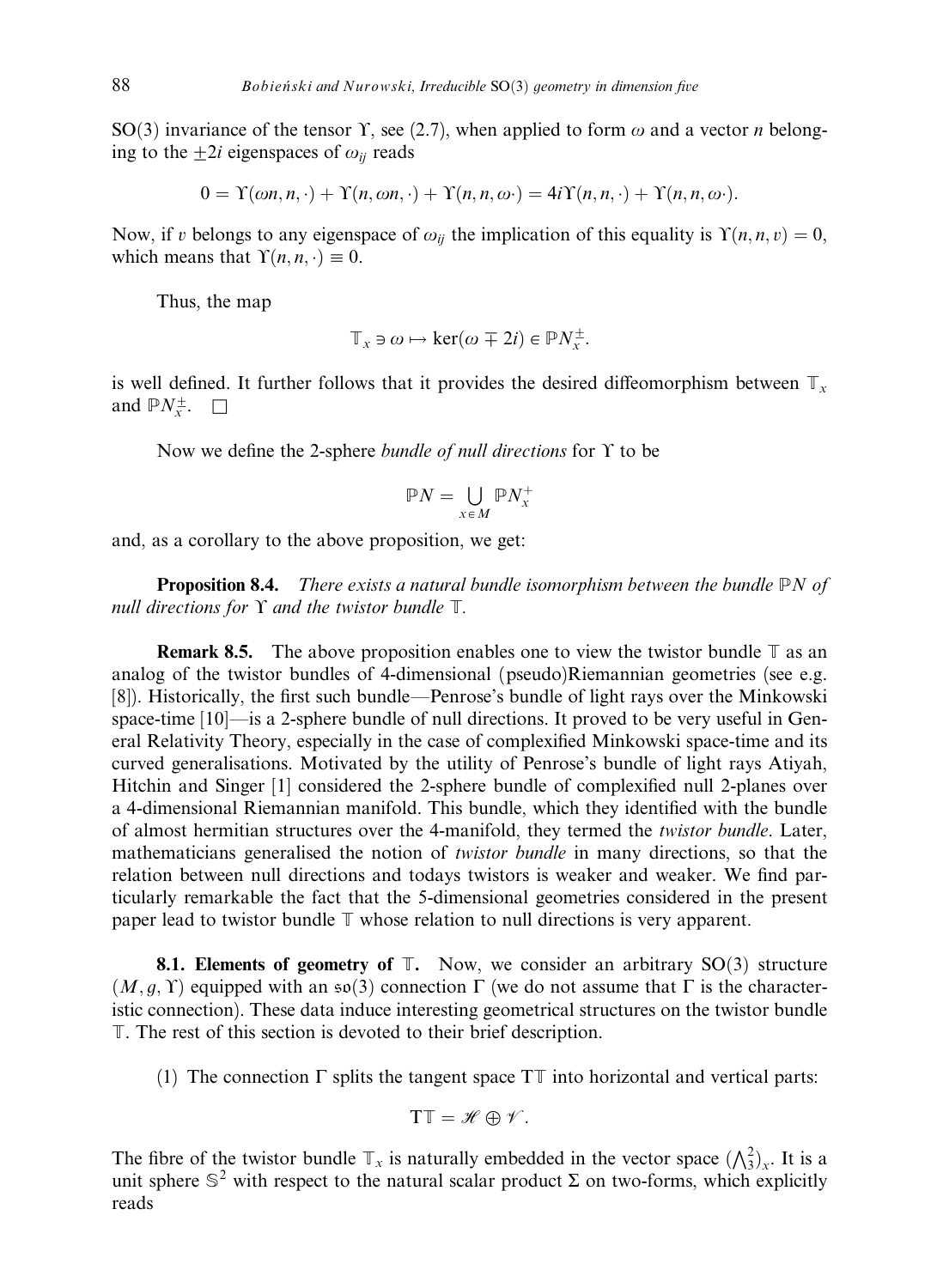SO(3) invariance of the tensor $\Upsilon$, see (2.7), when applied to form $\omega$ and a vector $n$ belonging to the $\pm 2i$ eigenspaces of $\omega_{ij}$ reads

$$0 = \Upsilon(\omega n, n, \cdot) + \Upsilon(n, \omega n, \cdot) + \Upsilon(n, n, \omega\cdot) = 4i\Upsilon(n, n, \cdot) + \Upsilon(n, n, \omega\cdot).$$

Now, if $v$ belongs to any eigenspace of $\omega_{ij}$ the implication of this equality is $\Upsilon(n, n, v) = 0$, which means that $\Upsilon(n, n, \cdot) \equiv 0$.

Thus, the map

$$\mathbb{T}_x \ni \omega \mapsto \ker(\omega \mp 2i) \in \mathbb{P}N_x^{\pm}.$$

is well defined. It further follows that it provides the desired diffeomorphism between $\mathbb{T}_x$ and $\mathbb{P}N_x^{\pm}$. $\square$

Now we define the 2-sphere *bundle of null directions* for $\Upsilon$ to be

$$\mathbb{P}N = \bigcup_{x \in M} \mathbb{P}N_x^{+}$$

and, as a corollary to the above proposition, we get:

**Proposition 8.4.** *There exists a natural bundle isomorphism between the bundle $\mathbb{P}N$ of null directions for $\Upsilon$ and the twistor bundle $\mathbb{T}$.*

**Remark 8.5.** The above proposition enables one to view the twistor bundle $\mathbb{T}$ as an analog of the twistor bundles of 4-dimensional (pseudo)Riemannian geometries (see e.g. [8]). Historically, the first such bundle—Penrose's bundle of light rays over the Minkowski space-time [10]—is a 2-sphere bundle of null directions. It proved to be very useful in General Relativity Theory, especially in the case of complexified Minkowski space-time and its curved generalisations. Motivated by the utility of Penrose's bundle of light rays Atiyah, Hitchin and Singer [1] considered the 2-sphere bundle of complexified null 2-planes over a 4-dimensional Riemannian manifold. This bundle, which they identified with the bundle of almost hermitian structures over the 4-manifold, they termed the *twistor bundle*. Later, mathematicians generalised the notion of *twistor bundle* in many directions, so that the relation between null directions and todays twistors is weaker and weaker. We find particularly remarkable the fact that the 5-dimensional geometries considered in the present paper lead to twistor bundle $\mathbb{T}$ whose relation to null directions is very apparent.

**8.1. Elements of geometry of $\mathbb{T}$.** Now, we consider an arbitrary SO(3) structure $(M, g, \Upsilon)$ equipped with an $\mathfrak{so}(3)$ connection $\Gamma$ (we do not assume that $\Gamma$ is the characteristic connection). These data induce interesting geometrical structures on the twistor bundle $\mathbb{T}$. The rest of this section is devoted to their brief description.

(1) The connection $\Gamma$ splits the tangent space $\mathrm{T}\mathbb{T}$ into horizontal and vertical parts:

$$\mathrm{T}\mathbb{T} = \mathscr{H} \oplus \mathscr{V}.$$

The fibre of the twistor bundle $\mathbb{T}_x$ is naturally embedded in the vector space $(\bigwedge_3^2)_x$. It is a unit sphere $\mathbb{S}^2$ with respect to the natural scalar product $\Sigma$ on two-forms, which explicitly reads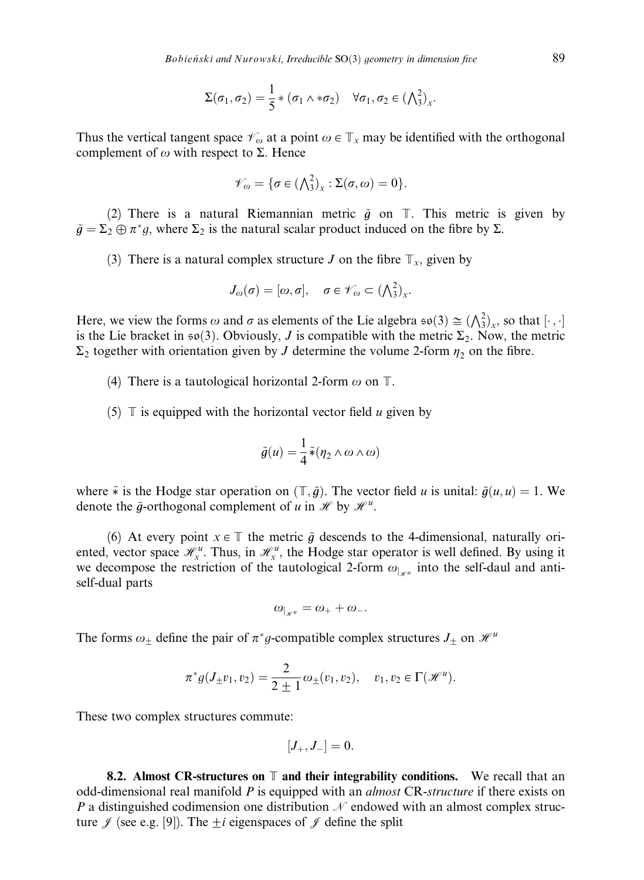$$\Sigma(\sigma_1, \sigma_2) = \frac{1}{5} * (\sigma_1 \wedge * \sigma_2) \quad \forall \sigma_1, \sigma_2 \in (\textstyle\bigwedge^2_3)_x.$$

Thus the vertical tangent space $\mathscr{V}_\omega$ at a point $\omega \in \mathbb{T}_x$ may be identified with the orthogonal complement of $\omega$ with respect to $\Sigma$. Hence

$$\mathscr{V}_\omega = \{\sigma \in (\textstyle\bigwedge^2_3)_x : \Sigma(\sigma, \omega) = 0\}.$$

(2) There is a natural Riemannian metric $\tilde{g}$ on $\mathbb{T}$. This metric is given by $\tilde{g} = \Sigma_2 \oplus \pi^* g$, where $\Sigma_2$ is the natural scalar product induced on the fibre by $\Sigma$.

(3) There is a natural complex structure $J$ on the fibre $\mathbb{T}_x$, given by

$$J_\omega(\sigma) = [\omega, \sigma], \quad \sigma \in \mathscr{V}_\omega \subset (\textstyle\bigwedge^2_3)_x.$$

Here, we view the forms $\omega$ and $\sigma$ as elements of the Lie algebra $\mathfrak{so}(3) \cong (\bigwedge^2_3)_x$, so that $[\cdot, \cdot]$ is the Lie bracket in $\mathfrak{so}(3)$. Obviously, $J$ is compatible with the metric $\Sigma_2$. Now, the metric $\Sigma_2$ together with orientation given by $J$ determine the volume 2-form $\eta_2$ on the fibre.

(4) There is a tautological horizontal 2-form $\omega$ on $\mathbb{T}$.

(5) $\mathbb{T}$ is equipped with the horizontal vector field $u$ given by

$$\tilde{g}(u) = \frac{1}{4} \tilde{*}(\eta_2 \wedge \omega \wedge \omega)$$

where $\tilde{*}$ is the Hodge star operation on $(\mathbb{T}, \tilde{g})$. The vector field $u$ is unital: $\tilde{g}(u, u) = 1$. We denote the $\tilde{g}$-orthogonal complement of $u$ in $\mathscr{H}$ by $\mathscr{H}^u$.

(6) At every point $x \in \mathbb{T}$ the metric $\tilde{g}$ descends to the 4-dimensional, naturally oriented, vector space $\mathscr{H}^u_x$. Thus, in $\mathscr{H}^u_x$, the Hodge star operator is well defined. By using it we decompose the restriction of the tautological 2-form $\omega_{|_{\mathscr{H}^u}}$ into the self-daul and anti-self-dual parts

$$\omega_{|_{\mathscr{H}^u}} = \omega_+ + \omega_-.$$

The forms $\omega_\pm$ define the pair of $\pi^* g$-compatible complex structures $J_\pm$ on $\mathscr{H}^u$

$$\pi^* g(J_\pm v_1, v_2) = \frac{2}{2 \pm 1} \omega_\pm(v_1, v_2), \quad v_1, v_2 \in \Gamma(\mathscr{H}^u).$$

These two complex structures commute:

$$[J_+, J_-] = 0.$$

**8.2. Almost CR-structures on $\mathbb{T}$ and their integrability conditions.** We recall that an odd-dimensional real manifold $P$ is equipped with an *almost* CR-*structure* if there exists on $P$ a distinguished codimension one distribution $\mathscr{N}$ endowed with an almost complex structure $\mathscr{J}$ (see e.g. [9]). The $\pm i$ eigenspaces of $\mathscr{J}$ define the split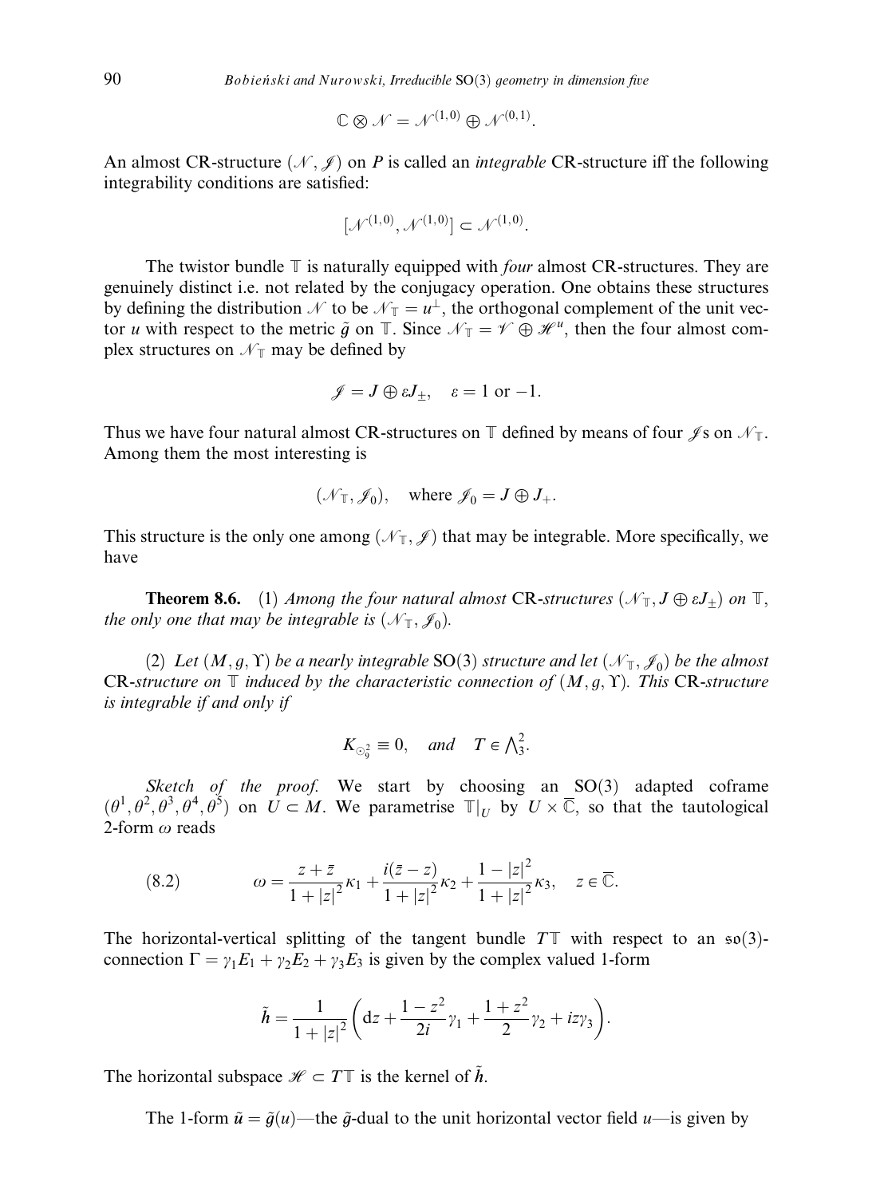$$\mathbb{C} \otimes \mathcal{N} = \mathcal{N}^{(1,0)} \oplus \mathcal{N}^{(0,1)}.$$

An almost CR-structure $(\mathcal{N}, \mathcal{J})$ on $P$ is called an *integrable* CR-structure iff the following integrability conditions are satisfied:

$$[\mathcal{N}^{(1,0)}, \mathcal{N}^{(1,0)}] \subset \mathcal{N}^{(1,0)}.$$

The twistor bundle $\mathbb{T}$ is naturally equipped with *four* almost CR-structures. They are genuinely distinct i.e. not related by the conjugacy operation. One obtains these structures by defining the distribution $\mathcal{N}$ to be $\mathcal{N}_{\mathbb{T}} = u^{\perp}$, the orthogonal complement of the unit vector $u$ with respect to the metric $\tilde{g}$ on $\mathbb{T}$. Since $\mathcal{N}_{\mathbb{T}} = \mathcal{V} \oplus \mathcal{H}^u$, then the four almost complex structures on $\mathcal{N}_{\mathbb{T}}$ may be defined by

$$\mathcal{J} = J \oplus \varepsilon J_{\pm}, \quad \varepsilon = 1 \text{ or } -1.$$

Thus we have four natural almost CR-structures on $\mathbb{T}$ defined by means of four $\mathcal{J}$s on $\mathcal{N}_{\mathbb{T}}$. Among them the most interesting is

$$(\mathcal{N}_{\mathbb{T}}, \mathcal{J}_0), \quad \text{where } \mathcal{J}_0 = J \oplus J_+.$$

This structure is the only one among $(\mathcal{N}_{\mathbb{T}}, \mathcal{J})$ that may be integrable. More specifically, we have

**Theorem 8.6.** (1) *Among the four natural almost* CR*-structures $(\mathcal{N}_{\mathbb{T}}, J \oplus \varepsilon J_{\pm})$ on $\mathbb{T}$, the only one that may be integrable is $(\mathcal{N}_{\mathbb{T}}, \mathcal{J}_0)$.*

(2) *Let $(M, g, \Upsilon)$ be a nearly integrable* SO(3) *structure and let $(\mathcal{N}_{\mathbb{T}}, \mathcal{J}_0)$ be the almost* CR*-structure on $\mathbb{T}$ induced by the characteristic connection of $(M, g, \Upsilon)$. This* CR*-structure is integrable if and only if*

$$K_{\odot^2_9} \equiv 0, \quad \text{and} \quad T \in \textstyle\bigwedge^2_3.$$

*Sketch of the proof.* We start by choosing an SO(3) adapted coframe $(\theta^1, \theta^2, \theta^3, \theta^4, \theta^5)$ on $U \subset M$. We parametrise $\mathbb{T}|_U$ by $U \times \overline{\mathbb{C}}$, so that the tautological 2-form $\omega$ reads

$$\omega = \frac{z + \bar{z}}{1 + |z|^2}\kappa_1 + \frac{i(\bar{z} - z)}{1 + |z|^2}\kappa_2 + \frac{1 - |z|^2}{1 + |z|^2}\kappa_3, \quad z \in \overline{\mathbb{C}}. \tag{8.2}$$

The horizontal-vertical splitting of the tangent bundle $T\mathbb{T}$ with respect to an $\mathfrak{so}(3)$-connection $\Gamma = \gamma_1 E_1 + \gamma_2 E_2 + \gamma_3 E_3$ is given by the complex valued 1-form

$$\tilde{h} = \frac{1}{1 + |z|^2}\left(\mathrm{d}z + \frac{1 - z^2}{2i}\gamma_1 + \frac{1 + z^2}{2}\gamma_2 + iz\gamma_3\right).$$

The horizontal subspace $\mathcal{H} \subset T\mathbb{T}$ is the kernel of $\tilde{h}$.

The 1-form $\tilde{u} = \tilde{g}(u)$—the $\tilde{g}$-dual to the unit horizontal vector field $u$—is given by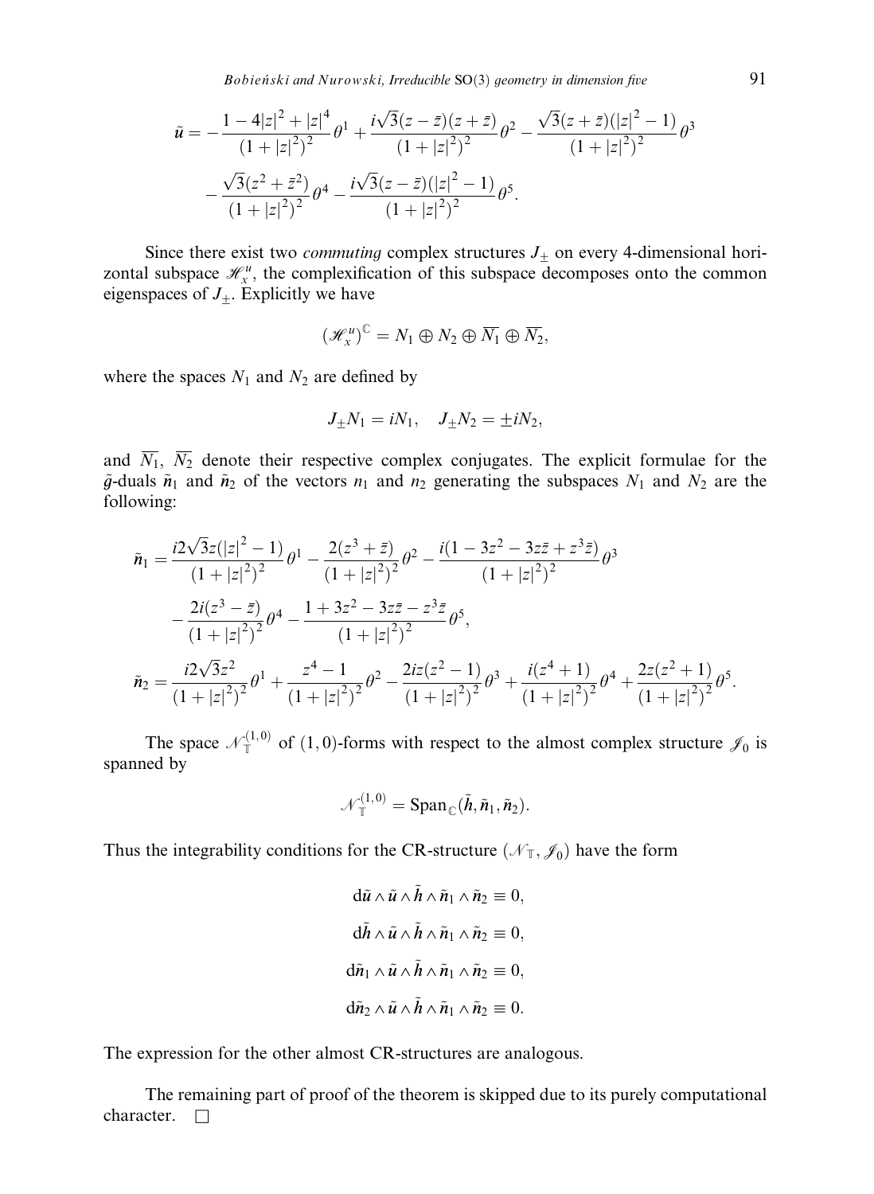$$\tilde{u} = -\frac{1-4|z|^2+|z|^4}{(1+|z|^2)^2}\theta^1 + \frac{i\sqrt{3}(z-\bar{z})(z+\bar{z})}{(1+|z|^2)^2}\theta^2 - \frac{\sqrt{3}(z+\bar{z})(|z|^2-1)}{(1+|z|^2)^2}\theta^3$$
$$- \frac{\sqrt{3}(z^2+\bar{z}^2)}{(1+|z|^2)^2}\theta^4 - \frac{i\sqrt{3}(z-\bar{z})(|z|^2-1)}{(1+|z|^2)^2}\theta^5.$$

Since there exist two *commuting* complex structures $J_\pm$ on every 4-dimensional horizontal subspace $\mathscr{H}^u_x$, the complexification of this subspace decomposes onto the common eigenspaces of $J_\pm$. Explicitly we have

$$(\mathscr{H}^u_x)^{\mathbb{C}} = N_1 \oplus N_2 \oplus \overline{N_1} \oplus \overline{N_2},$$

where the spaces $N_1$ and $N_2$ are defined by

$$J_\pm N_1 = iN_1, \quad J_\pm N_2 = \pm iN_2,$$

and $\overline{N_1}$, $\overline{N_2}$ denote their respective complex conjugates. The explicit formulae for the $\tilde{g}$-duals $\tilde{n}_1$ and $\tilde{n}_2$ of the vectors $n_1$ and $n_2$ generating the subspaces $N_1$ and $N_2$ are the following:

$$\tilde{n}_1 = \frac{i2\sqrt{3}z(|z|^2-1)}{(1+|z|^2)^2}\theta^1 - \frac{2(z^3+\bar{z})}{(1+|z|^2)^2}\theta^2 - \frac{i(1-3z^2-3z\bar{z}+z^3\bar{z})}{(1+|z|^2)^2}\theta^3$$
$$- \frac{2i(z^3-\bar{z})}{(1+|z|^2)^2}\theta^4 - \frac{1+3z^2-3z\bar{z}-z^3\bar{z}}{(1+|z|^2)^2}\theta^5,$$

$$\tilde{n}_2 = \frac{i2\sqrt{3}z^2}{(1+|z|^2)^2}\theta^1 + \frac{z^4-1}{(1+|z|^2)^2}\theta^2 - \frac{2iz(z^2-1)}{(1+|z|^2)^2}\theta^3 + \frac{i(z^4+1)}{(1+|z|^2)^2}\theta^4 + \frac{2z(z^2+1)}{(1+|z|^2)^2}\theta^5.$$

The space $\mathscr{N}^{(1,0)}_{\mathbb{T}}$ of $(1,0)$-forms with respect to the almost complex structure $\mathscr{J}_0$ is spanned by

$$\mathscr{N}^{(1,0)}_{\mathbb{T}} = \mathrm{Span}_{\mathbb{C}}(\tilde{h}, \tilde{n}_1, \tilde{n}_2).$$

Thus the integrability conditions for the CR-structure $(\mathscr{N}_{\mathbb{T}}, \mathscr{J}_0)$ have the form

$$\mathrm{d}\tilde{u} \wedge \tilde{u} \wedge \tilde{h} \wedge \tilde{n}_1 \wedge \tilde{n}_2 \equiv 0,$$

$$\mathrm{d}\tilde{h} \wedge \tilde{u} \wedge \tilde{h} \wedge \tilde{n}_1 \wedge \tilde{n}_2 \equiv 0,$$

$$\mathrm{d}\tilde{n}_1 \wedge \tilde{u} \wedge \tilde{h} \wedge \tilde{n}_1 \wedge \tilde{n}_2 \equiv 0,$$

$$\mathrm{d}\tilde{n}_2 \wedge \tilde{u} \wedge \tilde{h} \wedge \tilde{n}_1 \wedge \tilde{n}_2 \equiv 0.$$

The expression for the other almost CR-structures are analogous.

The remaining part of proof of the theorem is skipped due to its purely computational character. □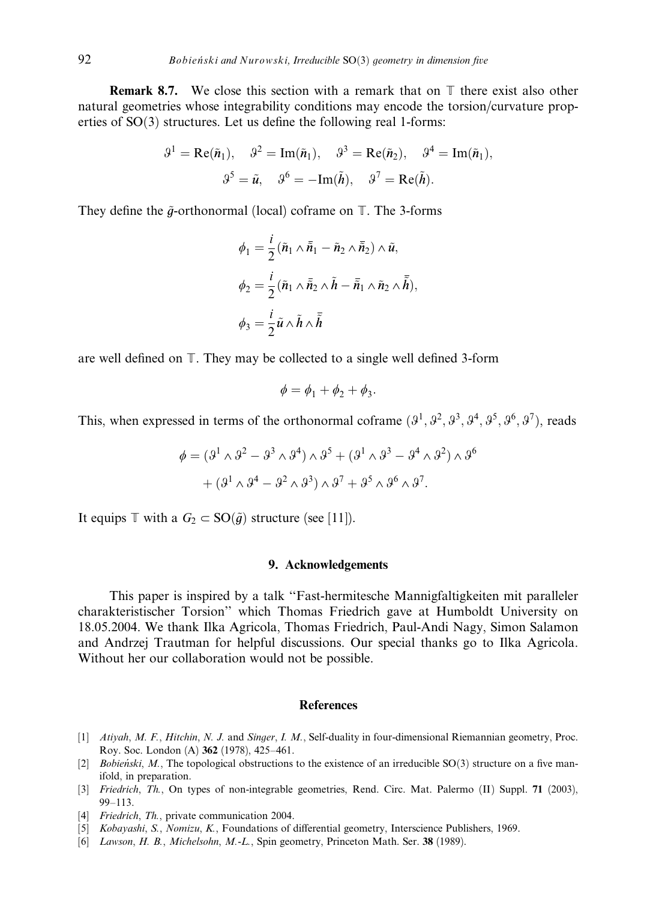**Remark 8.7.** We close this section with a remark that on $\mathbb{T}$ there exist also other natural geometries whose integrability conditions may encode the torsion/curvature properties of SO(3) structures. Let us define the following real 1-forms:

$$\vartheta^1 = \mathrm{Re}(\tilde{n}_1), \quad \vartheta^2 = \mathrm{Im}(\tilde{n}_1), \quad \vartheta^3 = \mathrm{Re}(\tilde{n}_2), \quad \vartheta^4 = \mathrm{Im}(\tilde{n}_1),$$
$$\vartheta^5 = \tilde{u}, \quad \vartheta^6 = -\mathrm{Im}(\tilde{h}), \quad \vartheta^7 = \mathrm{Re}(\tilde{h}).$$

They define the $\tilde{g}$-orthonormal (local) coframe on $\mathbb{T}$. The 3-forms

$$\phi_1 = \frac{i}{2}(\tilde{n}_1 \wedge \bar{\tilde{n}}_1 - \tilde{n}_2 \wedge \bar{\tilde{n}}_2) \wedge \tilde{u},$$
$$\phi_2 = \frac{i}{2}(\tilde{n}_1 \wedge \bar{\tilde{n}}_2 \wedge \tilde{h} - \bar{\tilde{n}}_1 \wedge \tilde{n}_2 \wedge \bar{\tilde{h}}),$$
$$\phi_3 = \frac{i}{2}\tilde{u} \wedge \tilde{h} \wedge \bar{\tilde{h}}$$

are well defined on $\mathbb{T}$. They may be collected to a single well defined 3-form

$$\phi = \phi_1 + \phi_2 + \phi_3.$$

This, when expressed in terms of the orthonormal coframe $(\vartheta^1, \vartheta^2, \vartheta^3, \vartheta^4, \vartheta^5, \vartheta^6, \vartheta^7)$, reads

$$\phi = (\vartheta^1 \wedge \vartheta^2 - \vartheta^3 \wedge \vartheta^4) \wedge \vartheta^5 + (\vartheta^1 \wedge \vartheta^3 - \vartheta^4 \wedge \vartheta^2) \wedge \vartheta^6$$
$$+ (\vartheta^1 \wedge \vartheta^4 - \vartheta^2 \wedge \vartheta^3) \wedge \vartheta^7 + \vartheta^5 \wedge \vartheta^6 \wedge \vartheta^7.$$

It equips $\mathbb{T}$ with a $G_2 \subset \mathrm{SO}(\tilde{g})$ structure (see [11]).

## 9. Acknowledgements

This paper is inspired by a talk "Fast-hermitesche Mannigfaltigkeiten mit paralleler charakteristischer Torsion" which Thomas Friedrich gave at Humboldt University on 18.05.2004. We thank Ilka Agricola, Thomas Friedrich, Paul-Andi Nagy, Simon Salamon and Andrzej Trautman for helpful discussions. Our special thanks go to Ilka Agricola. Without her our collaboration would not be possible.

## References

[1] *Atiyah, M. F., Hitchin, N. J.* and *Singer, I. M.*, Self-duality in four-dimensional Riemannian geometry, Proc. Roy. Soc. London (A) **362** (1978), 425–461.

[2] *Bobieński, M.*, The topological obstructions to the existence of an irreducible SO(3) structure on a five manifold, in preparation.

[3] *Friedrich, Th.*, On types of non-integrable geometries, Rend. Circ. Mat. Palermo (II) Suppl. **71** (2003), 99–113.

[4] *Friedrich, Th.*, private communication 2004.

[5] *Kobayashi, S., Nomizu, K.*, Foundations of differential geometry, Interscience Publishers, 1969.

[6] *Lawson, H. B., Michelsohn, M.-L.*, Spin geometry, Princeton Math. Ser. **38** (1989).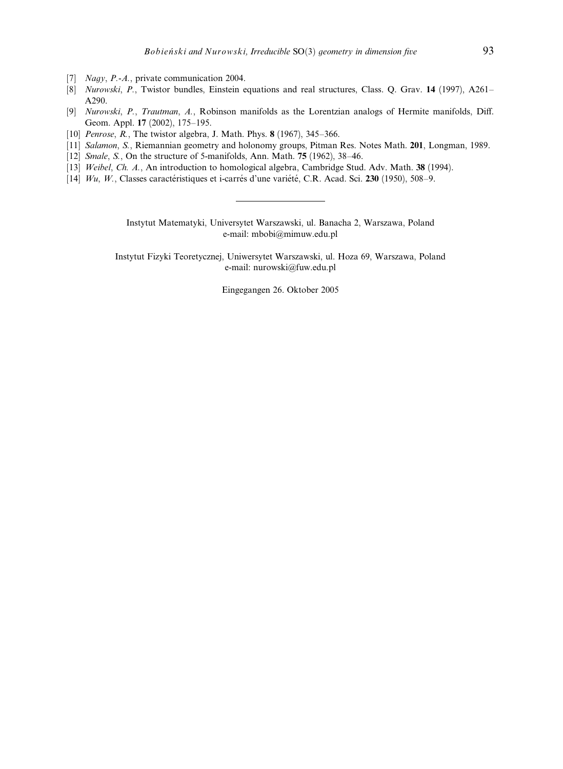[7] *Nagy*, *P.-A.*, private communication 2004.

[8] *Nurowski*, *P.*, Twistor bundles, Einstein equations and real structures, Class. Q. Grav. **14** (1997), A261–A290.

[9] *Nurowski*, *P.*, *Trautman*, *A.*, Robinson manifolds as the Lorentzian analogs of Hermite manifolds, Diff. Geom. Appl. **17** (2002), 175–195.

[10] *Penrose*, *R.*, The twistor algebra, J. Math. Phys. **8** (1967), 345–366.

[11] *Salamon*, *S.*, Riemannian geometry and holonomy groups, Pitman Res. Notes Math. **201**, Longman, 1989.

[12] *Smale*, *S.*, On the structure of 5-manifolds, Ann. Math. **75** (1962), 38–46.

[13] *Weibel*, *Ch. A.*, An introduction to homological algebra, Cambridge Stud. Adv. Math. **38** (1994).

[14] *Wu*, *W.*, Classes caractéristiques et i-carrés d'une variété, C.R. Acad. Sci. **230** (1950), 508–9.

---

Instytut Matematyki, Uniwersytet Warszawski, ul. Banacha 2, Warszawa, Poland
e-mail: mbobi@mimuw.edu.pl

Instytut Fizyki Teoretycznej, Uniwersytet Warszawski, ul. Hoza 69, Warszawa, Poland
e-mail: nurowski@fuw.edu.pl

Eingegangen 26. Oktober 2005